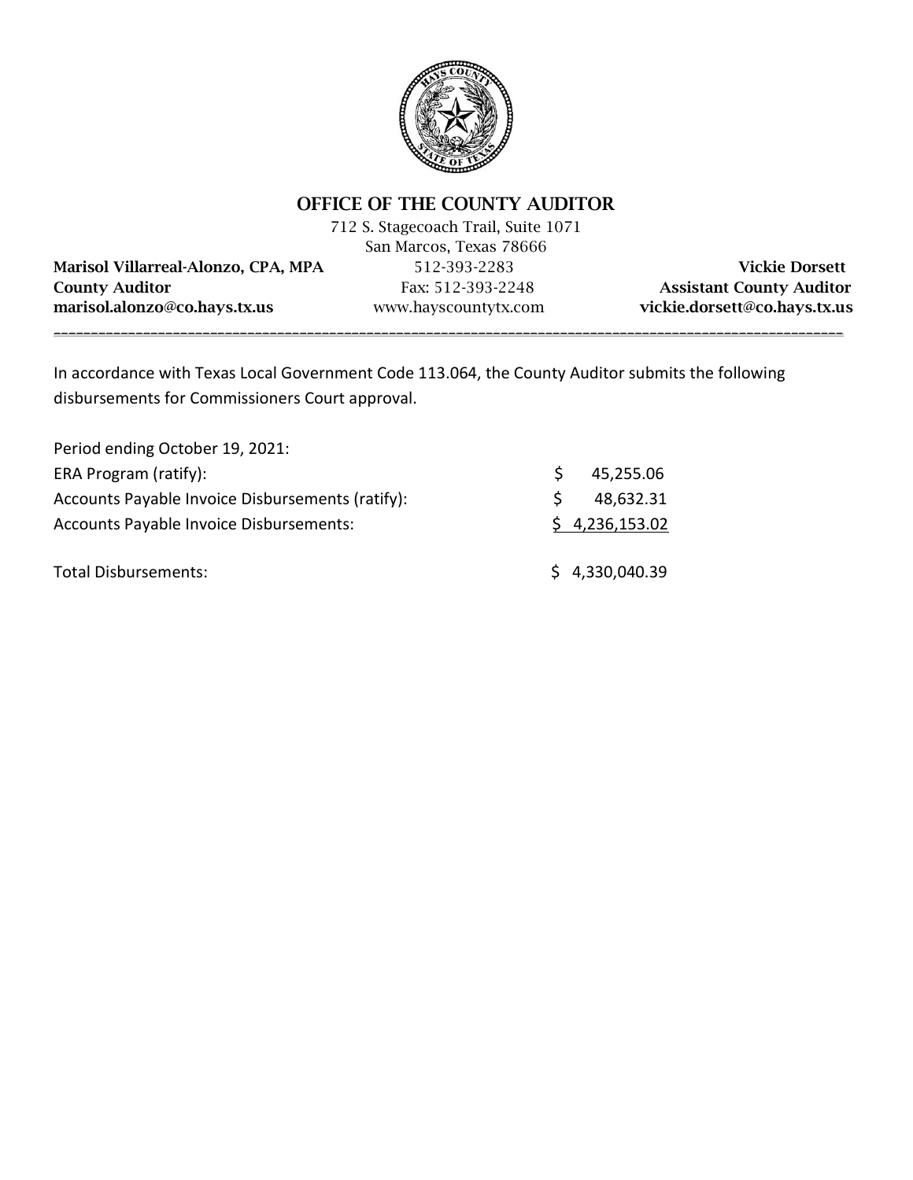# OFFICE OF THE COUNTY AUDITOR

712 S. Stagecoach Trail, Suite 1071
San Marcos, Texas 78666

| | | |
|---|---|---|
| **Marisol Villarreal-Alonzo, CPA, MPA** | 512-393-2283 | **Vickie Dorsett** |
| **County Auditor** | Fax: 512-393-2248 | **Assistant County Auditor** |
| **marisol.alonzo@co.hays.tx.us** | www.hayscountytx.com | **vickie.dorsett@co.hays.tx.us** |

---

In accordance with Texas Local Government Code 113.064, the County Auditor submits the following disbursements for Commissioners Court approval.

| Period ending October 19, 2021: | |
|---|---|
| ERA Program (ratify): | $ 45,255.06 |
| Accounts Payable Invoice Disbursements (ratify): | $ 48,632.31 |
| Accounts Payable Invoice Disbursements: | $ 4,236,153.02 |
| | |
| Total Disbursements: | $ 4,330,040.39 |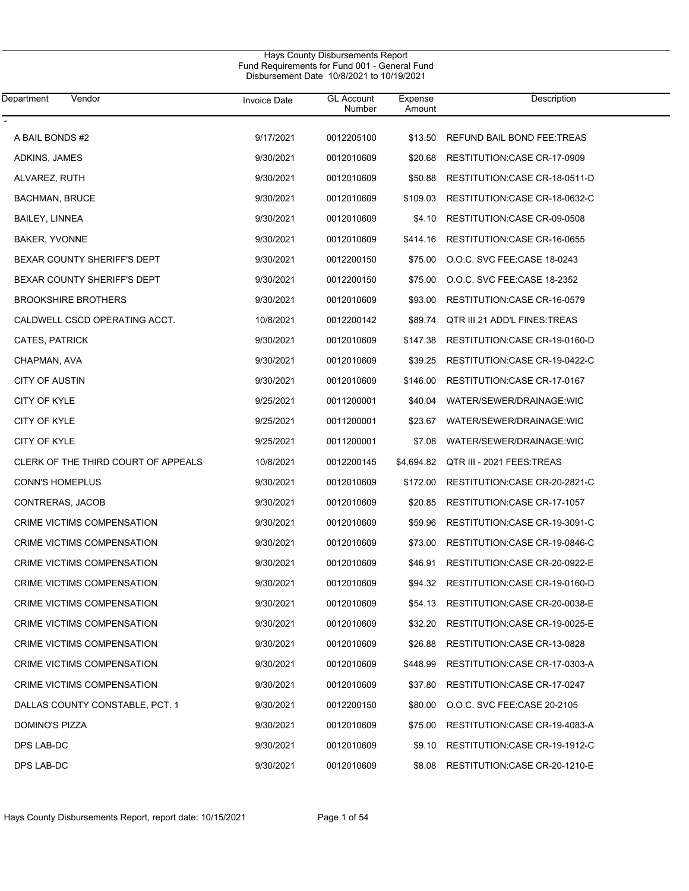# Hays County Disbursements Report

## Fund Requirements for Fund 001 - General Fund

### Disbursement Date 10/8/2021 to 10/19/2021

| Department | Vendor | Invoice Date | GL Account Number | Expense Amount | Description |
|---|---|---|---|---|---|
| - | | | | | |
| | A BAIL BONDS #2 | 9/17/2021 | 0012205100 | $13.50 | REFUND BAIL BOND FEE:TREAS |
| | ADKINS, JAMES | 9/30/2021 | 0012010609 | $20.68 | RESTITUTION:CASE CR-17-0909 |
| | ALVAREZ, RUTH | 9/30/2021 | 0012010609 | $50.88 | RESTITUTION:CASE CR-18-0511-D |
| | BACHMAN, BRUCE | 9/30/2021 | 0012010609 | $109.03 | RESTITUTION:CASE CR-18-0632-C |
| | BAILEY, LINNEA | 9/30/2021 | 0012010609 | $4.10 | RESTITUTION:CASE CR-09-0508 |
| | BAKER, YVONNE | 9/30/2021 | 0012010609 | $414.16 | RESTITUTION:CASE CR-16-0655 |
| | BEXAR COUNTY SHERIFF'S DEPT | 9/30/2021 | 0012200150 | $75.00 | O.O.C. SVC FEE:CASE 18-0243 |
| | BEXAR COUNTY SHERIFF'S DEPT | 9/30/2021 | 0012200150 | $75.00 | O.O.C. SVC FEE:CASE 18-2352 |
| | BROOKSHIRE BROTHERS | 9/30/2021 | 0012010609 | $93.00 | RESTITUTION:CASE CR-16-0579 |
| | CALDWELL CSCD OPERATING ACCT. | 10/8/2021 | 0012200142 | $89.74 | QTR III 21 ADD'L FINES:TREAS |
| | CATES, PATRICK | 9/30/2021 | 0012010609 | $147.38 | RESTITUTION:CASE CR-19-0160-D |
| | CHAPMAN, AVA | 9/30/2021 | 0012010609 | $39.25 | RESTITUTION:CASE CR-19-0422-C |
| | CITY OF AUSTIN | 9/30/2021 | 0012010609 | $146.00 | RESTITUTION:CASE CR-17-0167 |
| | CITY OF KYLE | 9/25/2021 | 0011200001 | $40.04 | WATER/SEWER/DRAINAGE:WIC |
| | CITY OF KYLE | 9/25/2021 | 0011200001 | $23.67 | WATER/SEWER/DRAINAGE:WIC |
| | CITY OF KYLE | 9/25/2021 | 0011200001 | $7.08 | WATER/SEWER/DRAINAGE:WIC |
| | CLERK OF THE THIRD COURT OF APPEALS | 10/8/2021 | 0012200145 | $4,694.82 | QTR III - 2021 FEES:TREAS |
| | CONN'S HOMEPLUS | 9/30/2021 | 0012010609 | $172.00 | RESTITUTION:CASE CR-20-2821-C |
| | CONTRERAS, JACOB | 9/30/2021 | 0012010609 | $20.85 | RESTITUTION:CASE CR-17-1057 |
| | CRIME VICTIMS COMPENSATION | 9/30/2021 | 0012010609 | $59.96 | RESTITUTION:CASE CR-19-3091-C |
| | CRIME VICTIMS COMPENSATION | 9/30/2021 | 0012010609 | $73.00 | RESTITUTION:CASE CR-19-0846-C |
| | CRIME VICTIMS COMPENSATION | 9/30/2021 | 0012010609 | $46.91 | RESTITUTION:CASE CR-20-0922-E |
| | CRIME VICTIMS COMPENSATION | 9/30/2021 | 0012010609 | $94.32 | RESTITUTION:CASE CR-19-0160-D |
| | CRIME VICTIMS COMPENSATION | 9/30/2021 | 0012010609 | $54.13 | RESTITUTION:CASE CR-20-0038-E |
| | CRIME VICTIMS COMPENSATION | 9/30/2021 | 0012010609 | $32.20 | RESTITUTION:CASE CR-19-0025-E |
| | CRIME VICTIMS COMPENSATION | 9/30/2021 | 0012010609 | $26.88 | RESTITUTION:CASE CR-13-0828 |
| | CRIME VICTIMS COMPENSATION | 9/30/2021 | 0012010609 | $448.99 | RESTITUTION:CASE CR-17-0303-A |
| | CRIME VICTIMS COMPENSATION | 9/30/2021 | 0012010609 | $37.80 | RESTITUTION:CASE CR-17-0247 |
| | DALLAS COUNTY CONSTABLE, PCT. 1 | 9/30/2021 | 0012200150 | $80.00 | O.O.C. SVC FEE:CASE 20-2105 |
| | DOMINO'S PIZZA | 9/30/2021 | 0012010609 | $75.00 | RESTITUTION:CASE CR-19-4083-A |
| | DPS LAB-DC | 9/30/2021 | 0012010609 | $9.10 | RESTITUTION:CASE CR-19-1912-C |
| | DPS LAB-DC | 9/30/2021 | 0012010609 | $8.08 | RESTITUTION:CASE CR-20-1210-E |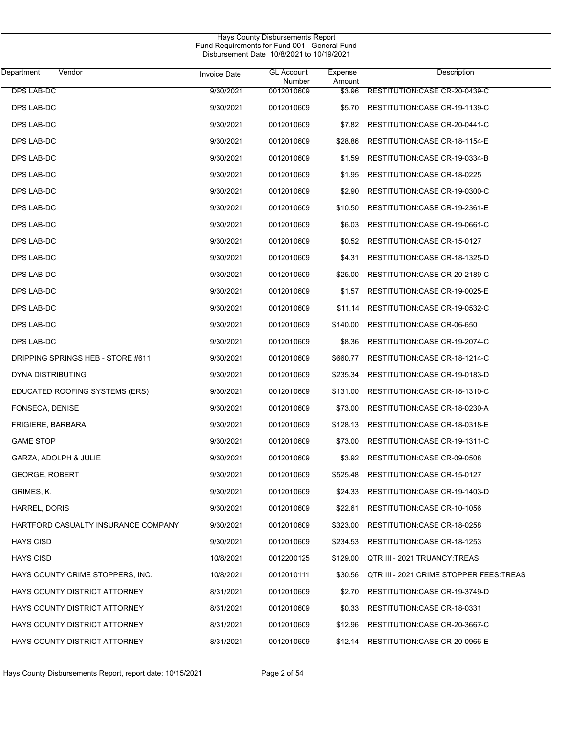Hays County Disbursements Report
Fund Requirements for Fund 001 - General Fund
Disbursement Date 10/8/2021 to 10/19/2021

| Department Vendor | Invoice Date | GL Account Number | Expense Amount | Description |
|---|---|---|---|---|
| DPS LAB-DC | 9/30/2021 | 0012010609 | $3.96 | RESTITUTION:CASE CR-20-0439-C |
| DPS LAB-DC | 9/30/2021 | 0012010609 | $5.70 | RESTITUTION:CASE CR-19-1139-C |
| DPS LAB-DC | 9/30/2021 | 0012010609 | $7.82 | RESTITUTION:CASE CR-20-0441-C |
| DPS LAB-DC | 9/30/2021 | 0012010609 | $28.86 | RESTITUTION:CASE CR-18-1154-E |
| DPS LAB-DC | 9/30/2021 | 0012010609 | $1.59 | RESTITUTION:CASE CR-19-0334-B |
| DPS LAB-DC | 9/30/2021 | 0012010609 | $1.95 | RESTITUTION:CASE CR-18-0225 |
| DPS LAB-DC | 9/30/2021 | 0012010609 | $2.90 | RESTITUTION:CASE CR-19-0300-C |
| DPS LAB-DC | 9/30/2021 | 0012010609 | $10.50 | RESTITUTION:CASE CR-19-2361-E |
| DPS LAB-DC | 9/30/2021 | 0012010609 | $6.03 | RESTITUTION:CASE CR-19-0661-C |
| DPS LAB-DC | 9/30/2021 | 0012010609 | $0.52 | RESTITUTION:CASE CR-15-0127 |
| DPS LAB-DC | 9/30/2021 | 0012010609 | $4.31 | RESTITUTION:CASE CR-18-1325-D |
| DPS LAB-DC | 9/30/2021 | 0012010609 | $25.00 | RESTITUTION:CASE CR-20-2189-C |
| DPS LAB-DC | 9/30/2021 | 0012010609 | $1.57 | RESTITUTION:CASE CR-19-0025-E |
| DPS LAB-DC | 9/30/2021 | 0012010609 | $11.14 | RESTITUTION:CASE CR-19-0532-C |
| DPS LAB-DC | 9/30/2021 | 0012010609 | $140.00 | RESTITUTION:CASE CR-06-650 |
| DPS LAB-DC | 9/30/2021 | 0012010609 | $8.36 | RESTITUTION:CASE CR-19-2074-C |
| DRIPPING SPRINGS HEB - STORE #611 | 9/30/2021 | 0012010609 | $660.77 | RESTITUTION:CASE CR-18-1214-C |
| DYNA DISTRIBUTING | 9/30/2021 | 0012010609 | $235.34 | RESTITUTION:CASE CR-19-0183-D |
| EDUCATED ROOFING SYSTEMS (ERS) | 9/30/2021 | 0012010609 | $131.00 | RESTITUTION:CASE CR-18-1310-C |
| FONSECA, DENISE | 9/30/2021 | 0012010609 | $73.00 | RESTITUTION:CASE CR-18-0230-A |
| FRIGIERE, BARBARA | 9/30/2021 | 0012010609 | $128.13 | RESTITUTION:CASE CR-18-0318-E |
| GAME STOP | 9/30/2021 | 0012010609 | $73.00 | RESTITUTION:CASE CR-19-1311-C |
| GARZA, ADOLPH & JULIE | 9/30/2021 | 0012010609 | $3.92 | RESTITUTION:CASE CR-09-0508 |
| GEORGE, ROBERT | 9/30/2021 | 0012010609 | $525.48 | RESTITUTION:CASE CR-15-0127 |
| GRIMES, K. | 9/30/2021 | 0012010609 | $24.33 | RESTITUTION:CASE CR-19-1403-D |
| HARREL, DORIS | 9/30/2021 | 0012010609 | $22.61 | RESTITUTION:CASE CR-10-1056 |
| HARTFORD CASUALTY INSURANCE COMPANY | 9/30/2021 | 0012010609 | $323.00 | RESTITUTION:CASE CR-18-0258 |
| HAYS CISD | 9/30/2021 | 0012010609 | $234.53 | RESTITUTION:CASE CR-18-1253 |
| HAYS CISD | 10/8/2021 | 0012200125 | $129.00 | QTR III - 2021 TRUANCY:TREAS |
| HAYS COUNTY CRIME STOPPERS, INC. | 10/8/2021 | 0012010111 | $30.56 | QTR III - 2021 CRIME STOPPER FEES:TREAS |
| HAYS COUNTY DISTRICT ATTORNEY | 8/31/2021 | 0012010609 | $2.70 | RESTITUTION:CASE CR-19-3749-D |
| HAYS COUNTY DISTRICT ATTORNEY | 8/31/2021 | 0012010609 | $0.33 | RESTITUTION:CASE CR-18-0331 |
| HAYS COUNTY DISTRICT ATTORNEY | 8/31/2021 | 0012010609 | $12.96 | RESTITUTION:CASE CR-20-3667-C |
| HAYS COUNTY DISTRICT ATTORNEY | 8/31/2021 | 0012010609 | $12.14 | RESTITUTION:CASE CR-20-0966-E |

Hays County Disbursements Report, report date: 10/15/2021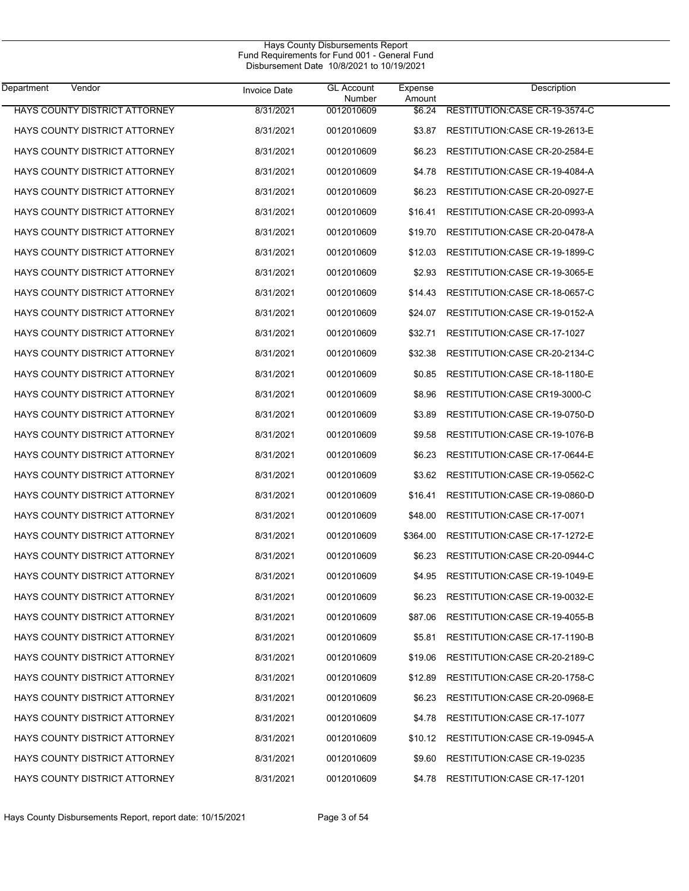Hays County Disbursements Report
Fund Requirements for Fund 001 - General Fund
Disbursement Date 10/8/2021 to 10/19/2021

| Department | Vendor | Invoice Date | GL Account Number | Expense Amount | Description |
|---|---|---|---|---|---|
| | HAYS COUNTY DISTRICT ATTORNEY | 8/31/2021 | 0012010609 | $6.24 | RESTITUTION:CASE CR-19-3574-C |
| | HAYS COUNTY DISTRICT ATTORNEY | 8/31/2021 | 0012010609 | $3.87 | RESTITUTION:CASE CR-19-2613-E |
| | HAYS COUNTY DISTRICT ATTORNEY | 8/31/2021 | 0012010609 | $6.23 | RESTITUTION:CASE CR-20-2584-E |
| | HAYS COUNTY DISTRICT ATTORNEY | 8/31/2021 | 0012010609 | $4.78 | RESTITUTION:CASE CR-19-4084-A |
| | HAYS COUNTY DISTRICT ATTORNEY | 8/31/2021 | 0012010609 | $6.23 | RESTITUTION:CASE CR-20-0927-E |
| | HAYS COUNTY DISTRICT ATTORNEY | 8/31/2021 | 0012010609 | $16.41 | RESTITUTION:CASE CR-20-0993-A |
| | HAYS COUNTY DISTRICT ATTORNEY | 8/31/2021 | 0012010609 | $19.70 | RESTITUTION:CASE CR-20-0478-A |
| | HAYS COUNTY DISTRICT ATTORNEY | 8/31/2021 | 0012010609 | $12.03 | RESTITUTION:CASE CR-19-1899-C |
| | HAYS COUNTY DISTRICT ATTORNEY | 8/31/2021 | 0012010609 | $2.93 | RESTITUTION:CASE CR-19-3065-E |
| | HAYS COUNTY DISTRICT ATTORNEY | 8/31/2021 | 0012010609 | $14.43 | RESTITUTION:CASE CR-18-0657-C |
| | HAYS COUNTY DISTRICT ATTORNEY | 8/31/2021 | 0012010609 | $24.07 | RESTITUTION:CASE CR-19-0152-A |
| | HAYS COUNTY DISTRICT ATTORNEY | 8/31/2021 | 0012010609 | $32.71 | RESTITUTION:CASE CR-17-1027 |
| | HAYS COUNTY DISTRICT ATTORNEY | 8/31/2021 | 0012010609 | $32.38 | RESTITUTION:CASE CR-20-2134-C |
| | HAYS COUNTY DISTRICT ATTORNEY | 8/31/2021 | 0012010609 | $0.85 | RESTITUTION:CASE CR-18-1180-E |
| | HAYS COUNTY DISTRICT ATTORNEY | 8/31/2021 | 0012010609 | $8.96 | RESTITUTION:CASE CR19-3000-C |
| | HAYS COUNTY DISTRICT ATTORNEY | 8/31/2021 | 0012010609 | $3.89 | RESTITUTION:CASE CR-19-0750-D |
| | HAYS COUNTY DISTRICT ATTORNEY | 8/31/2021 | 0012010609 | $9.58 | RESTITUTION:CASE CR-19-1076-B |
| | HAYS COUNTY DISTRICT ATTORNEY | 8/31/2021 | 0012010609 | $6.23 | RESTITUTION:CASE CR-17-0644-E |
| | HAYS COUNTY DISTRICT ATTORNEY | 8/31/2021 | 0012010609 | $3.62 | RESTITUTION:CASE CR-19-0562-C |
| | HAYS COUNTY DISTRICT ATTORNEY | 8/31/2021 | 0012010609 | $16.41 | RESTITUTION:CASE CR-19-0860-D |
| | HAYS COUNTY DISTRICT ATTORNEY | 8/31/2021 | 0012010609 | $48.00 | RESTITUTION:CASE CR-17-0071 |
| | HAYS COUNTY DISTRICT ATTORNEY | 8/31/2021 | 0012010609 | $364.00 | RESTITUTION:CASE CR-17-1272-E |
| | HAYS COUNTY DISTRICT ATTORNEY | 8/31/2021 | 0012010609 | $6.23 | RESTITUTION:CASE CR-20-0944-C |
| | HAYS COUNTY DISTRICT ATTORNEY | 8/31/2021 | 0012010609 | $4.95 | RESTITUTION:CASE CR-19-1049-E |
| | HAYS COUNTY DISTRICT ATTORNEY | 8/31/2021 | 0012010609 | $6.23 | RESTITUTION:CASE CR-19-0032-E |
| | HAYS COUNTY DISTRICT ATTORNEY | 8/31/2021 | 0012010609 | $87.06 | RESTITUTION:CASE CR-19-4055-B |
| | HAYS COUNTY DISTRICT ATTORNEY | 8/31/2021 | 0012010609 | $5.81 | RESTITUTION:CASE CR-17-1190-B |
| | HAYS COUNTY DISTRICT ATTORNEY | 8/31/2021 | 0012010609 | $19.06 | RESTITUTION:CASE CR-20-2189-C |
| | HAYS COUNTY DISTRICT ATTORNEY | 8/31/2021 | 0012010609 | $12.89 | RESTITUTION:CASE CR-20-1758-C |
| | HAYS COUNTY DISTRICT ATTORNEY | 8/31/2021 | 0012010609 | $6.23 | RESTITUTION:CASE CR-20-0968-E |
| | HAYS COUNTY DISTRICT ATTORNEY | 8/31/2021 | 0012010609 | $4.78 | RESTITUTION:CASE CR-17-1077 |
| | HAYS COUNTY DISTRICT ATTORNEY | 8/31/2021 | 0012010609 | $10.12 | RESTITUTION:CASE CR-19-0945-A |
| | HAYS COUNTY DISTRICT ATTORNEY | 8/31/2021 | 0012010609 | $9.60 | RESTITUTION:CASE CR-19-0235 |
| | HAYS COUNTY DISTRICT ATTORNEY | 8/31/2021 | 0012010609 | $4.78 | RESTITUTION:CASE CR-17-1201 |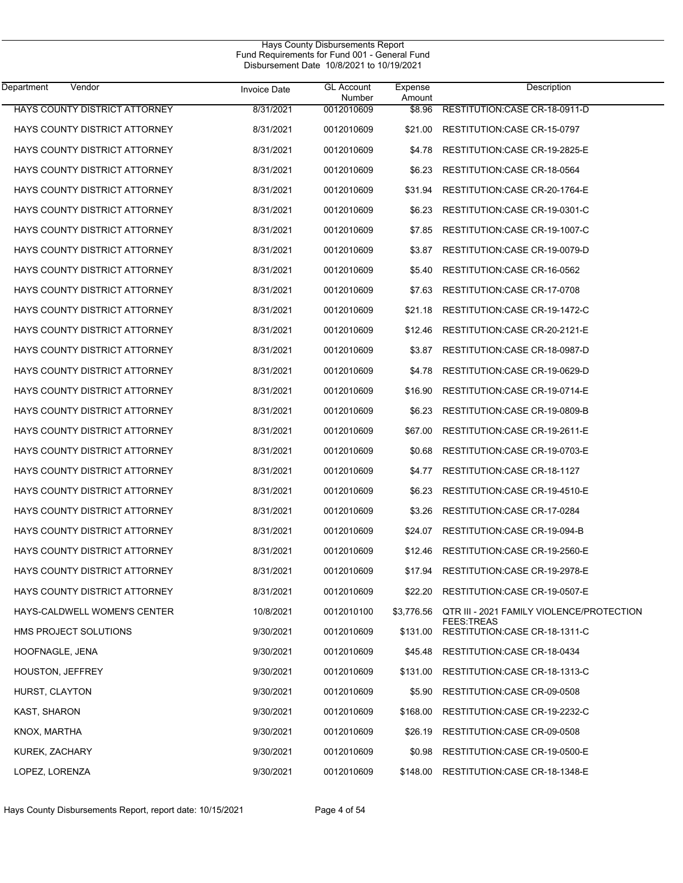Hays County Disbursements Report
Fund Requirements for Fund 001 - General Fund
Disbursement Date 10/8/2021 to 10/19/2021

| Department | Vendor | Invoice Date | GL Account Number | Expense Amount | Description |
|---|---|---|---|---|---|
| | HAYS COUNTY DISTRICT ATTORNEY | 8/31/2021 | 0012010609 | $8.96 | RESTITUTION:CASE CR-18-0911-D |
| | HAYS COUNTY DISTRICT ATTORNEY | 8/31/2021 | 0012010609 | $21.00 | RESTITUTION:CASE CR-15-0797 |
| | HAYS COUNTY DISTRICT ATTORNEY | 8/31/2021 | 0012010609 | $4.78 | RESTITUTION:CASE CR-19-2825-E |
| | HAYS COUNTY DISTRICT ATTORNEY | 8/31/2021 | 0012010609 | $6.23 | RESTITUTION:CASE CR-18-0564 |
| | HAYS COUNTY DISTRICT ATTORNEY | 8/31/2021 | 0012010609 | $31.94 | RESTITUTION:CASE CR-20-1764-E |
| | HAYS COUNTY DISTRICT ATTORNEY | 8/31/2021 | 0012010609 | $6.23 | RESTITUTION:CASE CR-19-0301-C |
| | HAYS COUNTY DISTRICT ATTORNEY | 8/31/2021 | 0012010609 | $7.85 | RESTITUTION:CASE CR-19-1007-C |
| | HAYS COUNTY DISTRICT ATTORNEY | 8/31/2021 | 0012010609 | $3.87 | RESTITUTION:CASE CR-19-0079-D |
| | HAYS COUNTY DISTRICT ATTORNEY | 8/31/2021 | 0012010609 | $5.40 | RESTITUTION:CASE CR-16-0562 |
| | HAYS COUNTY DISTRICT ATTORNEY | 8/31/2021 | 0012010609 | $7.63 | RESTITUTION:CASE CR-17-0708 |
| | HAYS COUNTY DISTRICT ATTORNEY | 8/31/2021 | 0012010609 | $21.18 | RESTITUTION:CASE CR-19-1472-C |
| | HAYS COUNTY DISTRICT ATTORNEY | 8/31/2021 | 0012010609 | $12.46 | RESTITUTION:CASE CR-20-2121-E |
| | HAYS COUNTY DISTRICT ATTORNEY | 8/31/2021 | 0012010609 | $3.87 | RESTITUTION:CASE CR-18-0987-D |
| | HAYS COUNTY DISTRICT ATTORNEY | 8/31/2021 | 0012010609 | $4.78 | RESTITUTION:CASE CR-19-0629-D |
| | HAYS COUNTY DISTRICT ATTORNEY | 8/31/2021 | 0012010609 | $16.90 | RESTITUTION:CASE CR-19-0714-E |
| | HAYS COUNTY DISTRICT ATTORNEY | 8/31/2021 | 0012010609 | $6.23 | RESTITUTION:CASE CR-19-0809-B |
| | HAYS COUNTY DISTRICT ATTORNEY | 8/31/2021 | 0012010609 | $67.00 | RESTITUTION:CASE CR-19-2611-E |
| | HAYS COUNTY DISTRICT ATTORNEY | 8/31/2021 | 0012010609 | $0.68 | RESTITUTION:CASE CR-19-0703-E |
| | HAYS COUNTY DISTRICT ATTORNEY | 8/31/2021 | 0012010609 | $4.77 | RESTITUTION:CASE CR-18-1127 |
| | HAYS COUNTY DISTRICT ATTORNEY | 8/31/2021 | 0012010609 | $6.23 | RESTITUTION:CASE CR-19-4510-E |
| | HAYS COUNTY DISTRICT ATTORNEY | 8/31/2021 | 0012010609 | $3.26 | RESTITUTION:CASE CR-17-0284 |
| | HAYS COUNTY DISTRICT ATTORNEY | 8/31/2021 | 0012010609 | $24.07 | RESTITUTION:CASE CR-19-094-B |
| | HAYS COUNTY DISTRICT ATTORNEY | 8/31/2021 | 0012010609 | $12.46 | RESTITUTION:CASE CR-19-2560-E |
| | HAYS COUNTY DISTRICT ATTORNEY | 8/31/2021 | 0012010609 | $17.94 | RESTITUTION:CASE CR-19-2978-E |
| | HAYS COUNTY DISTRICT ATTORNEY | 8/31/2021 | 0012010609 | $22.20 | RESTITUTION:CASE CR-19-0507-E |
| | HAYS-CALDWELL WOMEN'S CENTER | 10/8/2021 | 0012010100 | $3,776.56 | QTR III - 2021 FAMILY VIOLENCE/PROTECTION FEES:TREAS |
| | HMS PROJECT SOLUTIONS | 9/30/2021 | 0012010609 | $131.00 | RESTITUTION:CASE CR-18-1311-C |
| | HOOFNAGLE, JENA | 9/30/2021 | 0012010609 | $45.48 | RESTITUTION:CASE CR-18-0434 |
| | HOUSTON, JEFFREY | 9/30/2021 | 0012010609 | $131.00 | RESTITUTION:CASE CR-18-1313-C |
| | HURST, CLAYTON | 9/30/2021 | 0012010609 | $5.90 | RESTITUTION:CASE CR-09-0508 |
| | KAST, SHARON | 9/30/2021 | 0012010609 | $168.00 | RESTITUTION:CASE CR-19-2232-C |
| | KNOX, MARTHA | 9/30/2021 | 0012010609 | $26.19 | RESTITUTION:CASE CR-09-0508 |
| | KUREK, ZACHARY | 9/30/2021 | 0012010609 | $0.98 | RESTITUTION:CASE CR-19-0500-E |
| | LOPEZ, LORENZA | 9/30/2021 | 0012010609 | $148.00 | RESTITUTION:CASE CR-18-1348-E |

Hays County Disbursements Report, report date: 10/15/2021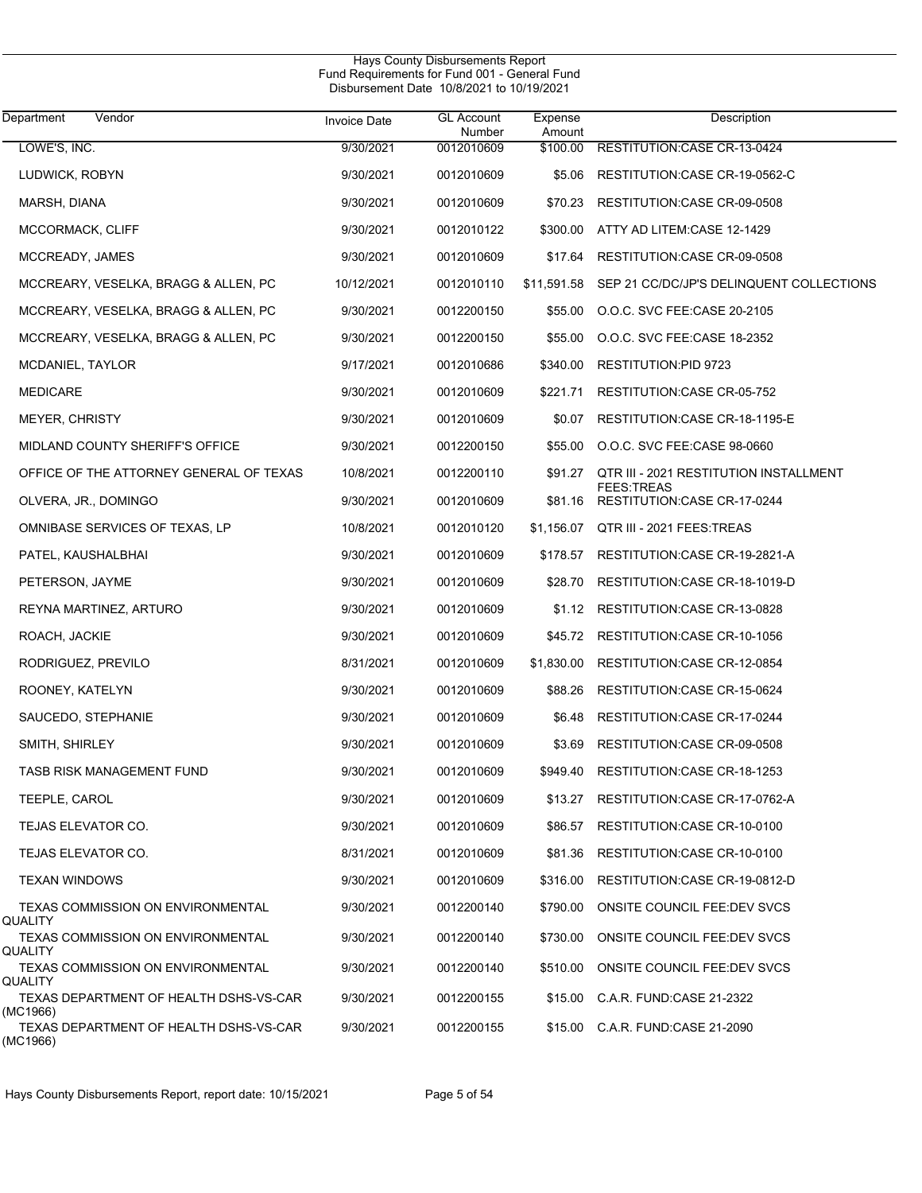Hays County Disbursements Report
Fund Requirements for Fund 001 - General Fund
Disbursement Date 10/8/2021 to 10/19/2021

| Department Vendor | Invoice Date | GL Account Number | Expense Amount | Description |
|---|---|---|---|---|
| LOWE'S, INC. | 9/30/2021 | 0012010609 | $100.00 | RESTITUTION:CASE CR-13-0424 |
| LUDWICK, ROBYN | 9/30/2021 | 0012010609 | $5.06 | RESTITUTION:CASE CR-19-0562-C |
| MARSH, DIANA | 9/30/2021 | 0012010609 | $70.23 | RESTITUTION:CASE CR-09-0508 |
| MCCORMACK, CLIFF | 9/30/2021 | 0012010122 | $300.00 | ATTY AD LITEM:CASE 12-1429 |
| MCCREADY, JAMES | 9/30/2021 | 0012010609 | $17.64 | RESTITUTION:CASE CR-09-0508 |
| MCCREARY, VESELKA, BRAGG & ALLEN, PC | 10/12/2021 | 0012010110 | $11,591.58 | SEP 21 CC/DC/JP'S DELINQUENT COLLECTIONS |
| MCCREARY, VESELKA, BRAGG & ALLEN, PC | 9/30/2021 | 0012200150 | $55.00 | O.O.C. SVC FEE:CASE 20-2105 |
| MCCREARY, VESELKA, BRAGG & ALLEN, PC | 9/30/2021 | 0012200150 | $55.00 | O.O.C. SVC FEE:CASE 18-2352 |
| MCDANIEL, TAYLOR | 9/17/2021 | 0012010686 | $340.00 | RESTITUTION:PID 9723 |
| MEDICARE | 9/30/2021 | 0012010609 | $221.71 | RESTITUTION:CASE CR-05-752 |
| MEYER, CHRISTY | 9/30/2021 | 0012010609 | $0.07 | RESTITUTION:CASE CR-18-1195-E |
| MIDLAND COUNTY SHERIFF'S OFFICE | 9/30/2021 | 0012200150 | $55.00 | O.O.C. SVC FEE:CASE 98-0660 |
| OFFICE OF THE ATTORNEY GENERAL OF TEXAS | 10/8/2021 | 0012200110 | $91.27 | QTR III - 2021 RESTITUTION INSTALLMENT FEES:TREAS |
| OLVERA, JR., DOMINGO | 9/30/2021 | 0012010609 | $81.16 | RESTITUTION:CASE CR-17-0244 |
| OMNIBASE SERVICES OF TEXAS, LP | 10/8/2021 | 0012010120 | $1,156.07 | QTR III - 2021 FEES:TREAS |
| PATEL, KAUSHALBHAI | 9/30/2021 | 0012010609 | $178.57 | RESTITUTION:CASE CR-19-2821-A |
| PETERSON, JAYME | 9/30/2021 | 0012010609 | $28.70 | RESTITUTION:CASE CR-18-1019-D |
| REYNA MARTINEZ, ARTURO | 9/30/2021 | 0012010609 | $1.12 | RESTITUTION:CASE CR-13-0828 |
| ROACH, JACKIE | 9/30/2021 | 0012010609 | $45.72 | RESTITUTION:CASE CR-10-1056 |
| RODRIGUEZ, PREVILO | 8/31/2021 | 0012010609 | $1,830.00 | RESTITUTION:CASE CR-12-0854 |
| ROONEY, KATELYN | 9/30/2021 | 0012010609 | $88.26 | RESTITUTION:CASE CR-15-0624 |
| SAUCEDO, STEPHANIE | 9/30/2021 | 0012010609 | $6.48 | RESTITUTION:CASE CR-17-0244 |
| SMITH, SHIRLEY | 9/30/2021 | 0012010609 | $3.69 | RESTITUTION:CASE CR-09-0508 |
| TASB RISK MANAGEMENT FUND | 9/30/2021 | 0012010609 | $949.40 | RESTITUTION:CASE CR-18-1253 |
| TEEPLE, CAROL | 9/30/2021 | 0012010609 | $13.27 | RESTITUTION:CASE CR-17-0762-A |
| TEJAS ELEVATOR CO. | 9/30/2021 | 0012010609 | $86.57 | RESTITUTION:CASE CR-10-0100 |
| TEJAS ELEVATOR CO. | 8/31/2021 | 0012010609 | $81.36 | RESTITUTION:CASE CR-10-0100 |
| TEXAN WINDOWS | 9/30/2021 | 0012010609 | $316.00 | RESTITUTION:CASE CR-19-0812-D |
| TEXAS COMMISSION ON ENVIRONMENTAL QUALITY | 9/30/2021 | 0012200140 | $790.00 | ONSITE COUNCIL FEE:DEV SVCS |
| TEXAS COMMISSION ON ENVIRONMENTAL QUALITY | 9/30/2021 | 0012200140 | $730.00 | ONSITE COUNCIL FEE:DEV SVCS |
| TEXAS COMMISSION ON ENVIRONMENTAL QUALITY | 9/30/2021 | 0012200140 | $510.00 | ONSITE COUNCIL FEE:DEV SVCS |
| TEXAS DEPARTMENT OF HEALTH DSHS-VS-CAR (MC1966) | 9/30/2021 | 0012200155 | $15.00 | C.A.R. FUND:CASE 21-2322 |
| TEXAS DEPARTMENT OF HEALTH DSHS-VS-CAR (MC1966) | 9/30/2021 | 0012200155 | $15.00 | C.A.R. FUND:CASE 21-2090 |

Hays County Disbursements Report, report date: 10/15/2021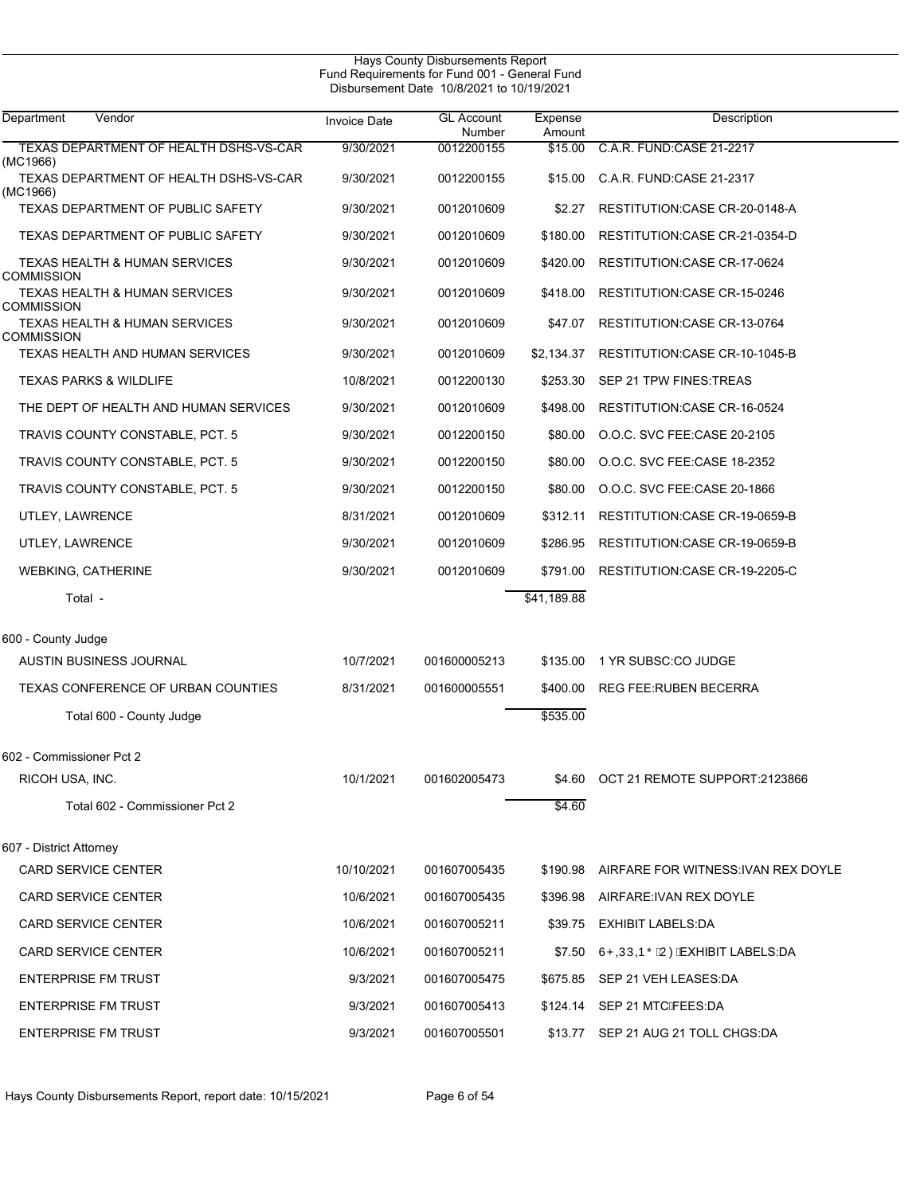Hays County Disbursements Report
Fund Requirements for Fund 001 - General Fund
Disbursement Date 10/8/2021 to 10/19/2021

| Department | Vendor | Invoice Date | GL Account Number | Expense Amount | Description |
|---|---|---|---|---|---|
| | TEXAS DEPARTMENT OF HEALTH DSHS-VS-CAR (MC1966) | 9/30/2021 | 0012200155 | $15.00 | C.A.R. FUND:CASE 21-2217 |
| | TEXAS DEPARTMENT OF HEALTH DSHS-VS-CAR (MC1966) | 9/30/2021 | 0012200155 | $15.00 | C.A.R. FUND:CASE 21-2317 |
| | TEXAS DEPARTMENT OF PUBLIC SAFETY | 9/30/2021 | 0012010609 | $2.27 | RESTITUTION:CASE CR-20-0148-A |
| | TEXAS DEPARTMENT OF PUBLIC SAFETY | 9/30/2021 | 0012010609 | $180.00 | RESTITUTION:CASE CR-21-0354-D |
| | TEXAS HEALTH & HUMAN SERVICES COMMISSION | 9/30/2021 | 0012010609 | $420.00 | RESTITUTION:CASE CR-17-0624 |
| | TEXAS HEALTH & HUMAN SERVICES COMMISSION | 9/30/2021 | 0012010609 | $418.00 | RESTITUTION:CASE CR-15-0246 |
| | TEXAS HEALTH & HUMAN SERVICES COMMISSION | 9/30/2021 | 0012010609 | $47.07 | RESTITUTION:CASE CR-13-0764 |
| | TEXAS HEALTH AND HUMAN SERVICES | 9/30/2021 | 0012010609 | $2,134.37 | RESTITUTION:CASE CR-10-1045-B |
| | TEXAS PARKS & WILDLIFE | 10/8/2021 | 0012200130 | $253.30 | SEP 21 TPW FINES:TREAS |
| | THE DEPT OF HEALTH AND HUMAN SERVICES | 9/30/2021 | 0012010609 | $498.00 | RESTITUTION:CASE CR-16-0524 |
| | TRAVIS COUNTY CONSTABLE, PCT. 5 | 9/30/2021 | 0012200150 | $80.00 | O.O.C. SVC FEE:CASE 20-2105 |
| | TRAVIS COUNTY CONSTABLE, PCT. 5 | 9/30/2021 | 0012200150 | $80.00 | O.O.C. SVC FEE:CASE 18-2352 |
| | TRAVIS COUNTY CONSTABLE, PCT. 5 | 9/30/2021 | 0012200150 | $80.00 | O.O.C. SVC FEE:CASE 20-1866 |
| | UTLEY, LAWRENCE | 8/31/2021 | 0012010609 | $312.11 | RESTITUTION:CASE CR-19-0659-B |
| | UTLEY, LAWRENCE | 9/30/2021 | 0012010609 | $286.95 | RESTITUTION:CASE CR-19-0659-B |
| | WEBKING, CATHERINE | 9/30/2021 | 0012010609 | $791.00 | RESTITUTION:CASE CR-19-2205-C |
| | Total - | | | $41,189.88 | |
| 600 - County Judge | | | | | |
| | AUSTIN BUSINESS JOURNAL | 10/7/2021 | 001600005213 | $135.00 | 1 YR SUBSC:CO JUDGE |
| | TEXAS CONFERENCE OF URBAN COUNTIES | 8/31/2021 | 001600005551 | $400.00 | REG FEE:RUBEN BECERRA |
| | Total 600 - County Judge | | | $535.00 | |
| 602 - Commissioner Pct 2 | | | | | |
| | RICOH USA, INC. | 10/1/2021 | 001602005473 | $4.60 | OCT 21 REMOTE SUPPORT:2123866 |
| | Total 602 - Commissioner Pct 2 | | | $4.60 | |
| 607 - District Attorney | | | | | |
| | CARD SERVICE CENTER | 10/10/2021 | 001607005435 | $190.98 | AIRFARE FOR WITNESS:IVAN REX DOYLE |
| | CARD SERVICE CENTER | 10/6/2021 | 001607005435 | $396.98 | AIRFARE:IVAN REX DOYLE |
| | CARD SERVICE CENTER | 10/6/2021 | 001607005211 | $39.75 | EXHIBIT LABELS:DA |
| | CARD SERVICE CENTER | 10/6/2021 | 001607005211 | $7.50 | 6+,33,1* 2) EXHIBIT LABELS:DA |
| | ENTERPRISE FM TRUST | 9/3/2021 | 001607005475 | $675.85 | SEP 21 VEH LEASES:DA |
| | ENTERPRISE FM TRUST | 9/3/2021 | 001607005413 | $124.14 | SEP 21 MTC FEES:DA |
| | ENTERPRISE FM TRUST | 9/3/2021 | 001607005501 | $13.77 | SEP 21 AUG 21 TOLL CHGS:DA |

Hays County Disbursements Report, report date: 10/15/2021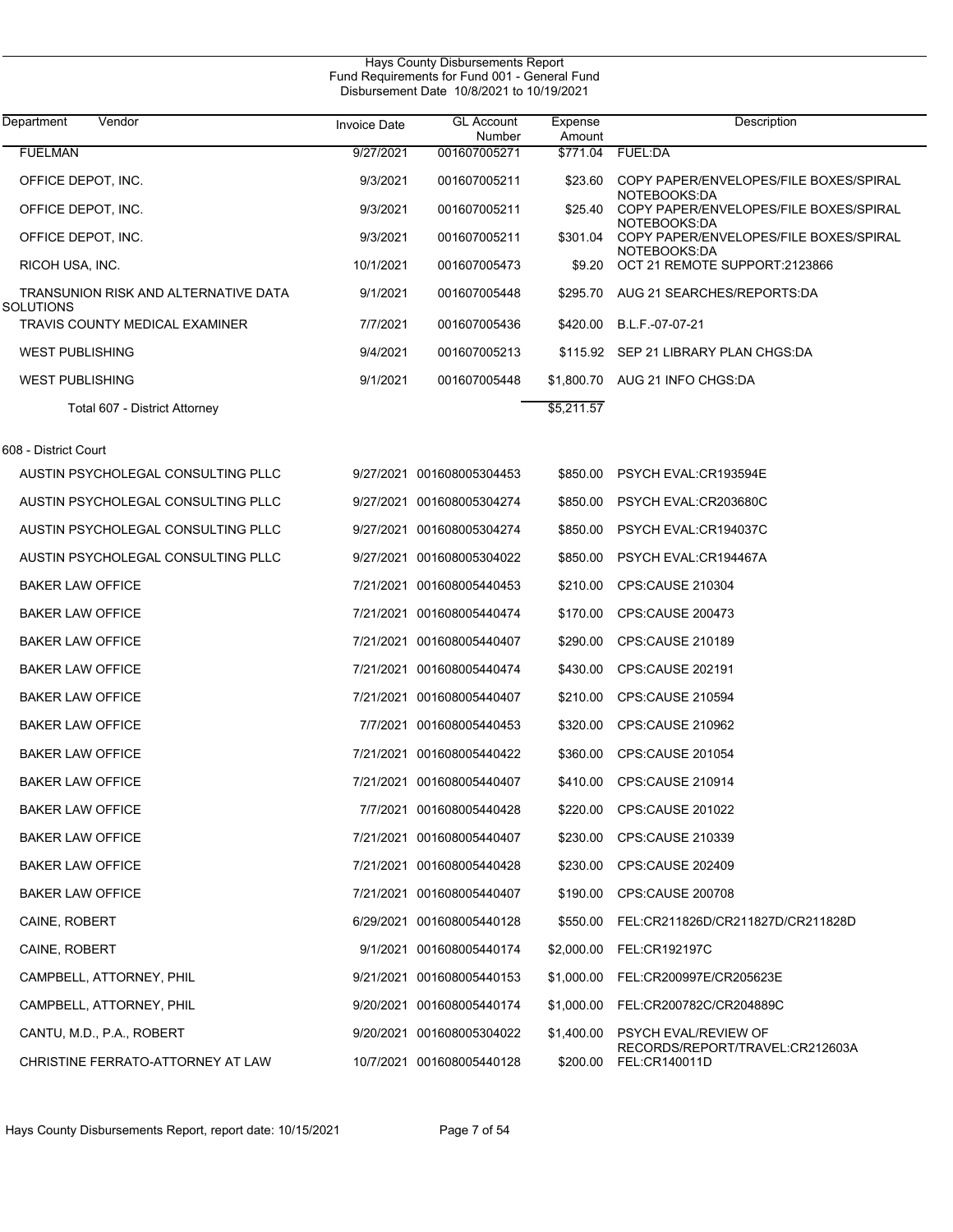Hays County Disbursements Report
Fund Requirements for Fund 001 - General Fund
Disbursement Date 10/8/2021 to 10/19/2021

| Department Vendor | Invoice Date | GL Account Number | Expense Amount | Description |
|---|---|---|---|---|
| FUELMAN | 9/27/2021 | 001607005271 | $771.04 | FUEL:DA |
| OFFICE DEPOT, INC. | 9/3/2021 | 001607005211 | $23.60 | COPY PAPER/ENVELOPES/FILE BOXES/SPIRAL NOTEBOOKS:DA |
| OFFICE DEPOT, INC. | 9/3/2021 | 001607005211 | $25.40 | COPY PAPER/ENVELOPES/FILE BOXES/SPIRAL NOTEBOOKS:DA |
| OFFICE DEPOT, INC. | 9/3/2021 | 001607005211 | $301.04 | COPY PAPER/ENVELOPES/FILE BOXES/SPIRAL NOTEBOOKS:DA |
| RICOH USA, INC. | 10/1/2021 | 001607005473 | $9.20 | OCT 21 REMOTE SUPPORT:2123866 |
| TRANSUNION RISK AND ALTERNATIVE DATA SOLUTIONS | 9/1/2021 | 001607005448 | $295.70 | AUG 21 SEARCHES/REPORTS:DA |
| TRAVIS COUNTY MEDICAL EXAMINER | 7/7/2021 | 001607005436 | $420.00 | B.L.F.-07-07-21 |
| WEST PUBLISHING | 9/4/2021 | 001607005213 | $115.92 | SEP 21 LIBRARY PLAN CHGS:DA |
| WEST PUBLISHING | 9/1/2021 | 001607005448 | $1,800.70 | AUG 21 INFO CHGS:DA |
| Total 607 - District Attorney | | | $5,211.57 | |
| 608 - District Court | | | | |
| AUSTIN PSYCHOLEGAL CONSULTING PLLC | 9/27/2021 | 001608005304453 | $850.00 | PSYCH EVAL:CR193594E |
| AUSTIN PSYCHOLEGAL CONSULTING PLLC | 9/27/2021 | 001608005304274 | $850.00 | PSYCH EVAL:CR203680C |
| AUSTIN PSYCHOLEGAL CONSULTING PLLC | 9/27/2021 | 001608005304274 | $850.00 | PSYCH EVAL:CR194037C |
| AUSTIN PSYCHOLEGAL CONSULTING PLLC | 9/27/2021 | 001608005304022 | $850.00 | PSYCH EVAL:CR194467A |
| BAKER LAW OFFICE | 7/21/2021 | 001608005440453 | $210.00 | CPS:CAUSE 210304 |
| BAKER LAW OFFICE | 7/21/2021 | 001608005440474 | $170.00 | CPS:CAUSE 200473 |
| BAKER LAW OFFICE | 7/21/2021 | 001608005440407 | $290.00 | CPS:CAUSE 210189 |
| BAKER LAW OFFICE | 7/21/2021 | 001608005440474 | $430.00 | CPS:CAUSE 202191 |
| BAKER LAW OFFICE | 7/21/2021 | 001608005440407 | $210.00 | CPS:CAUSE 210594 |
| BAKER LAW OFFICE | 7/7/2021 | 001608005440453 | $320.00 | CPS:CAUSE 210962 |
| BAKER LAW OFFICE | 7/21/2021 | 001608005440422 | $360.00 | CPS:CAUSE 201054 |
| BAKER LAW OFFICE | 7/21/2021 | 001608005440407 | $410.00 | CPS:CAUSE 210914 |
| BAKER LAW OFFICE | 7/7/2021 | 001608005440428 | $220.00 | CPS:CAUSE 201022 |
| BAKER LAW OFFICE | 7/21/2021 | 001608005440407 | $230.00 | CPS:CAUSE 210339 |
| BAKER LAW OFFICE | 7/21/2021 | 001608005440428 | $230.00 | CPS:CAUSE 202409 |
| BAKER LAW OFFICE | 7/21/2021 | 001608005440407 | $190.00 | CPS:CAUSE 200708 |
| CAINE, ROBERT | 6/29/2021 | 001608005440128 | $550.00 | FEL:CR211826D/CR211827D/CR211828D |
| CAINE, ROBERT | 9/1/2021 | 001608005440174 | $2,000.00 | FEL:CR192197C |
| CAMPBELL, ATTORNEY, PHIL | 9/21/2021 | 001608005440153 | $1,000.00 | FEL:CR200997E/CR205623E |
| CAMPBELL, ATTORNEY, PHIL | 9/20/2021 | 001608005440174 | $1,000.00 | FEL:CR200782C/CR204889C |
| CANTU, M.D., P.A., ROBERT | 9/20/2021 | 001608005304022 | $1,400.00 | PSYCH EVAL/REVIEW OF RECORDS/REPORT/TRAVEL:CR212603A |
| CHRISTINE FERRATO-ATTORNEY AT LAW | 10/7/2021 | 001608005440128 | $200.00 | FEL:CR140011D |

Hays County Disbursements Report, report date: 10/15/2021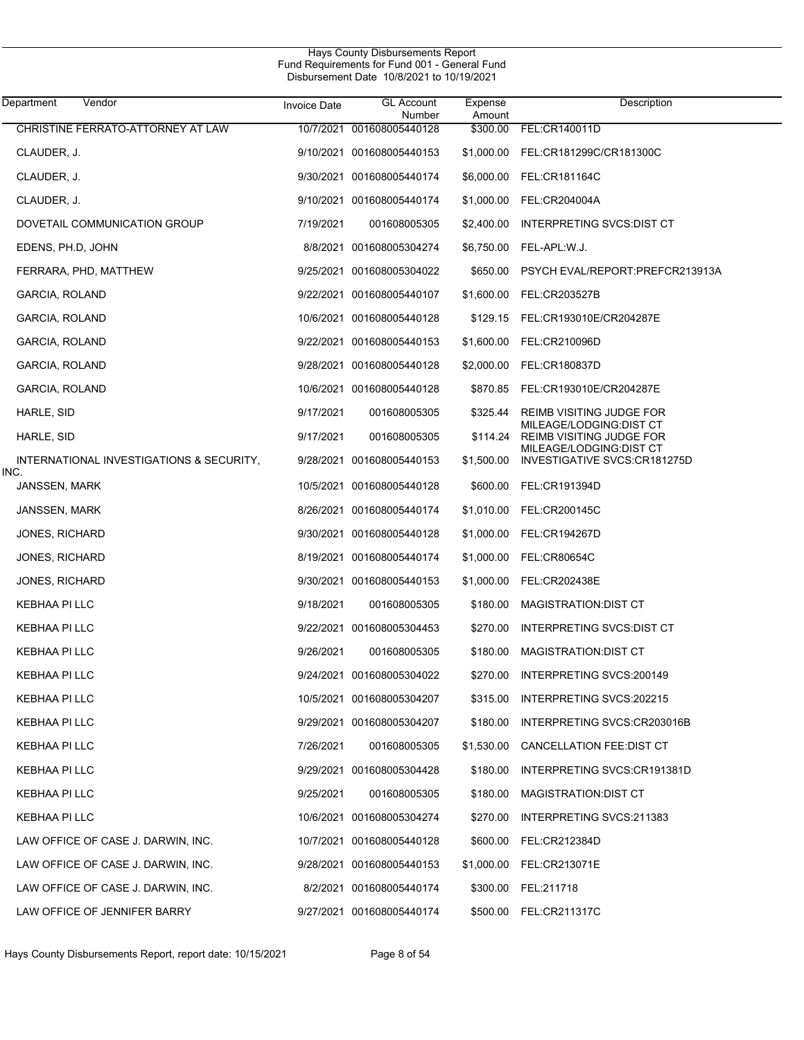Hays County Disbursements Report
Fund Requirements for Fund 001 - General Fund
Disbursement Date 10/8/2021 to 10/19/2021

| Department | Vendor | Invoice Date | GL Account Number | Expense Amount | Description |
|---|---|---|---|---|---|
| | CHRISTINE FERRATO-ATTORNEY AT LAW | 10/7/2021 | 001608005440128 | $300.00 | FEL:CR140011D |
| | CLAUDER, J. | 9/10/2021 | 001608005440153 | $1,000.00 | FEL:CR181299C/CR181300C |
| | CLAUDER, J. | 9/30/2021 | 001608005440174 | $6,000.00 | FEL:CR181164C |
| | CLAUDER, J. | 9/10/2021 | 001608005440174 | $1,000.00 | FEL:CR204004A |
| | DOVETAIL COMMUNICATION GROUP | 7/19/2021 | 001608005305 | $2,400.00 | INTERPRETING SVCS:DIST CT |
| | EDENS, PH.D, JOHN | 8/8/2021 | 001608005304274 | $6,750.00 | FEL-APL:W.J. |
| | FERRARA, PHD, MATTHEW | 9/25/2021 | 001608005304022 | $650.00 | PSYCH EVAL/REPORT:PREFCR213913A |
| | GARCIA, ROLAND | 9/22/2021 | 001608005440107 | $1,600.00 | FEL:CR203527B |
| | GARCIA, ROLAND | 10/6/2021 | 001608005440128 | $129.15 | FEL:CR193010E/CR204287E |
| | GARCIA, ROLAND | 9/22/2021 | 001608005440153 | $1,600.00 | FEL:CR210096D |
| | GARCIA, ROLAND | 9/28/2021 | 001608005440128 | $2,000.00 | FEL:CR180837D |
| | GARCIA, ROLAND | 10/6/2021 | 001608005440128 | $870.85 | FEL:CR193010E/CR204287E |
| | HARLE, SID | 9/17/2021 | 001608005305 | $325.44 | REIMB VISITING JUDGE FOR MILEAGE/LODGING:DIST CT |
| | HARLE, SID | 9/17/2021 | 001608005305 | $114.24 | REIMB VISITING JUDGE FOR MILEAGE/LODGING:DIST CT |
| | INTERNATIONAL INVESTIGATIONS & SECURITY, INC. | 9/28/2021 | 001608005440153 | $1,500.00 | INVESTIGATIVE SVCS:CR181275D |
| | JANSSEN, MARK | 10/5/2021 | 001608005440128 | $600.00 | FEL:CR191394D |
| | JANSSEN, MARK | 8/26/2021 | 001608005440174 | $1,010.00 | FEL:CR200145C |
| | JONES, RICHARD | 9/30/2021 | 001608005440128 | $1,000.00 | FEL:CR194267D |
| | JONES, RICHARD | 8/19/2021 | 001608005440174 | $1,000.00 | FEL:CR80654C |
| | JONES, RICHARD | 9/30/2021 | 001608005440153 | $1,000.00 | FEL:CR202438E |
| | KEBHAA PI LLC | 9/18/2021 | 001608005305 | $180.00 | MAGISTRATION:DIST CT |
| | KEBHAA PI LLC | 9/22/2021 | 001608005304453 | $270.00 | INTERPRETING SVCS:DIST CT |
| | KEBHAA PI LLC | 9/26/2021 | 001608005305 | $180.00 | MAGISTRATION:DIST CT |
| | KEBHAA PI LLC | 9/24/2021 | 001608005304022 | $270.00 | INTERPRETING SVCS:200149 |
| | KEBHAA PI LLC | 10/5/2021 | 001608005304207 | $315.00 | INTERPRETING SVCS:202215 |
| | KEBHAA PI LLC | 9/29/2021 | 001608005304207 | $180.00 | INTERPRETING SVCS:CR203016B |
| | KEBHAA PI LLC | 7/26/2021 | 001608005305 | $1,530.00 | CANCELLATION FEE:DIST CT |
| | KEBHAA PI LLC | 9/29/2021 | 001608005304428 | $180.00 | INTERPRETING SVCS:CR191381D |
| | KEBHAA PI LLC | 9/25/2021 | 001608005305 | $180.00 | MAGISTRATION:DIST CT |
| | KEBHAA PI LLC | 10/6/2021 | 001608005304274 | $270.00 | INTERPRETING SVCS:211383 |
| | LAW OFFICE OF CASE J. DARWIN, INC. | 10/7/2021 | 001608005440128 | $600.00 | FEL:CR212384D |
| | LAW OFFICE OF CASE J. DARWIN, INC. | 9/28/2021 | 001608005440153 | $1,000.00 | FEL:CR213071E |
| | LAW OFFICE OF CASE J. DARWIN, INC. | 8/2/2021 | 001608005440174 | $300.00 | FEL:211718 |
| | LAW OFFICE OF JENNIFER BARRY | 9/27/2021 | 001608005440174 | $500.00 | FEL:CR211317C |

Hays County Disbursements Report, report date: 10/15/2021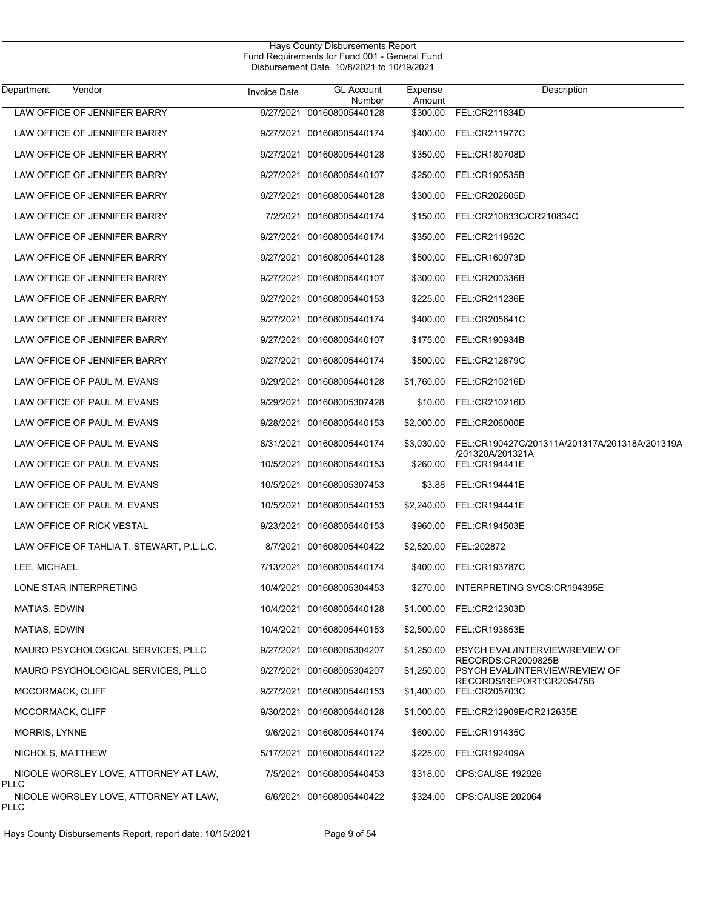Hays County Disbursements Report
Fund Requirements for Fund 001 - General Fund
Disbursement Date 10/8/2021 to 10/19/2021

| Department | Vendor | Invoice Date | GL Account Number | Expense Amount | Description |
|---|---|---|---|---|---|
| | LAW OFFICE OF JENNIFER BARRY | 9/27/2021 | 001608005440128 | $300.00 | FEL:CR211834D |
| | LAW OFFICE OF JENNIFER BARRY | 9/27/2021 | 001608005440174 | $400.00 | FEL:CR211977C |
| | LAW OFFICE OF JENNIFER BARRY | 9/27/2021 | 001608005440128 | $350.00 | FEL:CR180708D |
| | LAW OFFICE OF JENNIFER BARRY | 9/27/2021 | 001608005440107 | $250.00 | FEL:CR190535B |
| | LAW OFFICE OF JENNIFER BARRY | 9/27/2021 | 001608005440128 | $300.00 | FEL:CR202605D |
| | LAW OFFICE OF JENNIFER BARRY | 7/2/2021 | 001608005440174 | $150.00 | FEL:CR210833C/CR210834C |
| | LAW OFFICE OF JENNIFER BARRY | 9/27/2021 | 001608005440174 | $350.00 | FEL:CR211952C |
| | LAW OFFICE OF JENNIFER BARRY | 9/27/2021 | 001608005440128 | $500.00 | FEL:CR160973D |
| | LAW OFFICE OF JENNIFER BARRY | 9/27/2021 | 001608005440107 | $300.00 | FEL:CR200336B |
| | LAW OFFICE OF JENNIFER BARRY | 9/27/2021 | 001608005440153 | $225.00 | FEL:CR211236E |
| | LAW OFFICE OF JENNIFER BARRY | 9/27/2021 | 001608005440174 | $400.00 | FEL:CR205641C |
| | LAW OFFICE OF JENNIFER BARRY | 9/27/2021 | 001608005440107 | $175.00 | FEL:CR190934B |
| | LAW OFFICE OF JENNIFER BARRY | 9/27/2021 | 001608005440174 | $500.00 | FEL:CR212879C |
| | LAW OFFICE OF PAUL M. EVANS | 9/29/2021 | 001608005440128 | $1,760.00 | FEL:CR210216D |
| | LAW OFFICE OF PAUL M. EVANS | 9/29/2021 | 001608005307428 | $10.00 | FEL:CR210216D |
| | LAW OFFICE OF PAUL M. EVANS | 9/28/2021 | 001608005440153 | $2,000.00 | FEL:CR206000E |
| | LAW OFFICE OF PAUL M. EVANS | 8/31/2021 | 001608005440174 | $3,030.00 | FEL:CR190427C/201311A/201317A/201318A/201319A/201320A/201321A |
| | LAW OFFICE OF PAUL M. EVANS | 10/5/2021 | 001608005440153 | $260.00 | FEL:CR194441E |
| | LAW OFFICE OF PAUL M. EVANS | 10/5/2021 | 001608005307453 | $3.88 | FEL:CR194441E |
| | LAW OFFICE OF PAUL M. EVANS | 10/5/2021 | 001608005440153 | $2,240.00 | FEL:CR194441E |
| | LAW OFFICE OF RICK VESTAL | 9/23/2021 | 001608005440153 | $960.00 | FEL:CR194503E |
| | LAW OFFICE OF TAHLIA T. STEWART, P.L.L.C. | 8/7/2021 | 001608005440422 | $2,520.00 | FEL:202872 |
| | LEE, MICHAEL | 7/13/2021 | 001608005440174 | $400.00 | FEL:CR193787C |
| | LONE STAR INTERPRETING | 10/4/2021 | 001608005304453 | $270.00 | INTERPRETING SVCS:CR194395E |
| | MATIAS, EDWIN | 10/4/2021 | 001608005440128 | $1,000.00 | FEL:CR212303D |
| | MATIAS, EDWIN | 10/4/2021 | 001608005440153 | $2,500.00 | FEL:CR193853E |
| | MAURO PSYCHOLOGICAL SERVICES, PLLC | 9/27/2021 | 001608005304207 | $1,250.00 | PSYCH EVAL/INTERVIEW/REVIEW OF RECORDS:CR2009825B |
| | MAURO PSYCHOLOGICAL SERVICES, PLLC | 9/27/2021 | 001608005304207 | $1,250.00 | PSYCH EVAL/INTERVIEW/REVIEW OF RECORDS/REPORT:CR205475B |
| | MCCORMACK, CLIFF | 9/27/2021 | 001608005440153 | $1,400.00 | FEL:CR205703C |
| | MCCORMACK, CLIFF | 9/30/2021 | 001608005440128 | $1,000.00 | FEL:CR212909E/CR212635E |
| | MORRIS, LYNNE | 9/6/2021 | 001608005440174 | $600.00 | FEL:CR191435C |
| | NICHOLS, MATTHEW | 5/17/2021 | 001608005440122 | $225.00 | FEL:CR192409A |
| | NICOLE WORSLEY LOVE, ATTORNEY AT LAW, PLLC | 7/5/2021 | 001608005440453 | $318.00 | CPS:CAUSE 192926 |
| | NICOLE WORSLEY LOVE, ATTORNEY AT LAW, PLLC | 6/6/2021 | 001608005440422 | $324.00 | CPS:CAUSE 202064 |

Hays County Disbursements Report, report date: 10/15/2021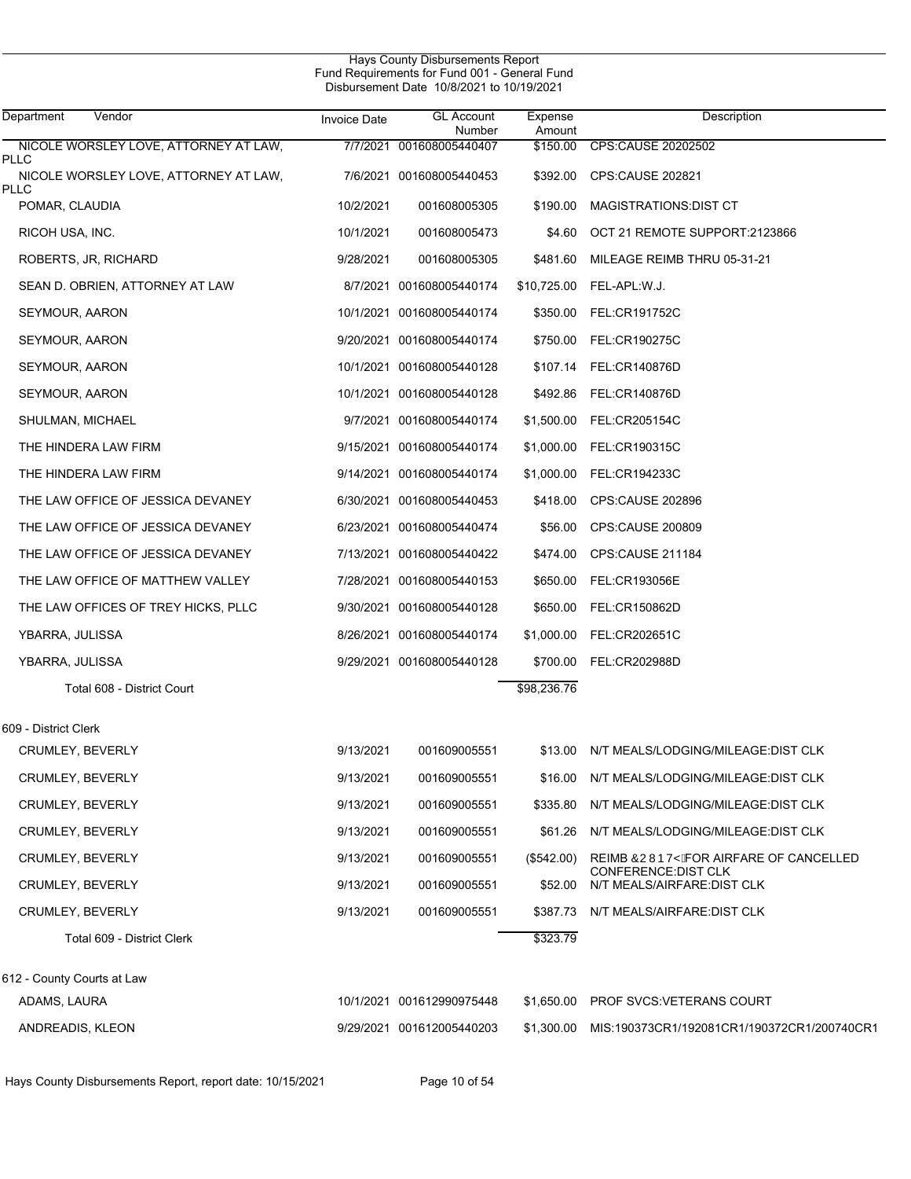Hays County Disbursements Report
Fund Requirements for Fund 001 - General Fund
Disbursement Date 10/8/2021 to 10/19/2021

| Department | Vendor | Invoice Date | GL Account Number | Expense Amount | Description |
|---|---|---|---|---|---|
| | NICOLE WORSLEY LOVE, ATTORNEY AT LAW, PLLC | 7/7/2021 | 001608005440407 | $150.00 | CPS:CAUSE 20202502 |
| | NICOLE WORSLEY LOVE, ATTORNEY AT LAW, PLLC | 7/6/2021 | 001608005440453 | $392.00 | CPS:CAUSE 202821 |
| | POMAR, CLAUDIA | 10/2/2021 | 001608005305 | $190.00 | MAGISTRATIONS:DIST CT |
| | RICOH USA, INC. | 10/1/2021 | 001608005473 | $4.60 | OCT 21 REMOTE SUPPORT:2123866 |
| | ROBERTS, JR, RICHARD | 9/28/2021 | 001608005305 | $481.60 | MILEAGE REIMB THRU 05-31-21 |
| | SEAN D. OBRIEN, ATTORNEY AT LAW | 8/7/2021 | 001608005440174 | $10,725.00 | FEL-APL:W.J. |
| | SEYMOUR, AARON | 10/1/2021 | 001608005440174 | $350.00 | FEL:CR191752C |
| | SEYMOUR, AARON | 9/20/2021 | 001608005440174 | $750.00 | FEL:CR190275C |
| | SEYMOUR, AARON | 10/1/2021 | 001608005440128 | $107.14 | FEL:CR140876D |
| | SEYMOUR, AARON | 10/1/2021 | 001608005440128 | $492.86 | FEL:CR140876D |
| | SHULMAN, MICHAEL | 9/7/2021 | 001608005440174 | $1,500.00 | FEL:CR205154C |
| | THE HINDERA LAW FIRM | 9/15/2021 | 001608005440174 | $1,000.00 | FEL:CR190315C |
| | THE HINDERA LAW FIRM | 9/14/2021 | 001608005440174 | $1,000.00 | FEL:CR194233C |
| | THE LAW OFFICE OF JESSICA DEVANEY | 6/30/2021 | 001608005440453 | $418.00 | CPS:CAUSE 202896 |
| | THE LAW OFFICE OF JESSICA DEVANEY | 6/23/2021 | 001608005440474 | $56.00 | CPS:CAUSE 200809 |
| | THE LAW OFFICE OF JESSICA DEVANEY | 7/13/2021 | 001608005440422 | $474.00 | CPS:CAUSE 211184 |
| | THE LAW OFFICE OF MATTHEW VALLEY | 7/28/2021 | 001608005440153 | $650.00 | FEL:CR193056E |
| | THE LAW OFFICES OF TREY HICKS, PLLC | 9/30/2021 | 001608005440128 | $650.00 | FEL:CR150862D |
| | YBARRA, JULISSA | 8/26/2021 | 001608005440174 | $1,000.00 | FEL:CR202651C |
| | YBARRA, JULISSA | 9/29/2021 | 001608005440128 | $700.00 | FEL:CR202988D |
| Total 608 - District Court | | | | $98,236.76 | |
| 609 - District Clerk | | | | | |
| | CRUMLEY, BEVERLY | 9/13/2021 | 001609005551 | $13.00 | N/T MEALS/LODGING/MILEAGE:DIST CLK |
| | CRUMLEY, BEVERLY | 9/13/2021 | 001609005551 | $16.00 | N/T MEALS/LODGING/MILEAGE:DIST CLK |
| | CRUMLEY, BEVERLY | 9/13/2021 | 001609005551 | $335.80 | N/T MEALS/LODGING/MILEAGE:DIST CLK |
| | CRUMLEY, BEVERLY | 9/13/2021 | 001609005551 | $61.26 | N/T MEALS/LODGING/MILEAGE:DIST CLK |
| | CRUMLEY, BEVERLY | 9/13/2021 | 001609005551 | ($542.00) | REIMB &2817<FOR AIRFARE OF CANCELLED CONFERENCE:DIST CLK |
| | CRUMLEY, BEVERLY | 9/13/2021 | 001609005551 | $52.00 | N/T MEALS/AIRFARE:DIST CLK |
| | CRUMLEY, BEVERLY | 9/13/2021 | 001609005551 | $387.73 | N/T MEALS/AIRFARE:DIST CLK |
| Total 609 - District Clerk | | | | $323.79 | |
| 612 - County Courts at Law | | | | | |
| | ADAMS, LAURA | 10/1/2021 | 001612990975448 | $1,650.00 | PROF SVCS:VETERANS COURT |
| | ANDREADIS, KLEON | 9/29/2021 | 001612005440203 | $1,300.00 | MIS:190373CR1/192081CR1/190372CR1/200740CR1 |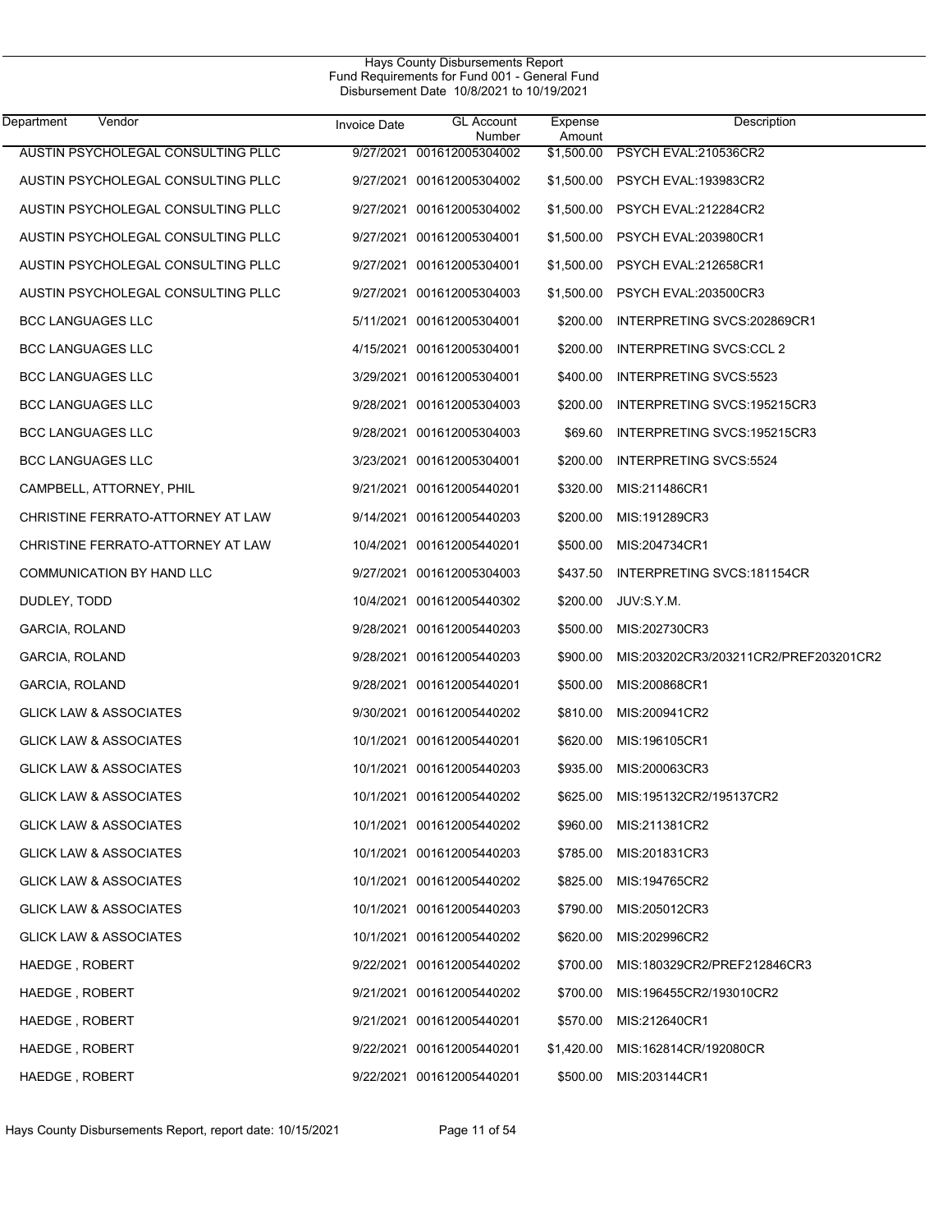Hays County Disbursements Report
Fund Requirements for Fund 001 - General Fund
Disbursement Date 10/8/2021 to 10/19/2021

| Department | Vendor | Invoice Date | GL Account Number | Expense Amount | Description |
|---|---|---|---|---|---|
| | AUSTIN PSYCHOLEGAL CONSULTING PLLC | 9/27/2021 | 001612005304002 | $1,500.00 | PSYCH EVAL:210536CR2 |
| | AUSTIN PSYCHOLEGAL CONSULTING PLLC | 9/27/2021 | 001612005304002 | $1,500.00 | PSYCH EVAL:193983CR2 |
| | AUSTIN PSYCHOLEGAL CONSULTING PLLC | 9/27/2021 | 001612005304002 | $1,500.00 | PSYCH EVAL:212284CR2 |
| | AUSTIN PSYCHOLEGAL CONSULTING PLLC | 9/27/2021 | 001612005304001 | $1,500.00 | PSYCH EVAL:203980CR1 |
| | AUSTIN PSYCHOLEGAL CONSULTING PLLC | 9/27/2021 | 001612005304001 | $1,500.00 | PSYCH EVAL:212658CR1 |
| | AUSTIN PSYCHOLEGAL CONSULTING PLLC | 9/27/2021 | 001612005304003 | $1,500.00 | PSYCH EVAL:203500CR3 |
| | BCC LANGUAGES LLC | 5/11/2021 | 001612005304001 | $200.00 | INTERPRETING SVCS:202869CR1 |
| | BCC LANGUAGES LLC | 4/15/2021 | 001612005304001 | $200.00 | INTERPRETING SVCS:CCL 2 |
| | BCC LANGUAGES LLC | 3/29/2021 | 001612005304001 | $400.00 | INTERPRETING SVCS:5523 |
| | BCC LANGUAGES LLC | 9/28/2021 | 001612005304003 | $200.00 | INTERPRETING SVCS:195215CR3 |
| | BCC LANGUAGES LLC | 9/28/2021 | 001612005304003 | $69.60 | INTERPRETING SVCS:195215CR3 |
| | BCC LANGUAGES LLC | 3/23/2021 | 001612005304001 | $200.00 | INTERPRETING SVCS:5524 |
| | CAMPBELL, ATTORNEY, PHIL | 9/21/2021 | 001612005440201 | $320.00 | MIS:211486CR1 |
| | CHRISTINE FERRATO-ATTORNEY AT LAW | 9/14/2021 | 001612005440203 | $200.00 | MIS:191289CR3 |
| | CHRISTINE FERRATO-ATTORNEY AT LAW | 10/4/2021 | 001612005440201 | $500.00 | MIS:204734CR1 |
| | COMMUNICATION BY HAND LLC | 9/27/2021 | 001612005304003 | $437.50 | INTERPRETING SVCS:181154CR |
| | DUDLEY, TODD | 10/4/2021 | 001612005440302 | $200.00 | JUV:S.Y.M. |
| | GARCIA, ROLAND | 9/28/2021 | 001612005440203 | $500.00 | MIS:202730CR3 |
| | GARCIA, ROLAND | 9/28/2021 | 001612005440203 | $900.00 | MIS:203202CR3/203211CR2/PREF203201CR2 |
| | GARCIA, ROLAND | 9/28/2021 | 001612005440201 | $500.00 | MIS:200868CR1 |
| | GLICK LAW & ASSOCIATES | 9/30/2021 | 001612005440202 | $810.00 | MIS:200941CR2 |
| | GLICK LAW & ASSOCIATES | 10/1/2021 | 001612005440201 | $620.00 | MIS:196105CR1 |
| | GLICK LAW & ASSOCIATES | 10/1/2021 | 001612005440203 | $935.00 | MIS:200063CR3 |
| | GLICK LAW & ASSOCIATES | 10/1/2021 | 001612005440202 | $625.00 | MIS:195132CR2/195137CR2 |
| | GLICK LAW & ASSOCIATES | 10/1/2021 | 001612005440202 | $960.00 | MIS:211381CR2 |
| | GLICK LAW & ASSOCIATES | 10/1/2021 | 001612005440203 | $785.00 | MIS:201831CR3 |
| | GLICK LAW & ASSOCIATES | 10/1/2021 | 001612005440202 | $825.00 | MIS:194765CR2 |
| | GLICK LAW & ASSOCIATES | 10/1/2021 | 001612005440203 | $790.00 | MIS:205012CR3 |
| | GLICK LAW & ASSOCIATES | 10/1/2021 | 001612005440202 | $620.00 | MIS:202996CR2 |
| | HAEDGE , ROBERT | 9/22/2021 | 001612005440202 | $700.00 | MIS:180329CR2/PREF212846CR3 |
| | HAEDGE , ROBERT | 9/21/2021 | 001612005440202 | $700.00 | MIS:196455CR2/193010CR2 |
| | HAEDGE , ROBERT | 9/21/2021 | 001612005440201 | $570.00 | MIS:212640CR1 |
| | HAEDGE , ROBERT | 9/22/2021 | 001612005440201 | $1,420.00 | MIS:162814CR/192080CR |
| | HAEDGE , ROBERT | 9/22/2021 | 001612005440201 | $500.00 | MIS:203144CR1 |

Hays County Disbursements Report, report date: 10/15/2021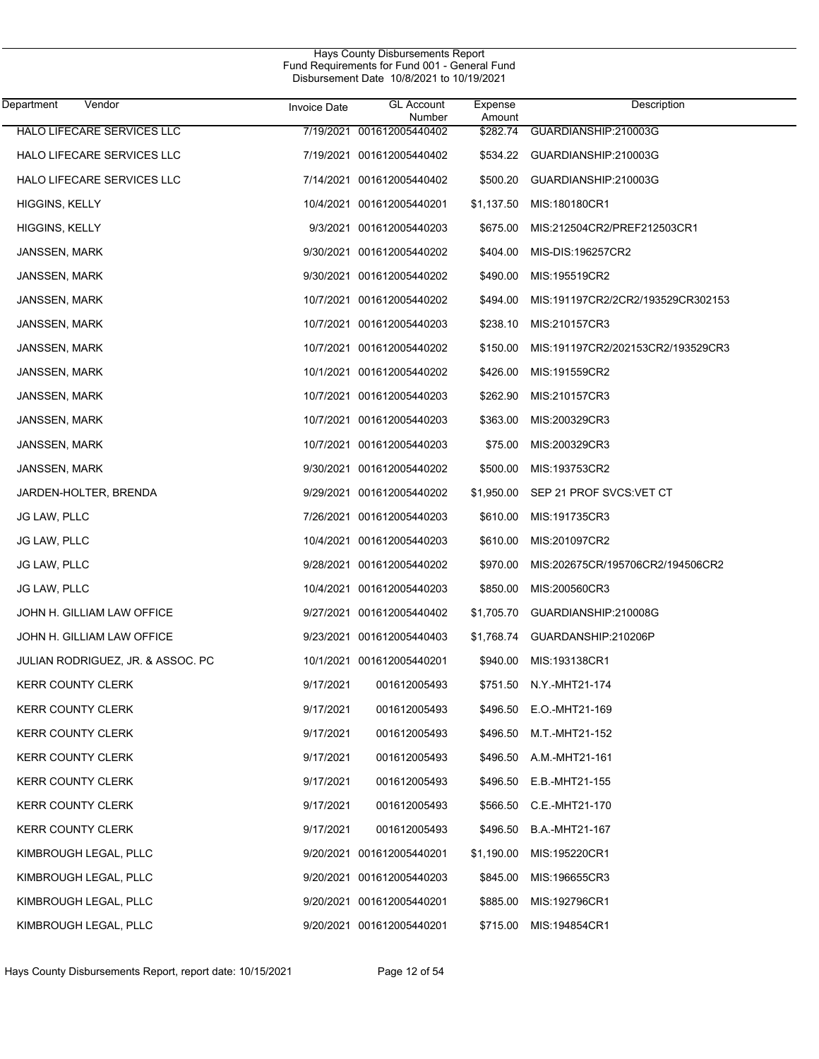Hays County Disbursements Report
Fund Requirements for Fund 001 - General Fund
Disbursement Date 10/8/2021 to 10/19/2021

| Department | Vendor | Invoice Date | GL Account Number | Expense Amount | Description |
|---|---|---|---|---|---|
| | HALO LIFECARE SERVICES LLC | 7/19/2021 | 001612005440402 | $282.74 | GUARDIANSHIP:210003G |
| | HALO LIFECARE SERVICES LLC | 7/19/2021 | 001612005440402 | $534.22 | GUARDIANSHIP:210003G |
| | HALO LIFECARE SERVICES LLC | 7/14/2021 | 001612005440402 | $500.20 | GUARDIANSHIP:210003G |
| | HIGGINS, KELLY | 10/4/2021 | 001612005440201 | $1,137.50 | MIS:180180CR1 |
| | HIGGINS, KELLY | 9/3/2021 | 001612005440203 | $675.00 | MIS:212504CR2/PREF212503CR1 |
| | JANSSEN, MARK | 9/30/2021 | 001612005440202 | $404.00 | MIS-DIS:196257CR2 |
| | JANSSEN, MARK | 9/30/2021 | 001612005440202 | $490.00 | MIS:195519CR2 |
| | JANSSEN, MARK | 10/7/2021 | 001612005440202 | $494.00 | MIS:191197CR2/2CR2/193529CR302153 |
| | JANSSEN, MARK | 10/7/2021 | 001612005440203 | $238.10 | MIS:210157CR3 |
| | JANSSEN, MARK | 10/7/2021 | 001612005440202 | $150.00 | MIS:191197CR2/202153CR2/193529CR3 |
| | JANSSEN, MARK | 10/1/2021 | 001612005440202 | $426.00 | MIS:191559CR2 |
| | JANSSEN, MARK | 10/7/2021 | 001612005440203 | $262.90 | MIS:210157CR3 |
| | JANSSEN, MARK | 10/7/2021 | 001612005440203 | $363.00 | MIS:200329CR3 |
| | JANSSEN, MARK | 10/7/2021 | 001612005440203 | $75.00 | MIS:200329CR3 |
| | JANSSEN, MARK | 9/30/2021 | 001612005440202 | $500.00 | MIS:193753CR2 |
| | JARDEN-HOLTER, BRENDA | 9/29/2021 | 001612005440202 | $1,950.00 | SEP 21 PROF SVCS:VET CT |
| | JG LAW, PLLC | 7/26/2021 | 001612005440203 | $610.00 | MIS:191735CR3 |
| | JG LAW, PLLC | 10/4/2021 | 001612005440203 | $610.00 | MIS:201097CR2 |
| | JG LAW, PLLC | 9/28/2021 | 001612005440202 | $970.00 | MIS:202675CR/195706CR2/194506CR2 |
| | JG LAW, PLLC | 10/4/2021 | 001612005440203 | $850.00 | MIS:200560CR3 |
| | JOHN H. GILLIAM LAW OFFICE | 9/27/2021 | 001612005440402 | $1,705.70 | GUARDIANSHIP:210008G |
| | JOHN H. GILLIAM LAW OFFICE | 9/23/2021 | 001612005440403 | $1,768.74 | GUARDANSHIP:210206P |
| | JULIAN RODRIGUEZ, JR. & ASSOC. PC | 10/1/2021 | 001612005440201 | $940.00 | MIS:193138CR1 |
| | KERR COUNTY CLERK | 9/17/2021 | 001612005493 | $751.50 | N.Y.-MHT21-174 |
| | KERR COUNTY CLERK | 9/17/2021 | 001612005493 | $496.50 | E.O.-MHT21-169 |
| | KERR COUNTY CLERK | 9/17/2021 | 001612005493 | $496.50 | M.T.-MHT21-152 |
| | KERR COUNTY CLERK | 9/17/2021 | 001612005493 | $496.50 | A.M.-MHT21-161 |
| | KERR COUNTY CLERK | 9/17/2021 | 001612005493 | $496.50 | E.B.-MHT21-155 |
| | KERR COUNTY CLERK | 9/17/2021 | 001612005493 | $566.50 | C.E.-MHT21-170 |
| | KERR COUNTY CLERK | 9/17/2021 | 001612005493 | $496.50 | B.A.-MHT21-167 |
| | KIMBROUGH LEGAL, PLLC | 9/20/2021 | 001612005440201 | $1,190.00 | MIS:195220CR1 |
| | KIMBROUGH LEGAL, PLLC | 9/20/2021 | 001612005440203 | $845.00 | MIS:196655CR3 |
| | KIMBROUGH LEGAL, PLLC | 9/20/2021 | 001612005440201 | $885.00 | MIS:192796CR1 |
| | KIMBROUGH LEGAL, PLLC | 9/20/2021 | 001612005440201 | $715.00 | MIS:194854CR1 |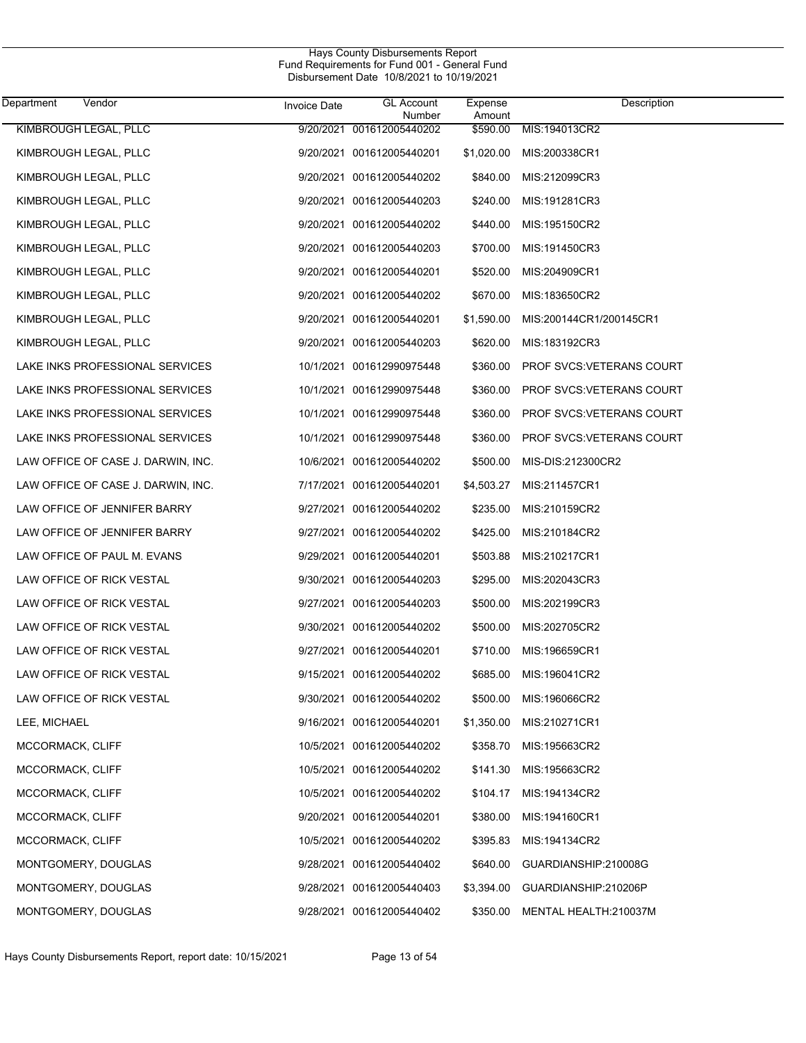Hays County Disbursements Report
Fund Requirements for Fund 001 - General Fund
Disbursement Date 10/8/2021 to 10/19/2021

| Department | Vendor | Invoice Date | GL Account Number | Expense Amount | Description |
|---|---|---|---|---|---|
| KIMBROUGH LEGAL, PLLC | | 9/20/2021 | 001612005440202 | $590.00 | MIS:194013CR2 |
| KIMBROUGH LEGAL, PLLC | | 9/20/2021 | 001612005440201 | $1,020.00 | MIS:200338CR1 |
| KIMBROUGH LEGAL, PLLC | | 9/20/2021 | 001612005440202 | $840.00 | MIS:212099CR3 |
| KIMBROUGH LEGAL, PLLC | | 9/20/2021 | 001612005440203 | $240.00 | MIS:191281CR3 |
| KIMBROUGH LEGAL, PLLC | | 9/20/2021 | 001612005440202 | $440.00 | MIS:195150CR2 |
| KIMBROUGH LEGAL, PLLC | | 9/20/2021 | 001612005440203 | $700.00 | MIS:191450CR3 |
| KIMBROUGH LEGAL, PLLC | | 9/20/2021 | 001612005440201 | $520.00 | MIS:204909CR1 |
| KIMBROUGH LEGAL, PLLC | | 9/20/2021 | 001612005440202 | $670.00 | MIS:183650CR2 |
| KIMBROUGH LEGAL, PLLC | | 9/20/2021 | 001612005440201 | $1,590.00 | MIS:200144CR1/200145CR1 |
| KIMBROUGH LEGAL, PLLC | | 9/20/2021 | 001612005440203 | $620.00 | MIS:183192CR3 |
| LAKE INKS PROFESSIONAL SERVICES | | 10/1/2021 | 001612990975448 | $360.00 | PROF SVCS:VETERANS COURT |
| LAKE INKS PROFESSIONAL SERVICES | | 10/1/2021 | 001612990975448 | $360.00 | PROF SVCS:VETERANS COURT |
| LAKE INKS PROFESSIONAL SERVICES | | 10/1/2021 | 001612990975448 | $360.00 | PROF SVCS:VETERANS COURT |
| LAKE INKS PROFESSIONAL SERVICES | | 10/1/2021 | 001612990975448 | $360.00 | PROF SVCS:VETERANS COURT |
| LAW OFFICE OF CASE J. DARWIN, INC. | | 10/6/2021 | 001612005440202 | $500.00 | MIS-DIS:212300CR2 |
| LAW OFFICE OF CASE J. DARWIN, INC. | | 7/17/2021 | 001612005440201 | $4,503.27 | MIS:211457CR1 |
| LAW OFFICE OF JENNIFER BARRY | | 9/27/2021 | 001612005440202 | $235.00 | MIS:210159CR2 |
| LAW OFFICE OF JENNIFER BARRY | | 9/27/2021 | 001612005440202 | $425.00 | MIS:210184CR2 |
| LAW OFFICE OF PAUL M. EVANS | | 9/29/2021 | 001612005440201 | $503.88 | MIS:210217CR1 |
| LAW OFFICE OF RICK VESTAL | | 9/30/2021 | 001612005440203 | $295.00 | MIS:202043CR3 |
| LAW OFFICE OF RICK VESTAL | | 9/27/2021 | 001612005440203 | $500.00 | MIS:202199CR3 |
| LAW OFFICE OF RICK VESTAL | | 9/30/2021 | 001612005440202 | $500.00 | MIS:202705CR2 |
| LAW OFFICE OF RICK VESTAL | | 9/27/2021 | 001612005440201 | $710.00 | MIS:196659CR1 |
| LAW OFFICE OF RICK VESTAL | | 9/15/2021 | 001612005440202 | $685.00 | MIS:196041CR2 |
| LAW OFFICE OF RICK VESTAL | | 9/30/2021 | 001612005440202 | $500.00 | MIS:196066CR2 |
| LEE, MICHAEL | | 9/16/2021 | 001612005440201 | $1,350.00 | MIS:210271CR1 |
| MCCORMACK, CLIFF | | 10/5/2021 | 001612005440202 | $358.70 | MIS:195663CR2 |
| MCCORMACK, CLIFF | | 10/5/2021 | 001612005440202 | $141.30 | MIS:195663CR2 |
| MCCORMACK, CLIFF | | 10/5/2021 | 001612005440202 | $104.17 | MIS:194134CR2 |
| MCCORMACK, CLIFF | | 9/20/2021 | 001612005440201 | $380.00 | MIS:194160CR1 |
| MCCORMACK, CLIFF | | 10/5/2021 | 001612005440202 | $395.83 | MIS:194134CR2 |
| MONTGOMERY, DOUGLAS | | 9/28/2021 | 001612005440402 | $640.00 | GUARDIANSHIP:210008G |
| MONTGOMERY, DOUGLAS | | 9/28/2021 | 001612005440403 | $3,394.00 | GUARDIANSHIP:210206P |
| MONTGOMERY, DOUGLAS | | 9/28/2021 | 001612005440402 | $350.00 | MENTAL HEALTH:210037M |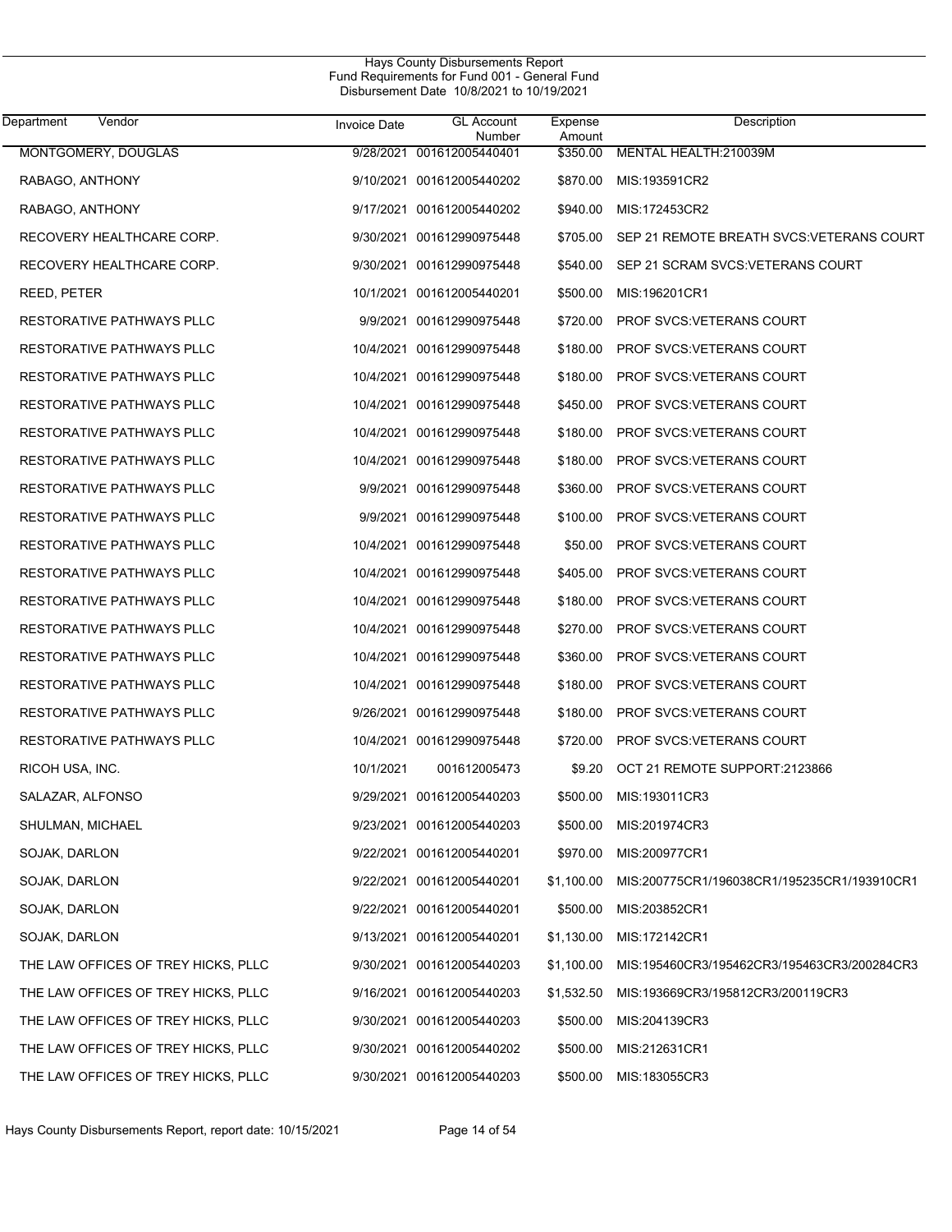Hays County Disbursements Report
Fund Requirements for Fund 001 - General Fund
Disbursement Date 10/8/2021 to 10/19/2021

| Department | Vendor | Invoice Date | GL Account Number | Expense Amount | Description |
|---|---|---|---|---|---|
| | MONTGOMERY, DOUGLAS | 9/28/2021 | 001612005440401 | $350.00 | MENTAL HEALTH:210039M |
| | RABAGO, ANTHONY | 9/10/2021 | 001612005440202 | $870.00 | MIS:193591CR2 |
| | RABAGO, ANTHONY | 9/17/2021 | 001612005440202 | $940.00 | MIS:172453CR2 |
| | RECOVERY HEALTHCARE CORP. | 9/30/2021 | 001612990975448 | $705.00 | SEP 21 REMOTE BREATH SVCS:VETERANS COURT |
| | RECOVERY HEALTHCARE CORP. | 9/30/2021 | 001612990975448 | $540.00 | SEP 21 SCRAM SVCS:VETERANS COURT |
| | REED, PETER | 10/1/2021 | 001612005440201 | $500.00 | MIS:196201CR1 |
| | RESTORATIVE PATHWAYS PLLC | 9/9/2021 | 001612990975448 | $720.00 | PROF SVCS:VETERANS COURT |
| | RESTORATIVE PATHWAYS PLLC | 10/4/2021 | 001612990975448 | $180.00 | PROF SVCS:VETERANS COURT |
| | RESTORATIVE PATHWAYS PLLC | 10/4/2021 | 001612990975448 | $180.00 | PROF SVCS:VETERANS COURT |
| | RESTORATIVE PATHWAYS PLLC | 10/4/2021 | 001612990975448 | $450.00 | PROF SVCS:VETERANS COURT |
| | RESTORATIVE PATHWAYS PLLC | 10/4/2021 | 001612990975448 | $180.00 | PROF SVCS:VETERANS COURT |
| | RESTORATIVE PATHWAYS PLLC | 10/4/2021 | 001612990975448 | $180.00 | PROF SVCS:VETERANS COURT |
| | RESTORATIVE PATHWAYS PLLC | 9/9/2021 | 001612990975448 | $360.00 | PROF SVCS:VETERANS COURT |
| | RESTORATIVE PATHWAYS PLLC | 9/9/2021 | 001612990975448 | $100.00 | PROF SVCS:VETERANS COURT |
| | RESTORATIVE PATHWAYS PLLC | 10/4/2021 | 001612990975448 | $50.00 | PROF SVCS:VETERANS COURT |
| | RESTORATIVE PATHWAYS PLLC | 10/4/2021 | 001612990975448 | $405.00 | PROF SVCS:VETERANS COURT |
| | RESTORATIVE PATHWAYS PLLC | 10/4/2021 | 001612990975448 | $180.00 | PROF SVCS:VETERANS COURT |
| | RESTORATIVE PATHWAYS PLLC | 10/4/2021 | 001612990975448 | $270.00 | PROF SVCS:VETERANS COURT |
| | RESTORATIVE PATHWAYS PLLC | 10/4/2021 | 001612990975448 | $360.00 | PROF SVCS:VETERANS COURT |
| | RESTORATIVE PATHWAYS PLLC | 10/4/2021 | 001612990975448 | $180.00 | PROF SVCS:VETERANS COURT |
| | RESTORATIVE PATHWAYS PLLC | 9/26/2021 | 001612990975448 | $180.00 | PROF SVCS:VETERANS COURT |
| | RESTORATIVE PATHWAYS PLLC | 10/4/2021 | 001612990975448 | $720.00 | PROF SVCS:VETERANS COURT |
| | RICOH USA, INC. | 10/1/2021 | 001612005473 | $9.20 | OCT 21 REMOTE SUPPORT:2123866 |
| | SALAZAR, ALFONSO | 9/29/2021 | 001612005440203 | $500.00 | MIS:193011CR3 |
| | SHULMAN, MICHAEL | 9/23/2021 | 001612005440203 | $500.00 | MIS:201974CR3 |
| | SOJAK, DARLON | 9/22/2021 | 001612005440201 | $970.00 | MIS:200977CR1 |
| | SOJAK, DARLON | 9/22/2021 | 001612005440201 | $1,100.00 | MIS:200775CR1/196038CR1/195235CR1/193910CR1 |
| | SOJAK, DARLON | 9/22/2021 | 001612005440201 | $500.00 | MIS:203852CR1 |
| | SOJAK, DARLON | 9/13/2021 | 001612005440201 | $1,130.00 | MIS:172142CR1 |
| | THE LAW OFFICES OF TREY HICKS, PLLC | 9/30/2021 | 001612005440203 | $1,100.00 | MIS:195460CR3/195462CR3/195463CR3/200284CR3 |
| | THE LAW OFFICES OF TREY HICKS, PLLC | 9/16/2021 | 001612005440203 | $1,532.50 | MIS:193669CR3/195812CR3/200119CR3 |
| | THE LAW OFFICES OF TREY HICKS, PLLC | 9/30/2021 | 001612005440203 | $500.00 | MIS:204139CR3 |
| | THE LAW OFFICES OF TREY HICKS, PLLC | 9/30/2021 | 001612005440202 | $500.00 | MIS:212631CR1 |
| | THE LAW OFFICES OF TREY HICKS, PLLC | 9/30/2021 | 001612005440203 | $500.00 | MIS:183055CR3 |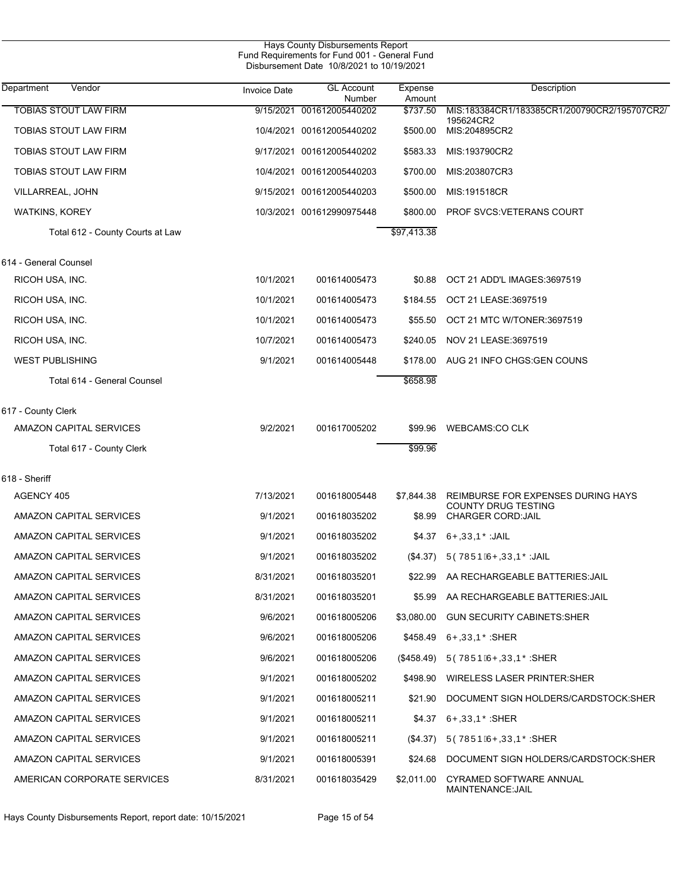Hays County Disbursements Report
Fund Requirements for Fund 001 - General Fund
Disbursement Date 10/8/2021 to 10/19/2021

| Department | Vendor | Invoice Date | GL Account Number | Expense Amount | Description |
|---|---|---|---|---|---|
| | TOBIAS STOUT LAW FIRM | 9/15/2021 | 001612005440202 | $737.50 | MIS:183384CR1/183385CR1/200790CR2/195707CR2/195624CR2 |
| | TOBIAS STOUT LAW FIRM | 10/4/2021 | 001612005440202 | $500.00 | MIS:204895CR2 |
| | TOBIAS STOUT LAW FIRM | 9/17/2021 | 001612005440202 | $583.33 | MIS:193790CR2 |
| | TOBIAS STOUT LAW FIRM | 10/4/2021 | 001612005440203 | $700.00 | MIS:203807CR3 |
| | VILLARREAL, JOHN | 9/15/2021 | 001612005440203 | $500.00 | MIS:191518CR |
| | WATKINS, KOREY | 10/3/2021 | 001612990975448 | $800.00 | PROF SVCS:VETERANS COURT |
| | Total 612 - County Courts at Law | | | $97,413.38 | |
| 614 - General Counsel | | | | | |
| | RICOH USA, INC. | 10/1/2021 | 001614005473 | $0.88 | OCT 21 ADD'L IMAGES:3697519 |
| | RICOH USA, INC. | 10/1/2021 | 001614005473 | $184.55 | OCT 21 LEASE:3697519 |
| | RICOH USA, INC. | 10/1/2021 | 001614005473 | $55.50 | OCT 21 MTC W/TONER:3697519 |
| | RICOH USA, INC. | 10/7/2021 | 001614005473 | $240.05 | NOV 21 LEASE:3697519 |
| | WEST PUBLISHING | 9/1/2021 | 001614005448 | $178.00 | AUG 21 INFO CHGS:GEN COUNS |
| | Total 614 - General Counsel | | | $658.98 | |
| 617 - County Clerk | | | | | |
| | AMAZON CAPITAL SERVICES | 9/2/2021 | 001617005202 | $99.96 | WEBCAMS:CO CLK |
| | Total 617 - County Clerk | | | $99.96 | |
| 618 - Sheriff | | | | | |
| | AGENCY 405 | 7/13/2021 | 001618005448 | $7,844.38 | REIMBURSE FOR EXPENSES DURING HAYS COUNTY DRUG TESTING |
| | AMAZON CAPITAL SERVICES | 9/1/2021 | 001618035202 | $8.99 | CHARGER CORD:JAIL |
| | AMAZON CAPITAL SERVICES | 9/1/2021 | 001618035202 | $4.37 | 6+,33,1* :JAIL |
| | AMAZON CAPITAL SERVICES | 9/1/2021 | 001618035202 | ($4.37) | 5(7851 6+,33,1* :JAIL |
| | AMAZON CAPITAL SERVICES | 8/31/2021 | 001618035201 | $22.99 | AA RECHARGEABLE BATTERIES:JAIL |
| | AMAZON CAPITAL SERVICES | 8/31/2021 | 001618035201 | $5.99 | AA RECHARGEABLE BATTERIES:JAIL |
| | AMAZON CAPITAL SERVICES | 9/6/2021 | 001618005206 | $3,080.00 | GUN SECURITY CABINETS:SHER |
| | AMAZON CAPITAL SERVICES | 9/6/2021 | 001618005206 | $458.49 | 6+,33,1* :SHER |
| | AMAZON CAPITAL SERVICES | 9/6/2021 | 001618005206 | ($458.49) | 5(7851 6+,33,1* :SHER |
| | AMAZON CAPITAL SERVICES | 9/1/2021 | 001618005202 | $498.90 | WIRELESS LASER PRINTER:SHER |
| | AMAZON CAPITAL SERVICES | 9/1/2021 | 001618005211 | $21.90 | DOCUMENT SIGN HOLDERS/CARDSTOCK:SHER |
| | AMAZON CAPITAL SERVICES | 9/1/2021 | 001618005211 | $4.37 | 6+,33,1* :SHER |
| | AMAZON CAPITAL SERVICES | 9/1/2021 | 001618005211 | ($4.37) | 5(7851 6+,33,1* :SHER |
| | AMAZON CAPITAL SERVICES | 9/1/2021 | 001618005391 | $24.68 | DOCUMENT SIGN HOLDERS/CARDSTOCK:SHER |
| | AMERICAN CORPORATE SERVICES | 8/31/2021 | 001618035429 | $2,011.00 | CYRAMED SOFTWARE ANNUAL MAINTENANCE:JAIL |

Hays County Disbursements Report, report date: 10/15/2021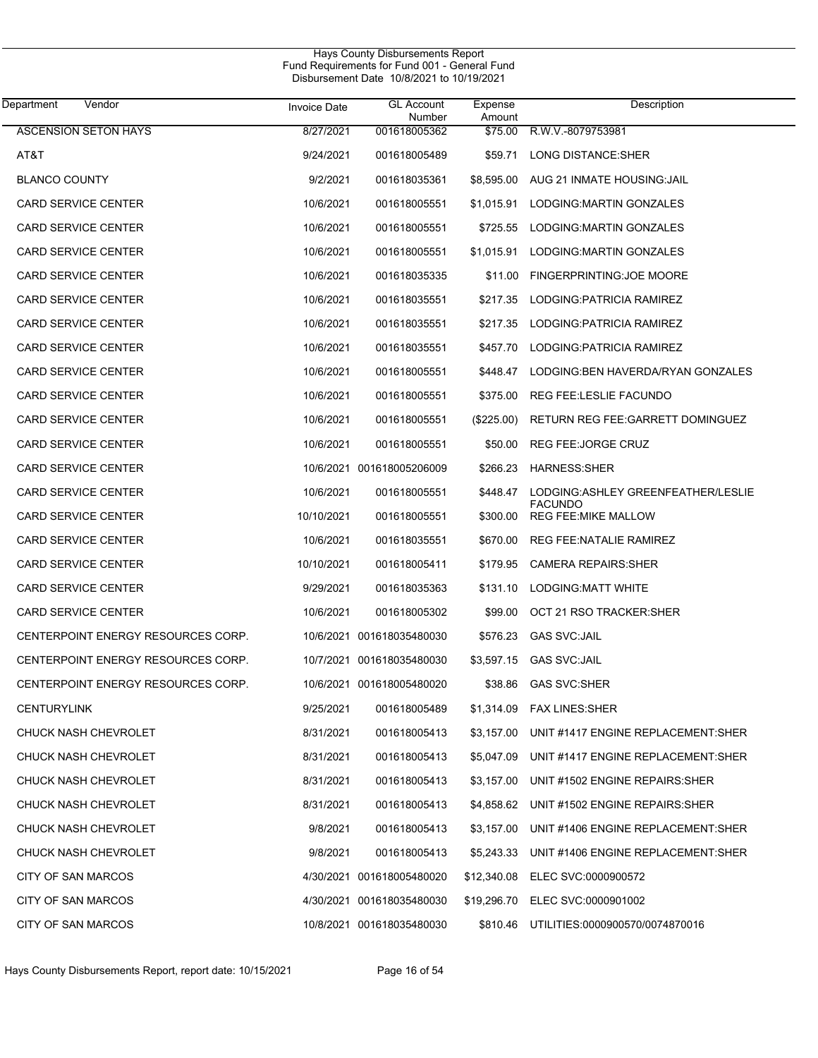Hays County Disbursements Report
Fund Requirements for Fund 001 - General Fund
Disbursement Date 10/8/2021 to 10/19/2021

| Department | Vendor | Invoice Date | GL Account Number | Expense Amount | Description |
|---|---|---|---|---|---|
| | ASCENSION SETON HAYS | 8/27/2021 | 001618005362 | $75.00 | R.W.V.-8079753981 |
| | AT&T | 9/24/2021 | 001618005489 | $59.71 | LONG DISTANCE:SHER |
| | BLANCO COUNTY | 9/2/2021 | 001618035361 | $8,595.00 | AUG 21 INMATE HOUSING:JAIL |
| | CARD SERVICE CENTER | 10/6/2021 | 001618005551 | $1,015.91 | LODGING:MARTIN GONZALES |
| | CARD SERVICE CENTER | 10/6/2021 | 001618005551 | $725.55 | LODGING:MARTIN GONZALES |
| | CARD SERVICE CENTER | 10/6/2021 | 001618005551 | $1,015.91 | LODGING:MARTIN GONZALES |
| | CARD SERVICE CENTER | 10/6/2021 | 001618035335 | $11.00 | FINGERPRINTING:JOE MOORE |
| | CARD SERVICE CENTER | 10/6/2021 | 001618035551 | $217.35 | LODGING:PATRICIA RAMIREZ |
| | CARD SERVICE CENTER | 10/6/2021 | 001618035551 | $217.35 | LODGING:PATRICIA RAMIREZ |
| | CARD SERVICE CENTER | 10/6/2021 | 001618035551 | $457.70 | LODGING:PATRICIA RAMIREZ |
| | CARD SERVICE CENTER | 10/6/2021 | 001618005551 | $448.47 | LODGING:BEN HAVERDA/RYAN GONZALES |
| | CARD SERVICE CENTER | 10/6/2021 | 001618005551 | $375.00 | REG FEE:LESLIE FACUNDO |
| | CARD SERVICE CENTER | 10/6/2021 | 001618005551 | ($225.00) | RETURN REG FEE:GARRETT DOMINGUEZ |
| | CARD SERVICE CENTER | 10/6/2021 | 001618005551 | $50.00 | REG FEE:JORGE CRUZ |
| | CARD SERVICE CENTER | 10/6/2021 | 001618005206009 | $266.23 | HARNESS:SHER |
| | CARD SERVICE CENTER | 10/6/2021 | 001618005551 | $448.47 | LODGING:ASHLEY GREENFEATHER/LESLIE FACUNDO |
| | CARD SERVICE CENTER | 10/10/2021 | 001618005551 | $300.00 | REG FEE:MIKE MALLOW |
| | CARD SERVICE CENTER | 10/6/2021 | 001618035551 | $670.00 | REG FEE:NATALIE RAMIREZ |
| | CARD SERVICE CENTER | 10/10/2021 | 001618005411 | $179.95 | CAMERA REPAIRS:SHER |
| | CARD SERVICE CENTER | 9/29/2021 | 001618035363 | $131.10 | LODGING:MATT WHITE |
| | CARD SERVICE CENTER | 10/6/2021 | 001618005302 | $99.00 | OCT 21 RSO TRACKER:SHER |
| | CENTERPOINT ENERGY RESOURCES CORP. | 10/6/2021 | 001618035480030 | $576.23 | GAS SVC:JAIL |
| | CENTERPOINT ENERGY RESOURCES CORP. | 10/7/2021 | 001618035480030 | $3,597.15 | GAS SVC:JAIL |
| | CENTERPOINT ENERGY RESOURCES CORP. | 10/6/2021 | 001618005480020 | $38.86 | GAS SVC:SHER |
| | CENTURYLINK | 9/25/2021 | 001618005489 | $1,314.09 | FAX LINES:SHER |
| | CHUCK NASH CHEVROLET | 8/31/2021 | 001618005413 | $3,157.00 | UNIT #1417 ENGINE REPLACEMENT:SHER |
| | CHUCK NASH CHEVROLET | 8/31/2021 | 001618005413 | $5,047.09 | UNIT #1417 ENGINE REPLACEMENT:SHER |
| | CHUCK NASH CHEVROLET | 8/31/2021 | 001618005413 | $3,157.00 | UNIT #1502 ENGINE REPAIRS:SHER |
| | CHUCK NASH CHEVROLET | 8/31/2021 | 001618005413 | $4,858.62 | UNIT #1502 ENGINE REPAIRS:SHER |
| | CHUCK NASH CHEVROLET | 9/8/2021 | 001618005413 | $3,157.00 | UNIT #1406 ENGINE REPLACEMENT:SHER |
| | CHUCK NASH CHEVROLET | 9/8/2021 | 001618005413 | $5,243.33 | UNIT #1406 ENGINE REPLACEMENT:SHER |
| | CITY OF SAN MARCOS | 4/30/2021 | 001618005480020 | $12,340.08 | ELEC SVC:0000900572 |
| | CITY OF SAN MARCOS | 4/30/2021 | 001618035480030 | $19,296.70 | ELEC SVC:0000901002 |
| | CITY OF SAN MARCOS | 10/8/2021 | 001618035480030 | $810.46 | UTILITIES:0000900570/0074870016 |

Hays County Disbursements Report, report date: 10/15/2021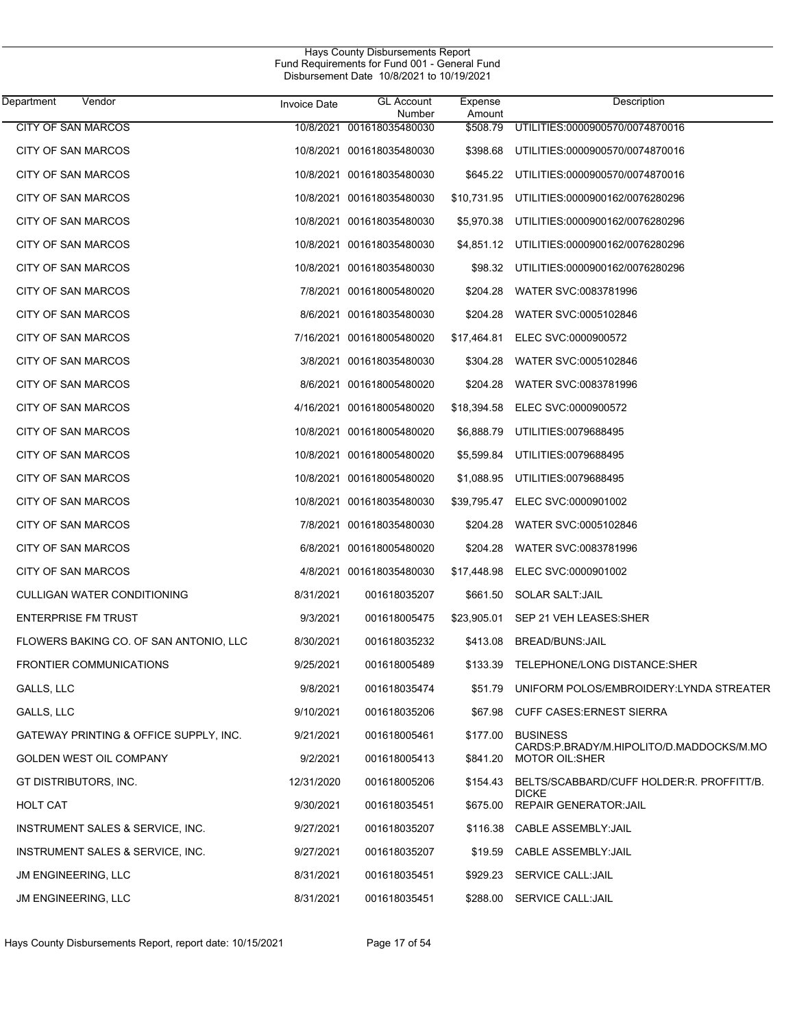Hays County Disbursements Report
Fund Requirements for Fund 001 - General Fund
Disbursement Date 10/8/2021 to 10/19/2021

| Department | Vendor | Invoice Date | GL Account Number | Expense Amount | Description |
|---|---|---|---|---|---|
| | CITY OF SAN MARCOS | 10/8/2021 | 001618035480030 | $508.79 | UTILITIES:0000900570/0074870016 |
| | CITY OF SAN MARCOS | 10/8/2021 | 001618035480030 | $398.68 | UTILITIES:0000900570/0074870016 |
| | CITY OF SAN MARCOS | 10/8/2021 | 001618035480030 | $645.22 | UTILITIES:0000900570/0074870016 |
| | CITY OF SAN MARCOS | 10/8/2021 | 001618035480030 | $10,731.95 | UTILITIES:0000900162/0076280296 |
| | CITY OF SAN MARCOS | 10/8/2021 | 001618035480030 | $5,970.38 | UTILITIES:0000900162/0076280296 |
| | CITY OF SAN MARCOS | 10/8/2021 | 001618035480030 | $4,851.12 | UTILITIES:0000900162/0076280296 |
| | CITY OF SAN MARCOS | 10/8/2021 | 001618035480030 | $98.32 | UTILITIES:0000900162/0076280296 |
| | CITY OF SAN MARCOS | 7/8/2021 | 001618005480020 | $204.28 | WATER SVC:0083781996 |
| | CITY OF SAN MARCOS | 8/6/2021 | 001618035480030 | $204.28 | WATER SVC:0005102846 |
| | CITY OF SAN MARCOS | 7/16/2021 | 001618005480020 | $17,464.81 | ELEC SVC:0000900572 |
| | CITY OF SAN MARCOS | 3/8/2021 | 001618035480030 | $304.28 | WATER SVC:0005102846 |
| | CITY OF SAN MARCOS | 8/6/2021 | 001618005480020 | $204.28 | WATER SVC:0083781996 |
| | CITY OF SAN MARCOS | 4/16/2021 | 001618005480020 | $18,394.58 | ELEC SVC:0000900572 |
| | CITY OF SAN MARCOS | 10/8/2021 | 001618005480020 | $6,888.79 | UTILITIES:0079688495 |
| | CITY OF SAN MARCOS | 10/8/2021 | 001618005480020 | $5,599.84 | UTILITIES:0079688495 |
| | CITY OF SAN MARCOS | 10/8/2021 | 001618005480020 | $1,088.95 | UTILITIES:0079688495 |
| | CITY OF SAN MARCOS | 10/8/2021 | 001618035480030 | $39,795.47 | ELEC SVC:0000901002 |
| | CITY OF SAN MARCOS | 7/8/2021 | 001618035480030 | $204.28 | WATER SVC:0005102846 |
| | CITY OF SAN MARCOS | 6/8/2021 | 001618005480020 | $204.28 | WATER SVC:0083781996 |
| | CITY OF SAN MARCOS | 4/8/2021 | 001618035480030 | $17,448.98 | ELEC SVC:0000901002 |
| | CULLIGAN WATER CONDITIONING | 8/31/2021 | 001618035207 | $661.50 | SOLAR SALT:JAIL |
| | ENTERPRISE FM TRUST | 9/3/2021 | 001618005475 | $23,905.01 | SEP 21 VEH LEASES:SHER |
| | FLOWERS BAKING CO. OF SAN ANTONIO, LLC | 8/30/2021 | 001618035232 | $413.08 | BREAD/BUNS:JAIL |
| | FRONTIER COMMUNICATIONS | 9/25/2021 | 001618005489 | $133.39 | TELEPHONE/LONG DISTANCE:SHER |
| | GALLS, LLC | 9/8/2021 | 001618035474 | $51.79 | UNIFORM POLOS/EMBROIDERY:LYNDA STREATER |
| | GALLS, LLC | 9/10/2021 | 001618035206 | $67.98 | CUFF CASES:ERNEST SIERRA |
| | GATEWAY PRINTING & OFFICE SUPPLY, INC. | 9/21/2021 | 001618005461 | $177.00 | BUSINESS CARDS:P.BRADY/M.HIPOLITO/D.MADDOCKS/M.MO |
| | GOLDEN WEST OIL COMPANY | 9/2/2021 | 001618005413 | $841.20 | MOTOR OIL:SHER |
| | GT DISTRIBUTORS, INC. | 12/31/2020 | 001618005206 | $154.43 | BELTS/SCABBARD/CUFF HOLDER:R. PROFFITT/B. DICKE |
| | HOLT CAT | 9/30/2021 | 001618035451 | $675.00 | REPAIR GENERATOR:JAIL |
| | INSTRUMENT SALES & SERVICE, INC. | 9/27/2021 | 001618035207 | $116.38 | CABLE ASSEMBLY:JAIL |
| | INSTRUMENT SALES & SERVICE, INC. | 9/27/2021 | 001618035207 | $19.59 | CABLE ASSEMBLY:JAIL |
| | JM ENGINEERING, LLC | 8/31/2021 | 001618035451 | $929.23 | SERVICE CALL:JAIL |
| | JM ENGINEERING, LLC | 8/31/2021 | 001618035451 | $288.00 | SERVICE CALL:JAIL |

Hays County Disbursements Report, report date: 10/15/2021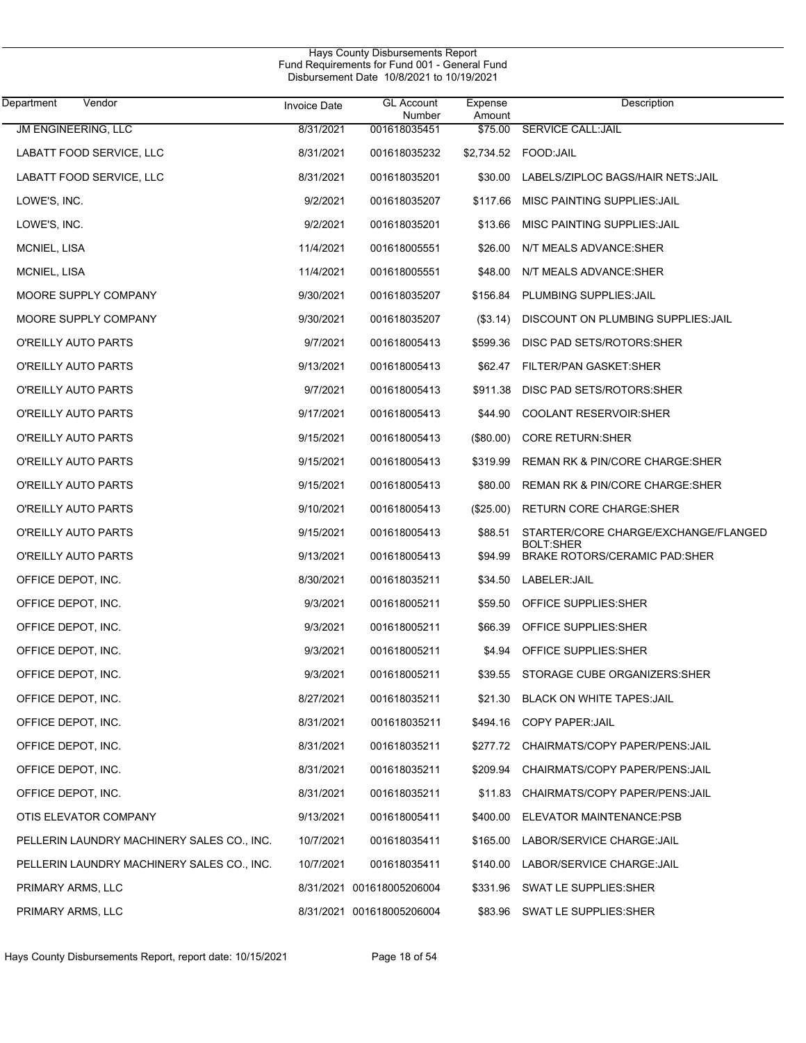Hays County Disbursements Report
Fund Requirements for Fund 001 - General Fund
Disbursement Date 10/8/2021 to 10/19/2021

| Department Vendor | Invoice Date | GL Account Number | Expense Amount | Description |
|---|---|---|---|---|
| JM ENGINEERING, LLC | 8/31/2021 | 001618035451 | $75.00 | SERVICE CALL:JAIL |
| LABATT FOOD SERVICE, LLC | 8/31/2021 | 001618035232 | $2,734.52 | FOOD:JAIL |
| LABATT FOOD SERVICE, LLC | 8/31/2021 | 001618035201 | $30.00 | LABELS/ZIPLOC BAGS/HAIR NETS:JAIL |
| LOWE'S, INC. | 9/2/2021 | 001618035207 | $117.66 | MISC PAINTING SUPPLIES:JAIL |
| LOWE'S, INC. | 9/2/2021 | 001618035201 | $13.66 | MISC PAINTING SUPPLIES:JAIL |
| MCNIEL, LISA | 11/4/2021 | 001618005551 | $26.00 | N/T MEALS ADVANCE:SHER |
| MCNIEL, LISA | 11/4/2021 | 001618005551 | $48.00 | N/T MEALS ADVANCE:SHER |
| MOORE SUPPLY COMPANY | 9/30/2021 | 001618035207 | $156.84 | PLUMBING SUPPLIES:JAIL |
| MOORE SUPPLY COMPANY | 9/30/2021 | 001618035207 | ($3.14) | DISCOUNT ON PLUMBING SUPPLIES:JAIL |
| O'REILLY AUTO PARTS | 9/7/2021 | 001618005413 | $599.36 | DISC PAD SETS/ROTORS:SHER |
| O'REILLY AUTO PARTS | 9/13/2021 | 001618005413 | $62.47 | FILTER/PAN GASKET:SHER |
| O'REILLY AUTO PARTS | 9/7/2021 | 001618005413 | $911.38 | DISC PAD SETS/ROTORS:SHER |
| O'REILLY AUTO PARTS | 9/17/2021 | 001618005413 | $44.90 | COOLANT RESERVOIR:SHER |
| O'REILLY AUTO PARTS | 9/15/2021 | 001618005413 | ($80.00) | CORE RETURN:SHER |
| O'REILLY AUTO PARTS | 9/15/2021 | 001618005413 | $319.99 | REMAN RK & PIN/CORE CHARGE:SHER |
| O'REILLY AUTO PARTS | 9/15/2021 | 001618005413 | $80.00 | REMAN RK & PIN/CORE CHARGE:SHER |
| O'REILLY AUTO PARTS | 9/10/2021 | 001618005413 | ($25.00) | RETURN CORE CHARGE:SHER |
| O'REILLY AUTO PARTS | 9/15/2021 | 001618005413 | $88.51 | STARTER/CORE CHARGE/EXCHANGE/FLANGED BOLT:SHER |
| O'REILLY AUTO PARTS | 9/13/2021 | 001618005413 | $94.99 | BRAKE ROTORS/CERAMIC PAD:SHER |
| OFFICE DEPOT, INC. | 8/30/2021 | 001618035211 | $34.50 | LABELER:JAIL |
| OFFICE DEPOT, INC. | 9/3/2021 | 001618005211 | $59.50 | OFFICE SUPPLIES:SHER |
| OFFICE DEPOT, INC. | 9/3/2021 | 001618005211 | $66.39 | OFFICE SUPPLIES:SHER |
| OFFICE DEPOT, INC. | 9/3/2021 | 001618005211 | $4.94 | OFFICE SUPPLIES:SHER |
| OFFICE DEPOT, INC. | 9/3/2021 | 001618005211 | $39.55 | STORAGE CUBE ORGANIZERS:SHER |
| OFFICE DEPOT, INC. | 8/27/2021 | 001618035211 | $21.30 | BLACK ON WHITE TAPES:JAIL |
| OFFICE DEPOT, INC. | 8/31/2021 | 001618035211 | $494.16 | COPY PAPER:JAIL |
| OFFICE DEPOT, INC. | 8/31/2021 | 001618035211 | $277.72 | CHAIRMATS/COPY PAPER/PENS:JAIL |
| OFFICE DEPOT, INC. | 8/31/2021 | 001618035211 | $209.94 | CHAIRMATS/COPY PAPER/PENS:JAIL |
| OFFICE DEPOT, INC. | 8/31/2021 | 001618035211 | $11.83 | CHAIRMATS/COPY PAPER/PENS:JAIL |
| OTIS ELEVATOR COMPANY | 9/13/2021 | 001618005411 | $400.00 | ELEVATOR MAINTENANCE:PSB |
| PELLERIN LAUNDRY MACHINERY SALES CO., INC. | 10/7/2021 | 001618035411 | $165.00 | LABOR/SERVICE CHARGE:JAIL |
| PELLERIN LAUNDRY MACHINERY SALES CO., INC. | 10/7/2021 | 001618035411 | $140.00 | LABOR/SERVICE CHARGE:JAIL |
| PRIMARY ARMS, LLC | 8/31/2021 | 001618005206004 | $331.96 | SWAT LE SUPPLIES:SHER |
| PRIMARY ARMS, LLC | 8/31/2021 | 001618005206004 | $83.96 | SWAT LE SUPPLIES:SHER |

Hays County Disbursements Report, report date: 10/15/2021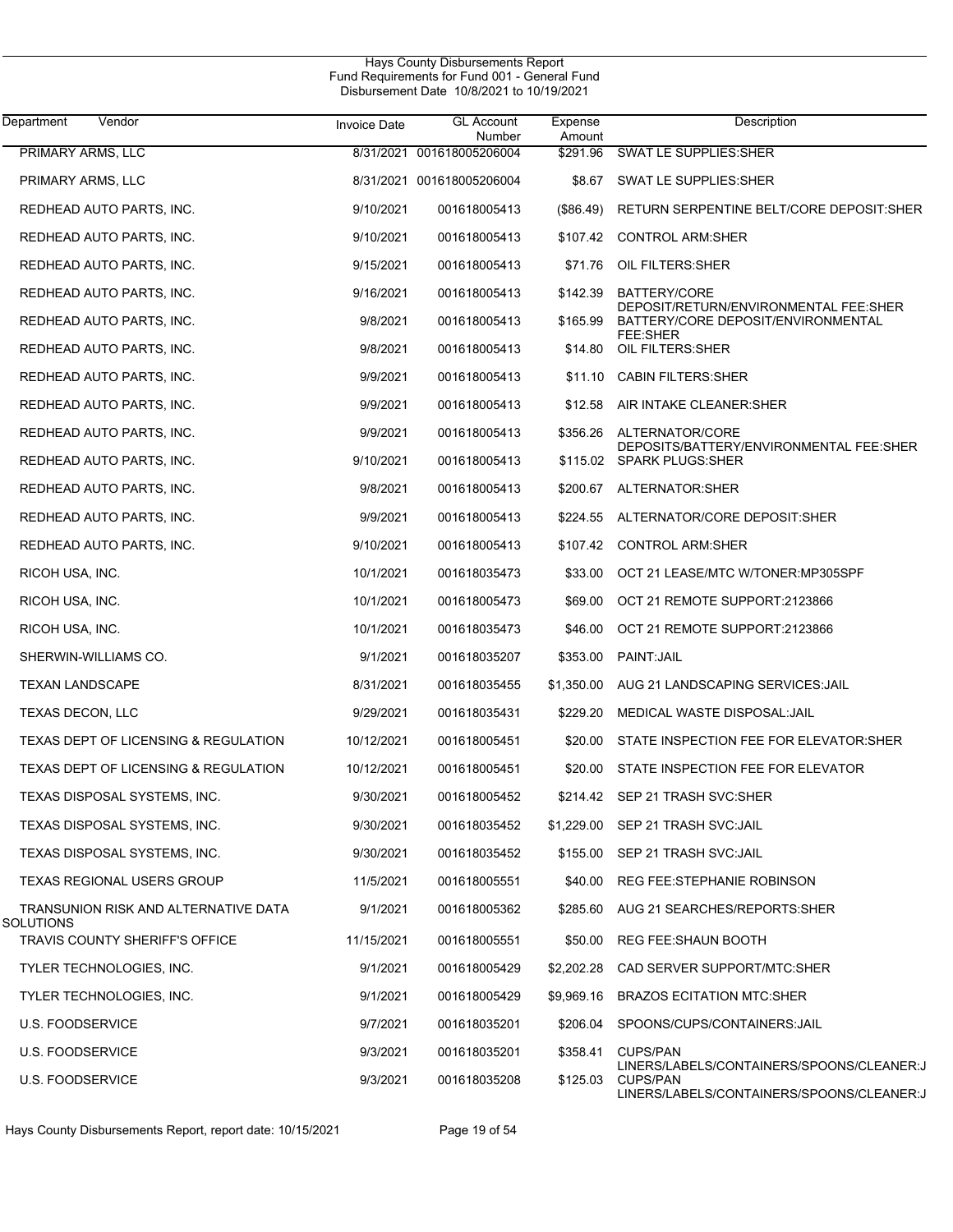Hays County Disbursements Report
Fund Requirements for Fund 001 - General Fund
Disbursement Date 10/8/2021 to 10/19/2021

| Department | Vendor | Invoice Date | GL Account Number | Expense Amount | Description |
|---|---|---|---|---|---|
| PRIMARY ARMS, LLC | | 8/31/2021 | 001618005206004 | $291.96 | SWAT LE SUPPLIES:SHER |
| PRIMARY ARMS, LLC | | 8/31/2021 | 001618005206004 | $8.67 | SWAT LE SUPPLIES:SHER |
| REDHEAD AUTO PARTS, INC. | | 9/10/2021 | 001618005413 | ($86.49) | RETURN SERPENTINE BELT/CORE DEPOSIT:SHER |
| REDHEAD AUTO PARTS, INC. | | 9/10/2021 | 001618005413 | $107.42 | CONTROL ARM:SHER |
| REDHEAD AUTO PARTS, INC. | | 9/15/2021 | 001618005413 | $71.76 | OIL FILTERS:SHER |
| REDHEAD AUTO PARTS, INC. | | 9/16/2021 | 001618005413 | $142.39 | BATTERY/CORE DEPOSIT/RETURN/ENVIRONMENTAL FEE:SHER |
| REDHEAD AUTO PARTS, INC. | | 9/8/2021 | 001618005413 | $165.99 | BATTERY/CORE DEPOSIT/ENVIRONMENTAL FEE:SHER |
| REDHEAD AUTO PARTS, INC. | | 9/8/2021 | 001618005413 | $14.80 | OIL FILTERS:SHER |
| REDHEAD AUTO PARTS, INC. | | 9/9/2021 | 001618005413 | $11.10 | CABIN FILTERS:SHER |
| REDHEAD AUTO PARTS, INC. | | 9/9/2021 | 001618005413 | $12.58 | AIR INTAKE CLEANER:SHER |
| REDHEAD AUTO PARTS, INC. | | 9/9/2021 | 001618005413 | $356.26 | ALTERNATOR/CORE DEPOSITS/BATTERY/ENVIRONMENTAL FEE:SHER |
| REDHEAD AUTO PARTS, INC. | | 9/10/2021 | 001618005413 | $115.02 | SPARK PLUGS:SHER |
| REDHEAD AUTO PARTS, INC. | | 9/8/2021 | 001618005413 | $200.67 | ALTERNATOR:SHER |
| REDHEAD AUTO PARTS, INC. | | 9/9/2021 | 001618005413 | $224.55 | ALTERNATOR/CORE DEPOSIT:SHER |
| REDHEAD AUTO PARTS, INC. | | 9/10/2021 | 001618005413 | $107.42 | CONTROL ARM:SHER |
| RICOH USA, INC. | | 10/1/2021 | 001618035473 | $33.00 | OCT 21 LEASE/MTC W/TONER:MP305SPF |
| RICOH USA, INC. | | 10/1/2021 | 001618005473 | $69.00 | OCT 21 REMOTE SUPPORT:2123866 |
| RICOH USA, INC. | | 10/1/2021 | 001618035473 | $46.00 | OCT 21 REMOTE SUPPORT:2123866 |
| SHERWIN-WILLIAMS CO. | | 9/1/2021 | 001618035207 | $353.00 | PAINT:JAIL |
| TEXAN LANDSCAPE | | 8/31/2021 | 001618035455 | $1,350.00 | AUG 21 LANDSCAPING SERVICES:JAIL |
| TEXAS DECON, LLC | | 9/29/2021 | 001618035431 | $229.20 | MEDICAL WASTE DISPOSAL:JAIL |
| TEXAS DEPT OF LICENSING & REGULATION | | 10/12/2021 | 001618005451 | $20.00 | STATE INSPECTION FEE FOR ELEVATOR:SHER |
| TEXAS DEPT OF LICENSING & REGULATION | | 10/12/2021 | 001618005451 | $20.00 | STATE INSPECTION FEE FOR ELEVATOR |
| TEXAS DISPOSAL SYSTEMS, INC. | | 9/30/2021 | 001618005452 | $214.42 | SEP 21 TRASH SVC:SHER |
| TEXAS DISPOSAL SYSTEMS, INC. | | 9/30/2021 | 001618035452 | $1,229.00 | SEP 21 TRASH SVC:JAIL |
| TEXAS DISPOSAL SYSTEMS, INC. | | 9/30/2021 | 001618035452 | $155.00 | SEP 21 TRASH SVC:JAIL |
| TEXAS REGIONAL USERS GROUP | | 11/5/2021 | 001618005551 | $40.00 | REG FEE:STEPHANIE ROBINSON |
| TRANSUNION RISK AND ALTERNATIVE DATA SOLUTIONS | | 9/1/2021 | 001618005362 | $285.60 | AUG 21 SEARCHES/REPORTS:SHER |
| TRAVIS COUNTY SHERIFF'S OFFICE | | 11/15/2021 | 001618005551 | $50.00 | REG FEE:SHAUN BOOTH |
| TYLER TECHNOLOGIES, INC. | | 9/1/2021 | 001618005429 | $2,202.28 | CAD SERVER SUPPORT/MTC:SHER |
| TYLER TECHNOLOGIES, INC. | | 9/1/2021 | 001618005429 | $9,969.16 | BRAZOS ECITATION MTC:SHER |
| U.S. FOODSERVICE | | 9/7/2021 | 001618035201 | $206.04 | SPOONS/CUPS/CONTAINERS:JAIL |
| U.S. FOODSERVICE | | 9/3/2021 | 001618035201 | $358.41 | CUPS/PAN LINERS/LABELS/CONTAINERS/SPOONS/CLEANER:J |
| U.S. FOODSERVICE | | 9/3/2021 | 001618035208 | $125.03 | CUPS/PAN LINERS/LABELS/CONTAINERS/SPOONS/CLEANER:J |

Hays County Disbursements Report, report date: 10/15/2021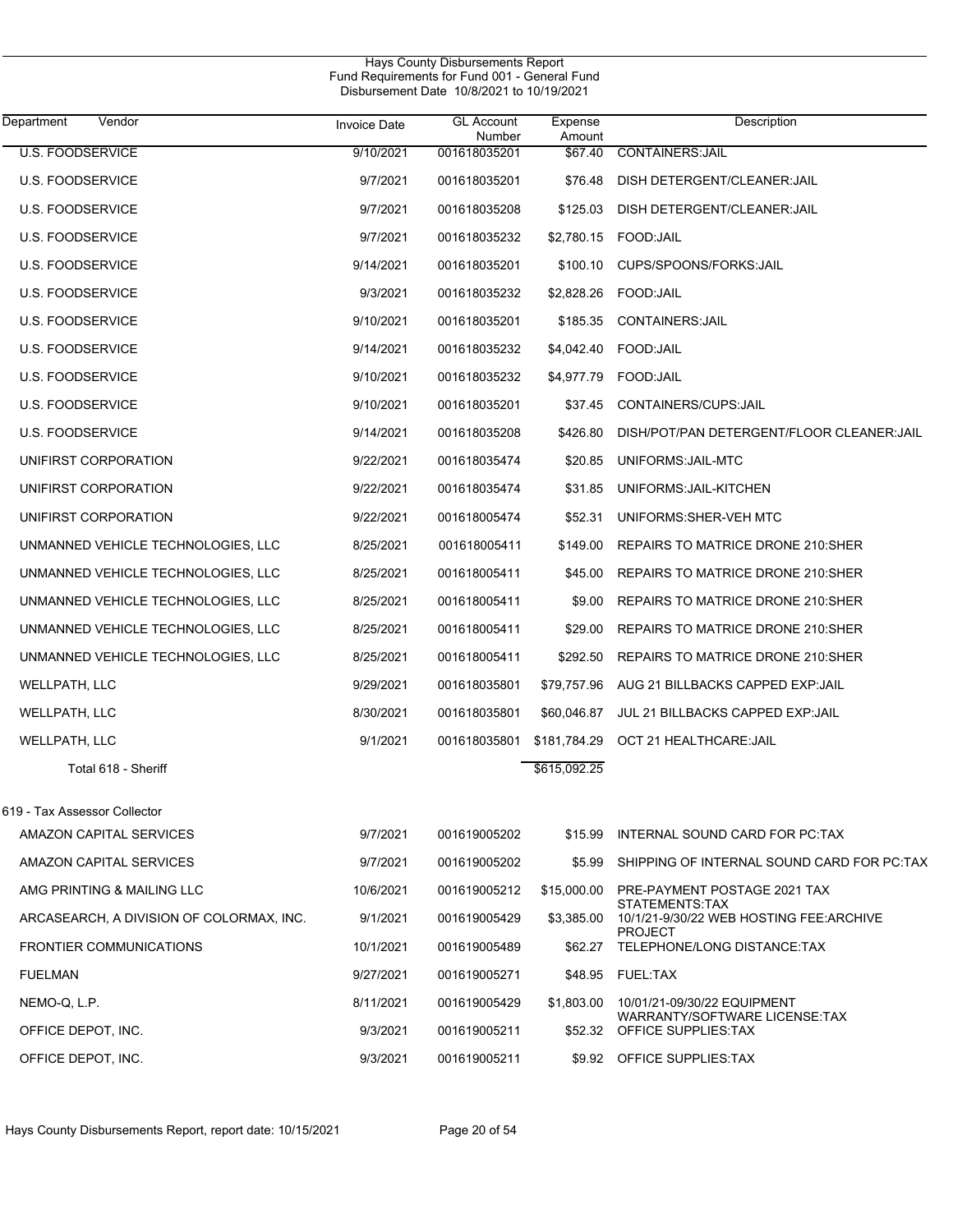Hays County Disbursements Report
Fund Requirements for Fund 001 - General Fund
Disbursement Date 10/8/2021 to 10/19/2021

| Department | Vendor | Invoice Date | GL Account Number | Expense Amount | Description |
|---|---|---|---|---|---|
| | U.S. FOODSERVICE | 9/10/2021 | 001618035201 | $67.40 | CONTAINERS:JAIL |
| | U.S. FOODSERVICE | 9/7/2021 | 001618035201 | $76.48 | DISH DETERGENT/CLEANER:JAIL |
| | U.S. FOODSERVICE | 9/7/2021 | 001618035208 | $125.03 | DISH DETERGENT/CLEANER:JAIL |
| | U.S. FOODSERVICE | 9/7/2021 | 001618035232 | $2,780.15 | FOOD:JAIL |
| | U.S. FOODSERVICE | 9/14/2021 | 001618035201 | $100.10 | CUPS/SPOONS/FORKS:JAIL |
| | U.S. FOODSERVICE | 9/3/2021 | 001618035232 | $2,828.26 | FOOD:JAIL |
| | U.S. FOODSERVICE | 9/10/2021 | 001618035201 | $185.35 | CONTAINERS:JAIL |
| | U.S. FOODSERVICE | 9/14/2021 | 001618035232 | $4,042.40 | FOOD:JAIL |
| | U.S. FOODSERVICE | 9/10/2021 | 001618035232 | $4,977.79 | FOOD:JAIL |
| | U.S. FOODSERVICE | 9/10/2021 | 001618035201 | $37.45 | CONTAINERS/CUPS:JAIL |
| | U.S. FOODSERVICE | 9/14/2021 | 001618035208 | $426.80 | DISH/POT/PAN DETERGENT/FLOOR CLEANER:JAIL |
| | UNIFIRST CORPORATION | 9/22/2021 | 001618035474 | $20.85 | UNIFORMS:JAIL-MTC |
| | UNIFIRST CORPORATION | 9/22/2021 | 001618035474 | $31.85 | UNIFORMS:JAIL-KITCHEN |
| | UNIFIRST CORPORATION | 9/22/2021 | 001618005474 | $52.31 | UNIFORMS:SHER-VEH MTC |
| | UNMANNED VEHICLE TECHNOLOGIES, LLC | 8/25/2021 | 001618005411 | $149.00 | REPAIRS TO MATRICE DRONE 210:SHER |
| | UNMANNED VEHICLE TECHNOLOGIES, LLC | 8/25/2021 | 001618005411 | $45.00 | REPAIRS TO MATRICE DRONE 210:SHER |
| | UNMANNED VEHICLE TECHNOLOGIES, LLC | 8/25/2021 | 001618005411 | $9.00 | REPAIRS TO MATRICE DRONE 210:SHER |
| | UNMANNED VEHICLE TECHNOLOGIES, LLC | 8/25/2021 | 001618005411 | $29.00 | REPAIRS TO MATRICE DRONE 210:SHER |
| | UNMANNED VEHICLE TECHNOLOGIES, LLC | 8/25/2021 | 001618005411 | $292.50 | REPAIRS TO MATRICE DRONE 210:SHER |
| | WELLPATH, LLC | 9/29/2021 | 001618035801 | $79,757.96 | AUG 21 BILLBACKS CAPPED EXP:JAIL |
| | WELLPATH, LLC | 8/30/2021 | 001618035801 | $60,046.87 | JUL 21 BILLBACKS CAPPED EXP:JAIL |
| | WELLPATH, LLC | 9/1/2021 | 001618035801 | $181,784.29 | OCT 21 HEALTHCARE:JAIL |
| | Total 618 - Sheriff | | | $615,092.25 | |
| 619 - Tax Assessor Collector | | | | | |
| | AMAZON CAPITAL SERVICES | 9/7/2021 | 001619005202 | $15.99 | INTERNAL SOUND CARD FOR PC:TAX |
| | AMAZON CAPITAL SERVICES | 9/7/2021 | 001619005202 | $5.99 | SHIPPING OF INTERNAL SOUND CARD FOR PC:TAX |
| | AMG PRINTING & MAILING LLC | 10/6/2021 | 001619005212 | $15,000.00 | PRE-PAYMENT POSTAGE 2021 TAX STATEMENTS:TAX |
| | ARCASEARCH, A DIVISION OF COLORMAX, INC. | 9/1/2021 | 001619005429 | $3,385.00 | 10/1/21-9/30/22 WEB HOSTING FEE:ARCHIVE PROJECT |
| | FRONTIER COMMUNICATIONS | 10/1/2021 | 001619005489 | $62.27 | TELEPHONE/LONG DISTANCE:TAX |
| | FUELMAN | 9/27/2021 | 001619005271 | $48.95 | FUEL:TAX |
| | NEMO-Q, L.P. | 8/11/2021 | 001619005429 | $1,803.00 | 10/01/21-09/30/22 EQUIPMENT WARRANTY/SOFTWARE LICENSE:TAX |
| | OFFICE DEPOT, INC. | 9/3/2021 | 001619005211 | $52.32 | OFFICE SUPPLIES:TAX |
| | OFFICE DEPOT, INC. | 9/3/2021 | 001619005211 | $9.92 | OFFICE SUPPLIES:TAX |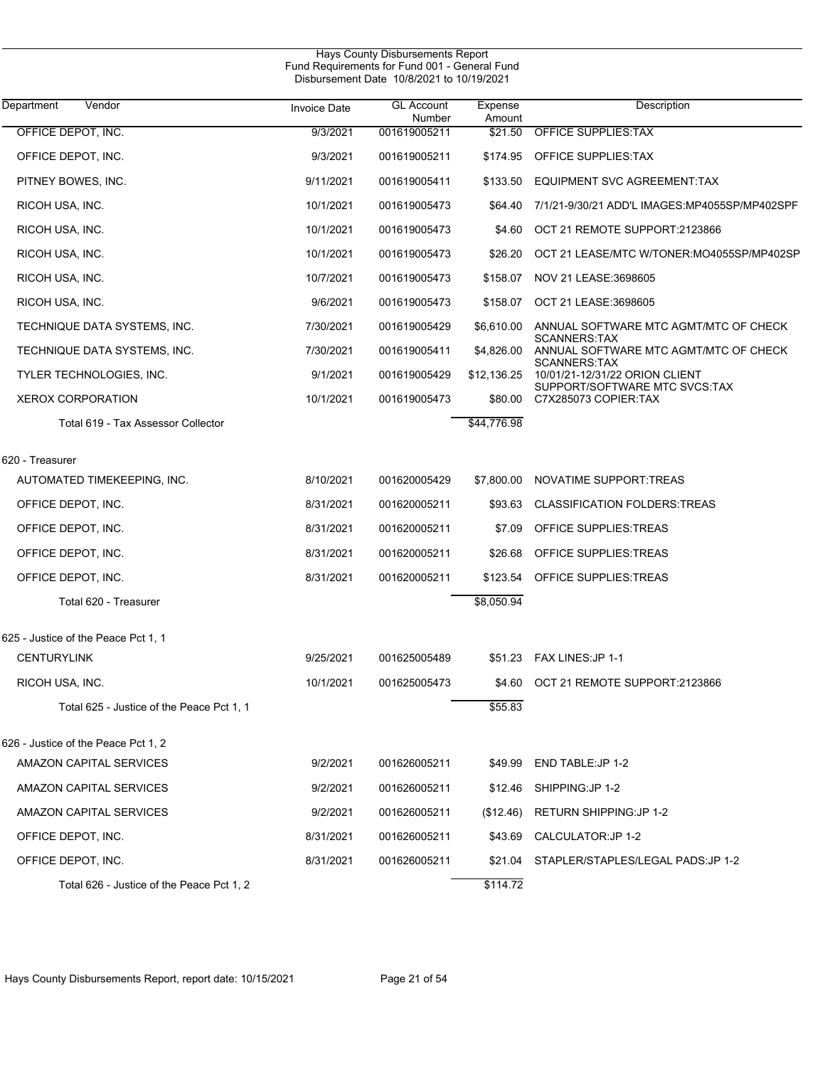Hays County Disbursements Report
Fund Requirements for Fund 001 - General Fund
Disbursement Date 10/8/2021 to 10/19/2021

| Department Vendor | Invoice Date | GL Account Number | Expense Amount | Description |
|---|---|---|---|---|
| OFFICE DEPOT, INC. | 9/3/2021 | 001619005211 | $21.50 | OFFICE SUPPLIES:TAX |
| OFFICE DEPOT, INC. | 9/3/2021 | 001619005211 | $174.95 | OFFICE SUPPLIES:TAX |
| PITNEY BOWES, INC. | 9/11/2021 | 001619005411 | $133.50 | EQUIPMENT SVC AGREEMENT:TAX |
| RICOH USA, INC. | 10/1/2021 | 001619005473 | $64.40 | 7/1/21-9/30/21 ADD'L IMAGES:MP4055SP/MP402SPF |
| RICOH USA, INC. | 10/1/2021 | 001619005473 | $4.60 | OCT 21 REMOTE SUPPORT:2123866 |
| RICOH USA, INC. | 10/1/2021 | 001619005473 | $26.20 | OCT 21 LEASE/MTC W/TONER:MO4055SP/MP402SP |
| RICOH USA, INC. | 10/7/2021 | 001619005473 | $158.07 | NOV 21 LEASE:3698605 |
| RICOH USA, INC. | 9/6/2021 | 001619005473 | $158.07 | OCT 21 LEASE:3698605 |
| TECHNIQUE DATA SYSTEMS, INC. | 7/30/2021 | 001619005429 | $6,610.00 | ANNUAL SOFTWARE MTC AGMT/MTC OF CHECK SCANNERS:TAX |
| TECHNIQUE DATA SYSTEMS, INC. | 7/30/2021 | 001619005411 | $4,826.00 | ANNUAL SOFTWARE MTC AGMT/MTC OF CHECK SCANNERS:TAX |
| TYLER TECHNOLOGIES, INC. | 9/1/2021 | 001619005429 | $12,136.25 | 10/01/21-12/31/22 ORION CLIENT SUPPORT/SOFTWARE MTC SVCS:TAX |
| XEROX CORPORATION | 10/1/2021 | 001619005473 | $80.00 | C7X285073 COPIER:TAX |
| Total 619 - Tax Assessor Collector | | | $44,776.98 | |
| **620 - Treasurer** | | | | |
| AUTOMATED TIMEKEEPING, INC. | 8/10/2021 | 001620005429 | $7,800.00 | NOVATIME SUPPORT:TREAS |
| OFFICE DEPOT, INC. | 8/31/2021 | 001620005211 | $93.63 | CLASSIFICATION FOLDERS:TREAS |
| OFFICE DEPOT, INC. | 8/31/2021 | 001620005211 | $7.09 | OFFICE SUPPLIES:TREAS |
| OFFICE DEPOT, INC. | 8/31/2021 | 001620005211 | $26.68 | OFFICE SUPPLIES:TREAS |
| OFFICE DEPOT, INC. | 8/31/2021 | 001620005211 | $123.54 | OFFICE SUPPLIES:TREAS |
| Total 620 - Treasurer | | | $8,050.94 | |
| **625 - Justice of the Peace Pct 1, 1** | | | | |
| CENTURYLINK | 9/25/2021 | 001625005489 | $51.23 | FAX LINES:JP 1-1 |
| RICOH USA, INC. | 10/1/2021 | 001625005473 | $4.60 | OCT 21 REMOTE SUPPORT:2123866 |
| Total 625 - Justice of the Peace Pct 1, 1 | | | $55.83 | |
| **626 - Justice of the Peace Pct 1, 2** | | | | |
| AMAZON CAPITAL SERVICES | 9/2/2021 | 001626005211 | $49.99 | END TABLE:JP 1-2 |
| AMAZON CAPITAL SERVICES | 9/2/2021 | 001626005211 | $12.46 | SHIPPING:JP 1-2 |
| AMAZON CAPITAL SERVICES | 9/2/2021 | 001626005211 | ($12.46) | RETURN SHIPPING:JP 1-2 |
| OFFICE DEPOT, INC. | 8/31/2021 | 001626005211 | $43.69 | CALCULATOR:JP 1-2 |
| OFFICE DEPOT, INC. | 8/31/2021 | 001626005211 | $21.04 | STAPLER/STAPLES/LEGAL PADS:JP 1-2 |
| Total 626 - Justice of the Peace Pct 1, 2 | | | $114.72 | |

Hays County Disbursements Report, report date: 10/15/2021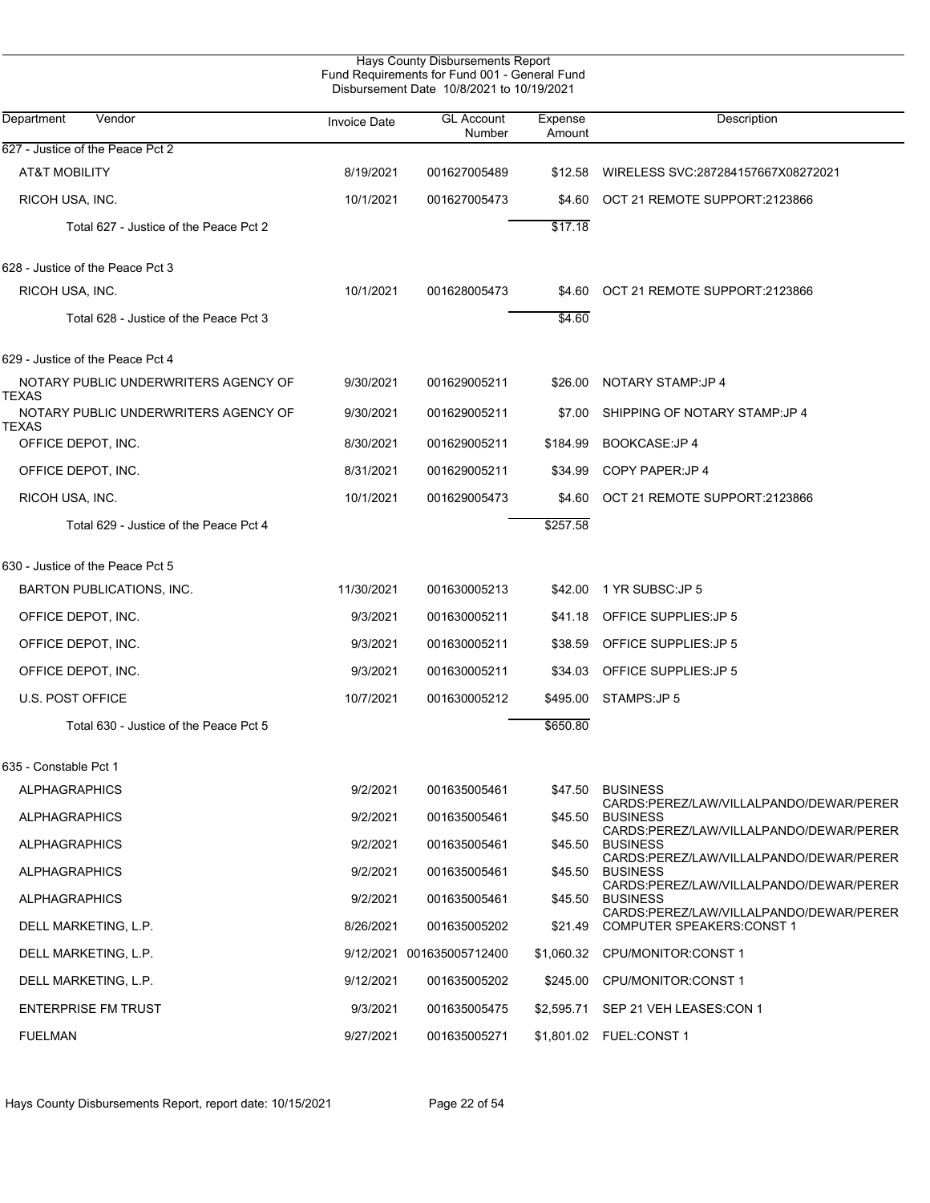Hays County Disbursements Report
Fund Requirements for Fund 001 - General Fund
Disbursement Date 10/8/2021 to 10/19/2021

| Department / Vendor | Invoice Date | GL Account Number | Expense Amount | Description |
|---|---|---|---|---|
| **627 - Justice of the Peace Pct 2** | | | | |
| AT&T MOBILITY | 8/19/2021 | 001627005489 | $12.58 | WIRELESS SVC:287284157667X08272021 |
| RICOH USA, INC. | 10/1/2021 | 001627005473 | $4.60 | OCT 21 REMOTE SUPPORT:2123866 |
| Total 627 - Justice of the Peace Pct 2 | | | $17.18 | |
| **628 - Justice of the Peace Pct 3** | | | | |
| RICOH USA, INC. | 10/1/2021 | 001628005473 | $4.60 | OCT 21 REMOTE SUPPORT:2123866 |
| Total 628 - Justice of the Peace Pct 3 | | | $4.60 | |
| **629 - Justice of the Peace Pct 4** | | | | |
| NOTARY PUBLIC UNDERWRITERS AGENCY OF TEXAS | 9/30/2021 | 001629005211 | $26.00 | NOTARY STAMP:JP 4 |
| NOTARY PUBLIC UNDERWRITERS AGENCY OF TEXAS | 9/30/2021 | 001629005211 | $7.00 | SHIPPING OF NOTARY STAMP:JP 4 |
| OFFICE DEPOT, INC. | 8/30/2021 | 001629005211 | $184.99 | BOOKCASE:JP 4 |
| OFFICE DEPOT, INC. | 8/31/2021 | 001629005211 | $34.99 | COPY PAPER:JP 4 |
| RICOH USA, INC. | 10/1/2021 | 001629005473 | $4.60 | OCT 21 REMOTE SUPPORT:2123866 |
| Total 629 - Justice of the Peace Pct 4 | | | $257.58 | |
| **630 - Justice of the Peace Pct 5** | | | | |
| BARTON PUBLICATIONS, INC. | 11/30/2021 | 001630005213 | $42.00 | 1 YR SUBSC:JP 5 |
| OFFICE DEPOT, INC. | 9/3/2021 | 001630005211 | $41.18 | OFFICE SUPPLIES:JP 5 |
| OFFICE DEPOT, INC. | 9/3/2021 | 001630005211 | $38.59 | OFFICE SUPPLIES:JP 5 |
| OFFICE DEPOT, INC. | 9/3/2021 | 001630005211 | $34.03 | OFFICE SUPPLIES:JP 5 |
| U.S. POST OFFICE | 10/7/2021 | 001630005212 | $495.00 | STAMPS:JP 5 |
| Total 630 - Justice of the Peace Pct 5 | | | $650.80 | |
| **635 - Constable Pct 1** | | | | |
| ALPHAGRAPHICS | 9/2/2021 | 001635005461 | $47.50 | BUSINESS CARDS:PEREZ/LAW/VILLALPANDO/DEWAR/PERER |
| ALPHAGRAPHICS | 9/2/2021 | 001635005461 | $45.50 | BUSINESS CARDS:PEREZ/LAW/VILLALPANDO/DEWAR/PERER |
| ALPHAGRAPHICS | 9/2/2021 | 001635005461 | $45.50 | BUSINESS CARDS:PEREZ/LAW/VILLALPANDO/DEWAR/PERER |
| ALPHAGRAPHICS | 9/2/2021 | 001635005461 | $45.50 | BUSINESS CARDS:PEREZ/LAW/VILLALPANDO/DEWAR/PERER |
| ALPHAGRAPHICS | 9/2/2021 | 001635005461 | $45.50 | BUSINESS CARDS:PEREZ/LAW/VILLALPANDO/DEWAR/PERER |
| DELL MARKETING, L.P. | 8/26/2021 | 001635005202 | $21.49 | COMPUTER SPEAKERS:CONST 1 |
| DELL MARKETING, L.P. | 9/12/2021 | 001635005712400 | $1,060.32 | CPU/MONITOR:CONST 1 |
| DELL MARKETING, L.P. | 9/12/2021 | 001635005202 | $245.00 | CPU/MONITOR:CONST 1 |
| ENTERPRISE FM TRUST | 9/3/2021 | 001635005475 | $2,595.71 | SEP 21 VEH LEASES:CON 1 |
| FUELMAN | 9/27/2021 | 001635005271 | $1,801.02 | FUEL:CONST 1 |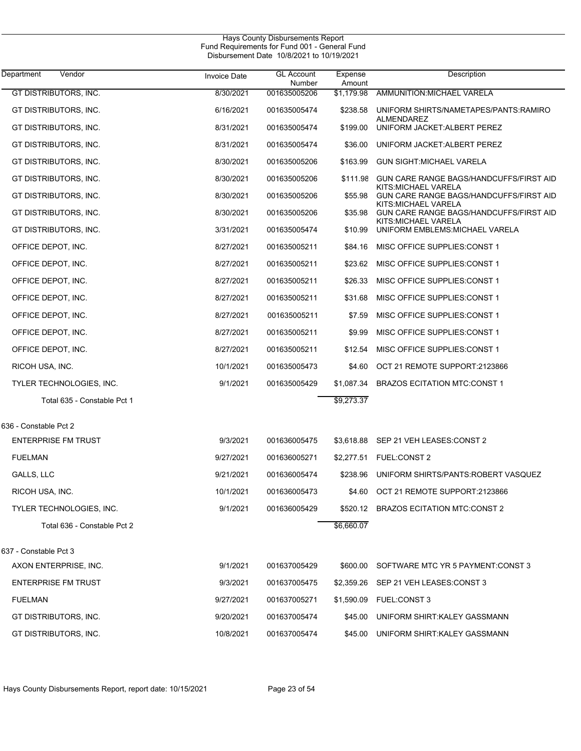Hays County Disbursements Report
Fund Requirements for Fund 001 - General Fund
Disbursement Date 10/8/2021 to 10/19/2021

| Department Vendor | Invoice Date | GL Account Number | Expense Amount | Description |
|---|---|---|---|---|
| GT DISTRIBUTORS, INC. | 8/30/2021 | 001635005206 | $1,179.98 | AMMUNITION:MICHAEL VARELA |
| GT DISTRIBUTORS, INC. | 6/16/2021 | 001635005474 | $238.58 | UNIFORM SHIRTS/NAMETAPES/PANTS:RAMIRO ALMENDAREZ |
| GT DISTRIBUTORS, INC. | 8/31/2021 | 001635005474 | $199.00 | UNIFORM JACKET:ALBERT PEREZ |
| GT DISTRIBUTORS, INC. | 8/31/2021 | 001635005474 | $36.00 | UNIFORM JACKET:ALBERT PEREZ |
| GT DISTRIBUTORS, INC. | 8/30/2021 | 001635005206 | $163.99 | GUN SIGHT:MICHAEL VARELA |
| GT DISTRIBUTORS, INC. | 8/30/2021 | 001635005206 | $111.98 | GUN CARE RANGE BAGS/HANDCUFFS/FIRST AID KITS:MICHAEL VARELA |
| GT DISTRIBUTORS, INC. | 8/30/2021 | 001635005206 | $55.98 | GUN CARE RANGE BAGS/HANDCUFFS/FIRST AID KITS:MICHAEL VARELA |
| GT DISTRIBUTORS, INC. | 8/30/2021 | 001635005206 | $35.98 | GUN CARE RANGE BAGS/HANDCUFFS/FIRST AID KITS:MICHAEL VARELA |
| GT DISTRIBUTORS, INC. | 3/31/2021 | 001635005474 | $10.99 | UNIFORM EMBLEMS:MICHAEL VARELA |
| OFFICE DEPOT, INC. | 8/27/2021 | 001635005211 | $84.16 | MISC OFFICE SUPPLIES:CONST 1 |
| OFFICE DEPOT, INC. | 8/27/2021 | 001635005211 | $23.62 | MISC OFFICE SUPPLIES:CONST 1 |
| OFFICE DEPOT, INC. | 8/27/2021 | 001635005211 | $26.33 | MISC OFFICE SUPPLIES:CONST 1 |
| OFFICE DEPOT, INC. | 8/27/2021 | 001635005211 | $31.68 | MISC OFFICE SUPPLIES:CONST 1 |
| OFFICE DEPOT, INC. | 8/27/2021 | 001635005211 | $7.59 | MISC OFFICE SUPPLIES:CONST 1 |
| OFFICE DEPOT, INC. | 8/27/2021 | 001635005211 | $9.99 | MISC OFFICE SUPPLIES:CONST 1 |
| OFFICE DEPOT, INC. | 8/27/2021 | 001635005211 | $12.54 | MISC OFFICE SUPPLIES:CONST 1 |
| RICOH USA, INC. | 10/1/2021 | 001635005473 | $4.60 | OCT 21 REMOTE SUPPORT:2123866 |
| TYLER TECHNOLOGIES, INC. | 9/1/2021 | 001635005429 | $1,087.34 | BRAZOS ECITATION MTC:CONST 1 |
| Total 635 - Constable Pct 1 | | | $9,273.37 | |
| **636 - Constable Pct 2** | | | | |
| ENTERPRISE FM TRUST | 9/3/2021 | 001636005475 | $3,618.88 | SEP 21 VEH LEASES:CONST 2 |
| FUELMAN | 9/27/2021 | 001636005271 | $2,277.51 | FUEL:CONST 2 |
| GALLS, LLC | 9/21/2021 | 001636005474 | $238.96 | UNIFORM SHIRTS/PANTS:ROBERT VASQUEZ |
| RICOH USA, INC. | 10/1/2021 | 001636005473 | $4.60 | OCT 21 REMOTE SUPPORT:2123866 |
| TYLER TECHNOLOGIES, INC. | 9/1/2021 | 001636005429 | $520.12 | BRAZOS ECITATION MTC:CONST 2 |
| Total 636 - Constable Pct 2 | | | $6,660.07 | |
| **637 - Constable Pct 3** | | | | |
| AXON ENTERPRISE, INC. | 9/1/2021 | 001637005429 | $600.00 | SOFTWARE MTC YR 5 PAYMENT:CONST 3 |
| ENTERPRISE FM TRUST | 9/3/2021 | 001637005475 | $2,359.26 | SEP 21 VEH LEASES:CONST 3 |
| FUELMAN | 9/27/2021 | 001637005271 | $1,590.09 | FUEL:CONST 3 |
| GT DISTRIBUTORS, INC. | 9/20/2021 | 001637005474 | $45.00 | UNIFORM SHIRT:KALEY GASSMANN |
| GT DISTRIBUTORS, INC. | 10/8/2021 | 001637005474 | $45.00 | UNIFORM SHIRT:KALEY GASSMANN |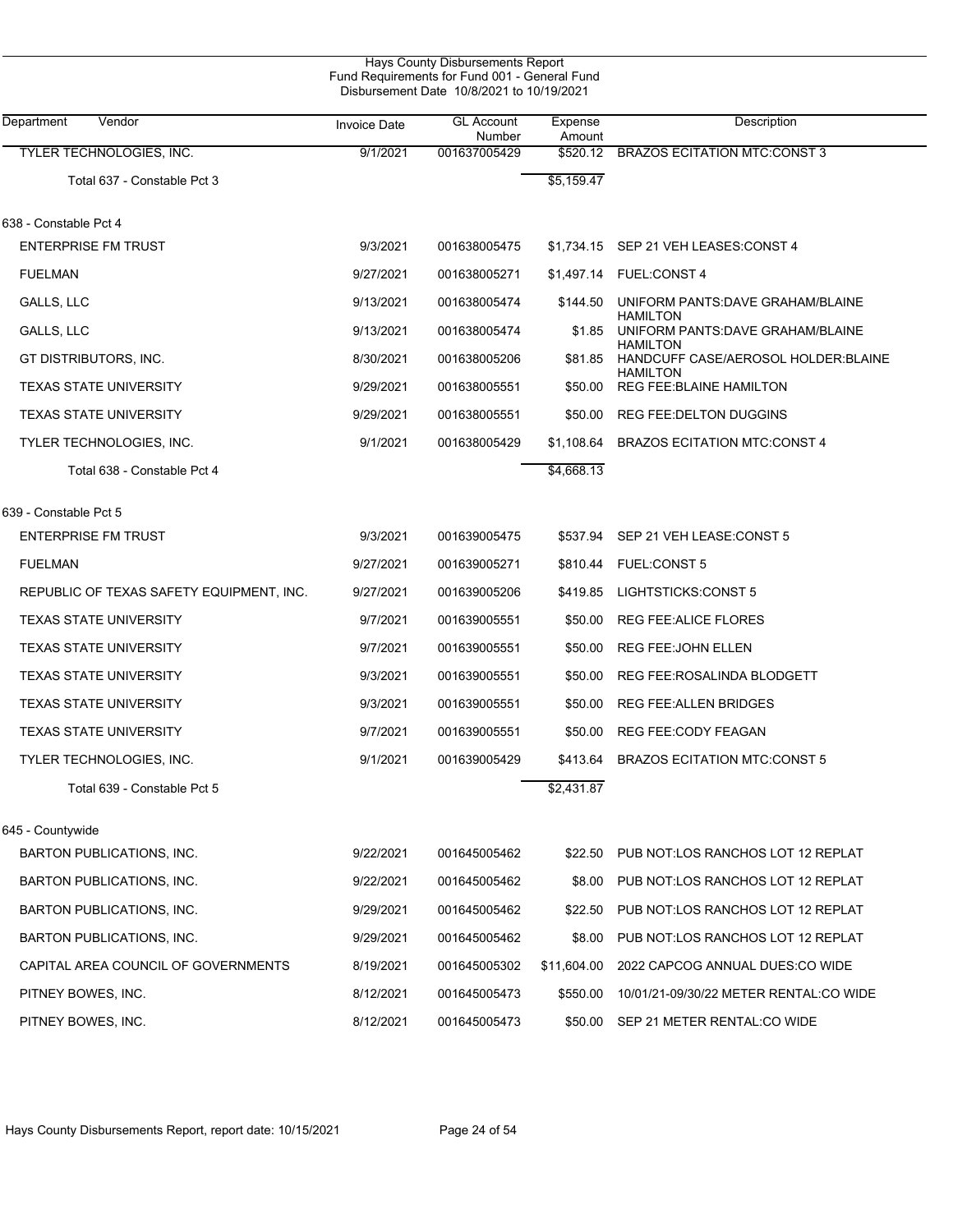Hays County Disbursements Report
Fund Requirements for Fund 001 - General Fund
Disbursement Date 10/8/2021 to 10/19/2021

| Department | Vendor | Invoice Date | GL Account Number | Expense Amount | Description |
|---|---|---|---|---|---|
| | TYLER TECHNOLOGIES, INC. | 9/1/2021 | 001637005429 | $520.12 | BRAZOS ECITATION MTC:CONST 3 |
| | Total 637 - Constable Pct 3 | | | $5,159.47 | |
| 638 - Constable Pct 4 | | | | | |
| | ENTERPRISE FM TRUST | 9/3/2021 | 001638005475 | $1,734.15 | SEP 21 VEH LEASES:CONST 4 |
| | FUELMAN | 9/27/2021 | 001638005271 | $1,497.14 | FUEL:CONST 4 |
| | GALLS, LLC | 9/13/2021 | 001638005474 | $144.50 | UNIFORM PANTS:DAVE GRAHAM/BLAINE HAMILTON |
| | GALLS, LLC | 9/13/2021 | 001638005474 | $1.85 | UNIFORM PANTS:DAVE GRAHAM/BLAINE HAMILTON |
| | GT DISTRIBUTORS, INC. | 8/30/2021 | 001638005206 | $81.85 | HANDCUFF CASE/AEROSOL HOLDER:BLAINE HAMILTON |
| | TEXAS STATE UNIVERSITY | 9/29/2021 | 001638005551 | $50.00 | REG FEE:BLAINE HAMILTON |
| | TEXAS STATE UNIVERSITY | 9/29/2021 | 001638005551 | $50.00 | REG FEE:DELTON DUGGINS |
| | TYLER TECHNOLOGIES, INC. | 9/1/2021 | 001638005429 | $1,108.64 | BRAZOS ECITATION MTC:CONST 4 |
| | Total 638 - Constable Pct 4 | | | $4,668.13 | |
| 639 - Constable Pct 5 | | | | | |
| | ENTERPRISE FM TRUST | 9/3/2021 | 001639005475 | $537.94 | SEP 21 VEH LEASE:CONST 5 |
| | FUELMAN | 9/27/2021 | 001639005271 | $810.44 | FUEL:CONST 5 |
| | REPUBLIC OF TEXAS SAFETY EQUIPMENT, INC. | 9/27/2021 | 001639005206 | $419.85 | LIGHTSTICKS:CONST 5 |
| | TEXAS STATE UNIVERSITY | 9/7/2021 | 001639005551 | $50.00 | REG FEE:ALICE FLORES |
| | TEXAS STATE UNIVERSITY | 9/7/2021 | 001639005551 | $50.00 | REG FEE:JOHN ELLEN |
| | TEXAS STATE UNIVERSITY | 9/3/2021 | 001639005551 | $50.00 | REG FEE:ROSALINDA BLODGETT |
| | TEXAS STATE UNIVERSITY | 9/3/2021 | 001639005551 | $50.00 | REG FEE:ALLEN BRIDGES |
| | TEXAS STATE UNIVERSITY | 9/7/2021 | 001639005551 | $50.00 | REG FEE:CODY FEAGAN |
| | TYLER TECHNOLOGIES, INC. | 9/1/2021 | 001639005429 | $413.64 | BRAZOS ECITATION MTC:CONST 5 |
| | Total 639 - Constable Pct 5 | | | $2,431.87 | |
| 645 - Countywide | | | | | |
| | BARTON PUBLICATIONS, INC. | 9/22/2021 | 001645005462 | $22.50 | PUB NOT:LOS RANCHOS LOT 12 REPLAT |
| | BARTON PUBLICATIONS, INC. | 9/22/2021 | 001645005462 | $8.00 | PUB NOT:LOS RANCHOS LOT 12 REPLAT |
| | BARTON PUBLICATIONS, INC. | 9/29/2021 | 001645005462 | $22.50 | PUB NOT:LOS RANCHOS LOT 12 REPLAT |
| | BARTON PUBLICATIONS, INC. | 9/29/2021 | 001645005462 | $8.00 | PUB NOT:LOS RANCHOS LOT 12 REPLAT |
| | CAPITAL AREA COUNCIL OF GOVERNMENTS | 8/19/2021 | 001645005302 | $11,604.00 | 2022 CAPCOG ANNUAL DUES:CO WIDE |
| | PITNEY BOWES, INC. | 8/12/2021 | 001645005473 | $550.00 | 10/01/21-09/30/22 METER RENTAL:CO WIDE |
| | PITNEY BOWES, INC. | 8/12/2021 | 001645005473 | $50.00 | SEP 21 METER RENTAL:CO WIDE |

Hays County Disbursements Report, report date: 10/15/2021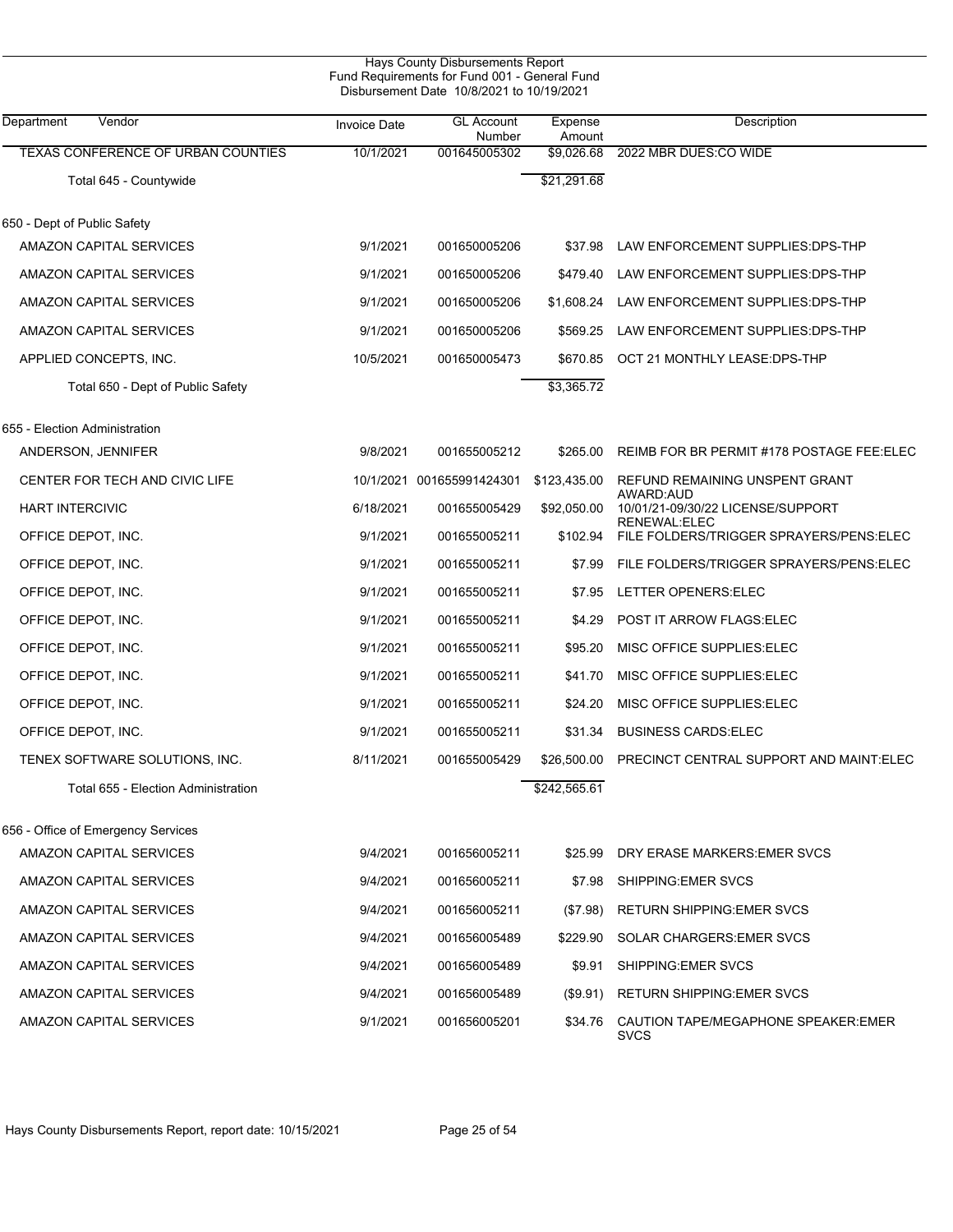Hays County Disbursements Report
Fund Requirements for Fund 001 - General Fund
Disbursement Date 10/8/2021 to 10/19/2021

| Department Vendor | Invoice Date | GL Account Number | Expense Amount | Description |
|---|---|---|---|---|
| TEXAS CONFERENCE OF URBAN COUNTIES | 10/1/2021 | 001645005302 | $9,026.68 | 2022 MBR DUES:CO WIDE |
| Total 645 - Countywide | | | $21,291.68 | |
| 650 - Dept of Public Safety | | | | |
| AMAZON CAPITAL SERVICES | 9/1/2021 | 001650005206 | $37.98 | LAW ENFORCEMENT SUPPLIES:DPS-THP |
| AMAZON CAPITAL SERVICES | 9/1/2021 | 001650005206 | $479.40 | LAW ENFORCEMENT SUPPLIES:DPS-THP |
| AMAZON CAPITAL SERVICES | 9/1/2021 | 001650005206 | $1,608.24 | LAW ENFORCEMENT SUPPLIES:DPS-THP |
| AMAZON CAPITAL SERVICES | 9/1/2021 | 001650005206 | $569.25 | LAW ENFORCEMENT SUPPLIES:DPS-THP |
| APPLIED CONCEPTS, INC. | 10/5/2021 | 001650005473 | $670.85 | OCT 21 MONTHLY LEASE:DPS-THP |
| Total 650 - Dept of Public Safety | | | $3,365.72 | |
| 655 - Election Administration | | | | |
| ANDERSON, JENNIFER | 9/8/2021 | 001655005212 | $265.00 | REIMB FOR BR PERMIT #178 POSTAGE FEE:ELEC |
| CENTER FOR TECH AND CIVIC LIFE | 10/1/2021 | 001655991424301 | $123,435.00 | REFUND REMAINING UNSPENT GRANT AWARD:AUD |
| HART INTERCIVIC | 6/18/2021 | 001655005429 | $92,050.00 | 10/01/21-09/30/22 LICENSE/SUPPORT RENEWAL:ELEC |
| OFFICE DEPOT, INC. | 9/1/2021 | 001655005211 | $102.94 | FILE FOLDERS/TRIGGER SPRAYERS/PENS:ELEC |
| OFFICE DEPOT, INC. | 9/1/2021 | 001655005211 | $7.99 | FILE FOLDERS/TRIGGER SPRAYERS/PENS:ELEC |
| OFFICE DEPOT, INC. | 9/1/2021 | 001655005211 | $7.95 | LETTER OPENERS:ELEC |
| OFFICE DEPOT, INC. | 9/1/2021 | 001655005211 | $4.29 | POST IT ARROW FLAGS:ELEC |
| OFFICE DEPOT, INC. | 9/1/2021 | 001655005211 | $95.20 | MISC OFFICE SUPPLIES:ELEC |
| OFFICE DEPOT, INC. | 9/1/2021 | 001655005211 | $41.70 | MISC OFFICE SUPPLIES:ELEC |
| OFFICE DEPOT, INC. | 9/1/2021 | 001655005211 | $24.20 | MISC OFFICE SUPPLIES:ELEC |
| OFFICE DEPOT, INC. | 9/1/2021 | 001655005211 | $31.34 | BUSINESS CARDS:ELEC |
| TENEX SOFTWARE SOLUTIONS, INC. | 8/11/2021 | 001655005429 | $26,500.00 | PRECINCT CENTRAL SUPPORT AND MAINT:ELEC |
| Total 655 - Election Administration | | | $242,565.61 | |
| 656 - Office of Emergency Services | | | | |
| AMAZON CAPITAL SERVICES | 9/4/2021 | 001656005211 | $25.99 | DRY ERASE MARKERS:EMER SVCS |
| AMAZON CAPITAL SERVICES | 9/4/2021 | 001656005211 | $7.98 | SHIPPING:EMER SVCS |
| AMAZON CAPITAL SERVICES | 9/4/2021 | 001656005211 | ($7.98) | RETURN SHIPPING:EMER SVCS |
| AMAZON CAPITAL SERVICES | 9/4/2021 | 001656005489 | $229.90 | SOLAR CHARGERS:EMER SVCS |
| AMAZON CAPITAL SERVICES | 9/4/2021 | 001656005489 | $9.91 | SHIPPING:EMER SVCS |
| AMAZON CAPITAL SERVICES | 9/4/2021 | 001656005489 | ($9.91) | RETURN SHIPPING:EMER SVCS |
| AMAZON CAPITAL SERVICES | 9/1/2021 | 001656005201 | $34.76 | CAUTION TAPE/MEGAPHONE SPEAKER:EMER SVCS |

Hays County Disbursements Report, report date: 10/15/2021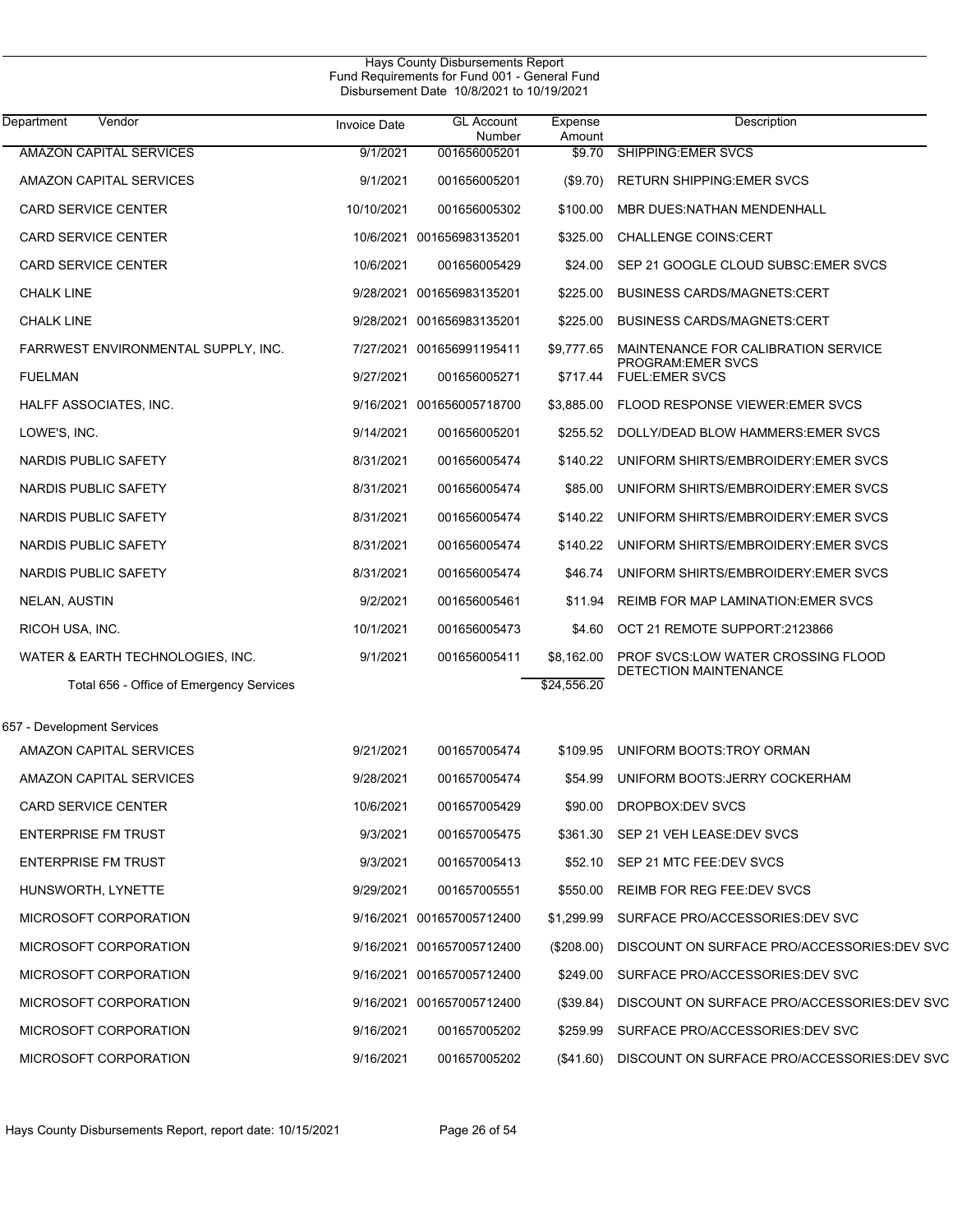Hays County Disbursements Report
Fund Requirements for Fund 001 - General Fund
Disbursement Date 10/8/2021 to 10/19/2021

| Department | Vendor | Invoice Date | GL Account Number | Expense Amount | Description |
|---|---|---|---|---|---|
| | AMAZON CAPITAL SERVICES | 9/1/2021 | 001656005201 | $9.70 | SHIPPING:EMER SVCS |
| | AMAZON CAPITAL SERVICES | 9/1/2021 | 001656005201 | ($9.70) | RETURN SHIPPING:EMER SVCS |
| | CARD SERVICE CENTER | 10/10/2021 | 001656005302 | $100.00 | MBR DUES:NATHAN MENDENHALL |
| | CARD SERVICE CENTER | 10/6/2021 | 001656983135201 | $325.00 | CHALLENGE COINS:CERT |
| | CARD SERVICE CENTER | 10/6/2021 | 001656005429 | $24.00 | SEP 21 GOOGLE CLOUD SUBSC:EMER SVCS |
| | CHALK LINE | 9/28/2021 | 001656983135201 | $225.00 | BUSINESS CARDS/MAGNETS:CERT |
| | CHALK LINE | 9/28/2021 | 001656983135201 | $225.00 | BUSINESS CARDS/MAGNETS:CERT |
| | FARRWEST ENVIRONMENTAL SUPPLY, INC. | 7/27/2021 | 001656991195411 | $9,777.65 | MAINTENANCE FOR CALIBRATION SERVICE PROGRAM:EMER SVCS |
| | FUELMAN | 9/27/2021 | 001656005271 | $717.44 | FUEL:EMER SVCS |
| | HALFF ASSOCIATES, INC. | 9/16/2021 | 001656005718700 | $3,885.00 | FLOOD RESPONSE VIEWER:EMER SVCS |
| | LOWE'S, INC. | 9/14/2021 | 001656005201 | $255.52 | DOLLY/DEAD BLOW HAMMERS:EMER SVCS |
| | NARDIS PUBLIC SAFETY | 8/31/2021 | 001656005474 | $140.22 | UNIFORM SHIRTS/EMBROIDERY:EMER SVCS |
| | NARDIS PUBLIC SAFETY | 8/31/2021 | 001656005474 | $85.00 | UNIFORM SHIRTS/EMBROIDERY:EMER SVCS |
| | NARDIS PUBLIC SAFETY | 8/31/2021 | 001656005474 | $140.22 | UNIFORM SHIRTS/EMBROIDERY:EMER SVCS |
| | NARDIS PUBLIC SAFETY | 8/31/2021 | 001656005474 | $140.22 | UNIFORM SHIRTS/EMBROIDERY:EMER SVCS |
| | NARDIS PUBLIC SAFETY | 8/31/2021 | 001656005474 | $46.74 | UNIFORM SHIRTS/EMBROIDERY:EMER SVCS |
| | NELAN, AUSTIN | 9/2/2021 | 001656005461 | $11.94 | REIMB FOR MAP LAMINATION:EMER SVCS |
| | RICOH USA, INC. | 10/1/2021 | 001656005473 | $4.60 | OCT 21 REMOTE SUPPORT:2123866 |
| | WATER & EARTH TECHNOLOGIES, INC. | 9/1/2021 | 001656005411 | $8,162.00 | PROF SVCS:LOW WATER CROSSING FLOOD DETECTION MAINTENANCE |
| | Total 656 - Office of Emergency Services | | | $24,556.20 | |
| 657 - Development Services | | | | | |
| | AMAZON CAPITAL SERVICES | 9/21/2021 | 001657005474 | $109.95 | UNIFORM BOOTS:TROY ORMAN |
| | AMAZON CAPITAL SERVICES | 9/28/2021 | 001657005474 | $54.99 | UNIFORM BOOTS:JERRY COCKERHAM |
| | CARD SERVICE CENTER | 10/6/2021 | 001657005429 | $90.00 | DROPBOX:DEV SVCS |
| | ENTERPRISE FM TRUST | 9/3/2021 | 001657005475 | $361.30 | SEP 21 VEH LEASE:DEV SVCS |
| | ENTERPRISE FM TRUST | 9/3/2021 | 001657005413 | $52.10 | SEP 21 MTC FEE:DEV SVCS |
| | HUNSWORTH, LYNETTE | 9/29/2021 | 001657005551 | $550.00 | REIMB FOR REG FEE:DEV SVCS |
| | MICROSOFT CORPORATION | 9/16/2021 | 001657005712400 | $1,299.99 | SURFACE PRO/ACCESSORIES:DEV SVC |
| | MICROSOFT CORPORATION | 9/16/2021 | 001657005712400 | ($208.00) | DISCOUNT ON SURFACE PRO/ACCESSORIES:DEV SVC |
| | MICROSOFT CORPORATION | 9/16/2021 | 001657005712400 | $249.00 | SURFACE PRO/ACCESSORIES:DEV SVC |
| | MICROSOFT CORPORATION | 9/16/2021 | 001657005712400 | ($39.84) | DISCOUNT ON SURFACE PRO/ACCESSORIES:DEV SVC |
| | MICROSOFT CORPORATION | 9/16/2021 | 001657005202 | $259.99 | SURFACE PRO/ACCESSORIES:DEV SVC |
| | MICROSOFT CORPORATION | 9/16/2021 | 001657005202 | ($41.60) | DISCOUNT ON SURFACE PRO/ACCESSORIES:DEV SVC |

Hays County Disbursements Report, report date: 10/15/2021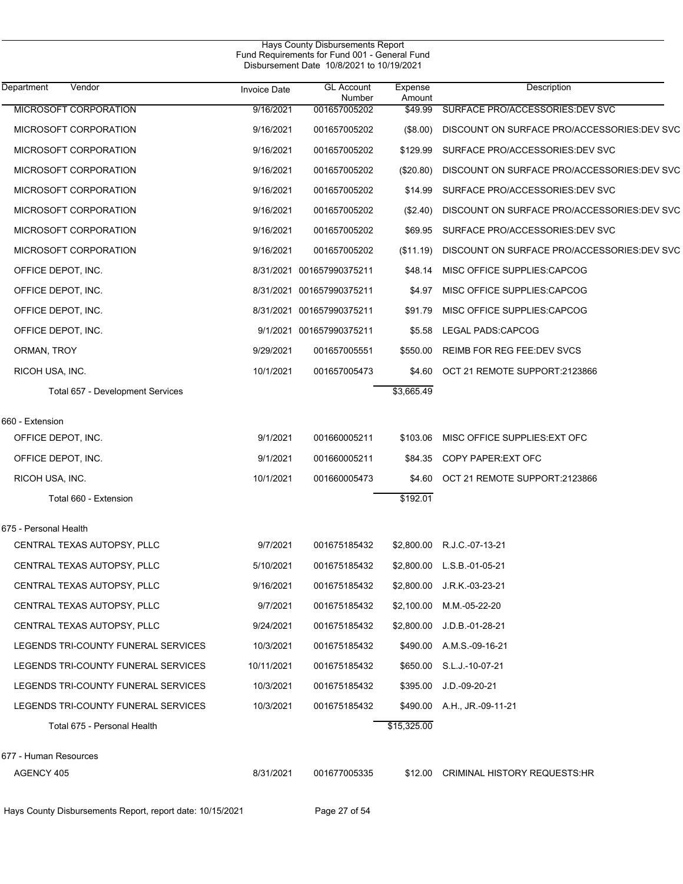Hays County Disbursements Report
Fund Requirements for Fund 001 - General Fund
Disbursement Date 10/8/2021 to 10/19/2021

| Department | Vendor | Invoice Date | GL Account Number | Expense Amount | Description |
|---|---|---|---|---|---|
| | MICROSOFT CORPORATION | 9/16/2021 | 001657005202 | $49.99 | SURFACE PRO/ACCESSORIES:DEV SVC |
| | MICROSOFT CORPORATION | 9/16/2021 | 001657005202 | ($8.00) | DISCOUNT ON SURFACE PRO/ACCESSORIES:DEV SVC |
| | MICROSOFT CORPORATION | 9/16/2021 | 001657005202 | $129.99 | SURFACE PRO/ACCESSORIES:DEV SVC |
| | MICROSOFT CORPORATION | 9/16/2021 | 001657005202 | ($20.80) | DISCOUNT ON SURFACE PRO/ACCESSORIES:DEV SVC |
| | MICROSOFT CORPORATION | 9/16/2021 | 001657005202 | $14.99 | SURFACE PRO/ACCESSORIES:DEV SVC |
| | MICROSOFT CORPORATION | 9/16/2021 | 001657005202 | ($2.40) | DISCOUNT ON SURFACE PRO/ACCESSORIES:DEV SVC |
| | MICROSOFT CORPORATION | 9/16/2021 | 001657005202 | $69.95 | SURFACE PRO/ACCESSORIES:DEV SVC |
| | MICROSOFT CORPORATION | 9/16/2021 | 001657005202 | ($11.19) | DISCOUNT ON SURFACE PRO/ACCESSORIES:DEV SVC |
| | OFFICE DEPOT, INC. | 8/31/2021 | 001657990375211 | $48.14 | MISC OFFICE SUPPLIES:CAPCOG |
| | OFFICE DEPOT, INC. | 8/31/2021 | 001657990375211 | $4.97 | MISC OFFICE SUPPLIES:CAPCOG |
| | OFFICE DEPOT, INC. | 8/31/2021 | 001657990375211 | $91.79 | MISC OFFICE SUPPLIES:CAPCOG |
| | OFFICE DEPOT, INC. | 9/1/2021 | 001657990375211 | $5.58 | LEGAL PADS:CAPCOG |
| | ORMAN, TROY | 9/29/2021 | 001657005551 | $550.00 | REIMB FOR REG FEE:DEV SVCS |
| | RICOH USA, INC. | 10/1/2021 | 001657005473 | $4.60 | OCT 21 REMOTE SUPPORT:2123866 |
| | Total 657 - Development Services | | | $3,665.49 | |
| 660 - Extension | | | | | |
| | OFFICE DEPOT, INC. | 9/1/2021 | 001660005211 | $103.06 | MISC OFFICE SUPPLIES:EXT OFC |
| | OFFICE DEPOT, INC. | 9/1/2021 | 001660005211 | $84.35 | COPY PAPER:EXT OFC |
| | RICOH USA, INC. | 10/1/2021 | 001660005473 | $4.60 | OCT 21 REMOTE SUPPORT:2123866 |
| | Total 660 - Extension | | | $192.01 | |
| 675 - Personal Health | | | | | |
| | CENTRAL TEXAS AUTOPSY, PLLC | 9/7/2021 | 001675185432 | $2,800.00 | R.J.C.-07-13-21 |
| | CENTRAL TEXAS AUTOPSY, PLLC | 5/10/2021 | 001675185432 | $2,800.00 | L.S.B.-01-05-21 |
| | CENTRAL TEXAS AUTOPSY, PLLC | 9/16/2021 | 001675185432 | $2,800.00 | J.R.K.-03-23-21 |
| | CENTRAL TEXAS AUTOPSY, PLLC | 9/7/2021 | 001675185432 | $2,100.00 | M.M.-05-22-20 |
| | CENTRAL TEXAS AUTOPSY, PLLC | 9/24/2021 | 001675185432 | $2,800.00 | J.D.B.-01-28-21 |
| | LEGENDS TRI-COUNTY FUNERAL SERVICES | 10/3/2021 | 001675185432 | $490.00 | A.M.S.-09-16-21 |
| | LEGENDS TRI-COUNTY FUNERAL SERVICES | 10/11/2021 | 001675185432 | $650.00 | S.L.J.-10-07-21 |
| | LEGENDS TRI-COUNTY FUNERAL SERVICES | 10/3/2021 | 001675185432 | $395.00 | J.D.-09-20-21 |
| | LEGENDS TRI-COUNTY FUNERAL SERVICES | 10/3/2021 | 001675185432 | $490.00 | A.H., JR.-09-11-21 |
| | Total 675 - Personal Health | | | $15,325.00 | |
| 677 - Human Resources | | | | | |
| | AGENCY 405 | 8/31/2021 | 001677005335 | $12.00 | CRIMINAL HISTORY REQUESTS:HR |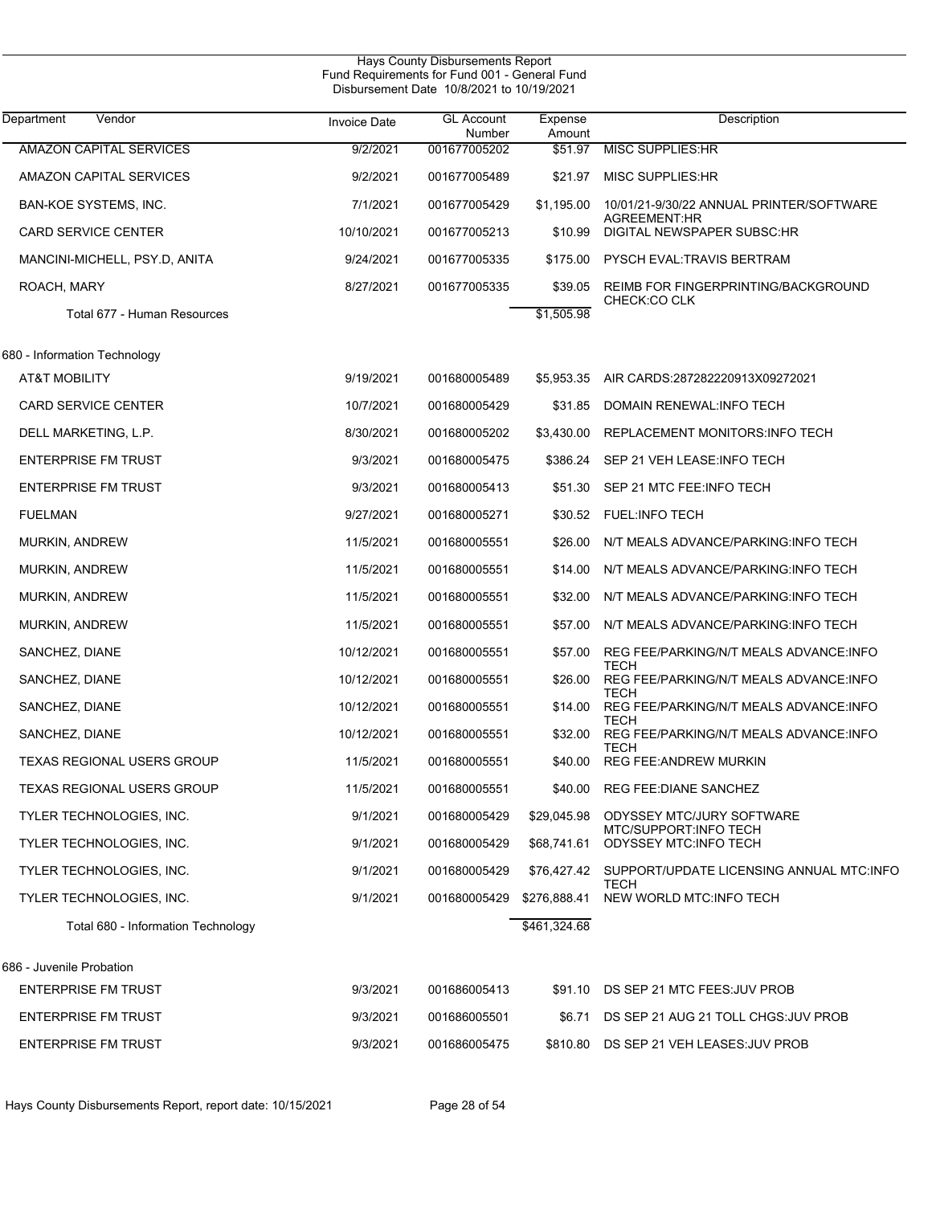Hays County Disbursements Report
Fund Requirements for Fund 001 - General Fund
Disbursement Date 10/8/2021 to 10/19/2021

| Department Vendor | Invoice Date | GL Account Number | Expense Amount | Description |
|---|---|---|---|---|
| AMAZON CAPITAL SERVICES | 9/2/2021 | 001677005202 | $51.97 | MISC SUPPLIES:HR |
| AMAZON CAPITAL SERVICES | 9/2/2021 | 001677005489 | $21.97 | MISC SUPPLIES:HR |
| BAN-KOE SYSTEMS, INC. | 7/1/2021 | 001677005429 | $1,195.00 | 10/01/21-9/30/22 ANNUAL PRINTER/SOFTWARE AGREEMENT:HR |
| CARD SERVICE CENTER | 10/10/2021 | 001677005213 | $10.99 | DIGITAL NEWSPAPER SUBSC:HR |
| MANCINI-MICHELL, PSY.D, ANITA | 9/24/2021 | 001677005335 | $175.00 | PYSCH EVAL:TRAVIS BERTRAM |
| ROACH, MARY | 8/27/2021 | 001677005335 | $39.05 | REIMB FOR FINGERPRINTING/BACKGROUND CHECK:CO CLK |
| Total 677 - Human Resources | | | $1,505.98 | |
| 680 - Information Technology | | | | |
| AT&T MOBILITY | 9/19/2021 | 001680005489 | $5,953.35 | AIR CARDS:287282220913X09272021 |
| CARD SERVICE CENTER | 10/7/2021 | 001680005429 | $31.85 | DOMAIN RENEWAL:INFO TECH |
| DELL MARKETING, L.P. | 8/30/2021 | 001680005202 | $3,430.00 | REPLACEMENT MONITORS:INFO TECH |
| ENTERPRISE FM TRUST | 9/3/2021 | 001680005475 | $386.24 | SEP 21 VEH LEASE:INFO TECH |
| ENTERPRISE FM TRUST | 9/3/2021 | 001680005413 | $51.30 | SEP 21 MTC FEE:INFO TECH |
| FUELMAN | 9/27/2021 | 001680005271 | $30.52 | FUEL:INFO TECH |
| MURKIN, ANDREW | 11/5/2021 | 001680005551 | $26.00 | N/T MEALS ADVANCE/PARKING:INFO TECH |
| MURKIN, ANDREW | 11/5/2021 | 001680005551 | $14.00 | N/T MEALS ADVANCE/PARKING:INFO TECH |
| MURKIN, ANDREW | 11/5/2021 | 001680005551 | $32.00 | N/T MEALS ADVANCE/PARKING:INFO TECH |
| MURKIN, ANDREW | 11/5/2021 | 001680005551 | $57.00 | N/T MEALS ADVANCE/PARKING:INFO TECH |
| SANCHEZ, DIANE | 10/12/2021 | 001680005551 | $57.00 | REG FEE/PARKING/N/T MEALS ADVANCE:INFO TECH |
| SANCHEZ, DIANE | 10/12/2021 | 001680005551 | $26.00 | REG FEE/PARKING/N/T MEALS ADVANCE:INFO TECH |
| SANCHEZ, DIANE | 10/12/2021 | 001680005551 | $14.00 | REG FEE/PARKING/N/T MEALS ADVANCE:INFO TECH |
| SANCHEZ, DIANE | 10/12/2021 | 001680005551 | $32.00 | REG FEE/PARKING/N/T MEALS ADVANCE:INFO TECH |
| TEXAS REGIONAL USERS GROUP | 11/5/2021 | 001680005551 | $40.00 | REG FEE:ANDREW MURKIN |
| TEXAS REGIONAL USERS GROUP | 11/5/2021 | 001680005551 | $40.00 | REG FEE:DIANE SANCHEZ |
| TYLER TECHNOLOGIES, INC. | 9/1/2021 | 001680005429 | $29,045.98 | ODYSSEY MTC/JURY SOFTWARE MTC/SUPPORT:INFO TECH |
| TYLER TECHNOLOGIES, INC. | 9/1/2021 | 001680005429 | $68,741.61 | ODYSSEY MTC:INFO TECH |
| TYLER TECHNOLOGIES, INC. | 9/1/2021 | 001680005429 | $76,427.42 | SUPPORT/UPDATE LICENSING ANNUAL MTC:INFO TECH |
| TYLER TECHNOLOGIES, INC. | 9/1/2021 | 001680005429 | $276,888.41 | NEW WORLD MTC:INFO TECH |
| Total 680 - Information Technology | | | $461,324.68 | |
| 686 - Juvenile Probation | | | | |
| ENTERPRISE FM TRUST | 9/3/2021 | 001686005413 | $91.10 | DS SEP 21 MTC FEES:JUV PROB |
| ENTERPRISE FM TRUST | 9/3/2021 | 001686005501 | $6.71 | DS SEP 21 AUG 21 TOLL CHGS:JUV PROB |
| ENTERPRISE FM TRUST | 9/3/2021 | 001686005475 | $810.80 | DS SEP 21 VEH LEASES:JUV PROB |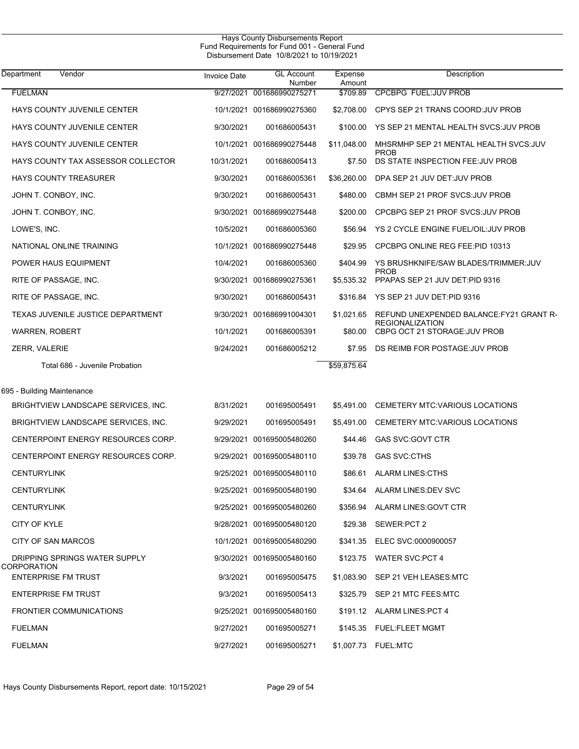# Hays County Disbursements Report
## Fund Requirements for Fund 001 - General Fund
### Disbursement Date 10/8/2021 to 10/19/2021

| Department | Vendor | Invoice Date | GL Account Number | Expense Amount | Description |
|---|---|---|---|---|---|
| | FUELMAN | 9/27/2021 | 001686990275271 | $709.89 | CPCBPG FUEL:JUV PROB |
| | HAYS COUNTY JUVENILE CENTER | 10/1/2021 | 001686990275360 | $2,708.00 | CPYS SEP 21 TRANS COORD:JUV PROB |
| | HAYS COUNTY JUVENILE CENTER | 9/30/2021 | 001686005431 | $100.00 | YS SEP 21 MENTAL HEALTH SVCS:JUV PROB |
| | HAYS COUNTY JUVENILE CENTER | 10/1/2021 | 001686990275448 | $11,048.00 | MHSRMHP SEP 21 MENTAL HEALTH SVCS:JUV PROB |
| | HAYS COUNTY TAX ASSESSOR COLLECTOR | 10/31/2021 | 001686005413 | $7.50 | DS STATE INSPECTION FEE:JUV PROB |
| | HAYS COUNTY TREASURER | 9/30/2021 | 001686005361 | $36,260.00 | DPA SEP 21 JUV DET:JUV PROB |
| | JOHN T. CONBOY, INC. | 9/30/2021 | 001686005431 | $480.00 | CBMH SEP 21 PROF SVCS:JUV PROB |
| | JOHN T. CONBOY, INC. | 9/30/2021 | 001686990275448 | $200.00 | CPCBPG SEP 21 PROF SVCS:JUV PROB |
| | LOWE'S, INC. | 10/5/2021 | 001686005360 | $56.94 | YS 2 CYCLE ENGINE FUEL/OIL:JUV PROB |
| | NATIONAL ONLINE TRAINING | 10/1/2021 | 001686990275448 | $29.95 | CPCBPG ONLINE REG FEE:PID 10313 |
| | POWER HAUS EQUIPMENT | 10/4/2021 | 001686005360 | $404.99 | YS BRUSHKNIFE/SAW BLADES/TRIMMER:JUV PROB |
| | RITE OF PASSAGE, INC. | 9/30/2021 | 001686990275361 | $5,535.32 | PPAPAS SEP 21 JUV DET:PID 9316 |
| | RITE OF PASSAGE, INC. | 9/30/2021 | 001686005431 | $316.84 | YS SEP 21 JUV DET:PID 9316 |
| | TEXAS JUVENILE JUSTICE DEPARTMENT | 9/30/2021 | 001686991004301 | $1,021.65 | REFUND UNEXPENDED BALANCE:FY21 GRANT R-REGIONALIZATION |
| | WARREN, ROBERT | 10/1/2021 | 001686005391 | $80.00 | CBPG OCT 21 STORAGE:JUV PROB |
| | ZERR, VALERIE | 9/24/2021 | 001686005212 | $7.95 | DS REIMB FOR POSTAGE:JUV PROB |
| | Total 686 - Juvenile Probation | | | $59,875.64 | |
| 695 - Building Maintenance | | | | | |
| | BRIGHTVIEW LANDSCAPE SERVICES, INC. | 8/31/2021 | 001695005491 | $5,491.00 | CEMETERY MTC:VARIOUS LOCATIONS |
| | BRIGHTVIEW LANDSCAPE SERVICES, INC. | 9/29/2021 | 001695005491 | $5,491.00 | CEMETERY MTC:VARIOUS LOCATIONS |
| | CENTERPOINT ENERGY RESOURCES CORP. | 9/29/2021 | 001695005480260 | $44.46 | GAS SVC:GOVT CTR |
| | CENTERPOINT ENERGY RESOURCES CORP. | 9/29/2021 | 001695005480110 | $39.78 | GAS SVC:CTHS |
| | CENTURYLINK | 9/25/2021 | 001695005480110 | $86.61 | ALARM LINES:CTHS |
| | CENTURYLINK | 9/25/2021 | 001695005480190 | $34.64 | ALARM LINES:DEV SVC |
| | CENTURYLINK | 9/25/2021 | 001695005480260 | $356.94 | ALARM LINES:GOVT CTR |
| | CITY OF KYLE | 9/28/2021 | 001695005480120 | $29.38 | SEWER:PCT 2 |
| | CITY OF SAN MARCOS | 10/1/2021 | 001695005480290 | $341.35 | ELEC SVC:0000900057 |
| | DRIPPING SPRINGS WATER SUPPLY CORPORATION | 9/30/2021 | 001695005480160 | $123.75 | WATER SVC:PCT 4 |
| | ENTERPRISE FM TRUST | 9/3/2021 | 001695005475 | $1,083.90 | SEP 21 VEH LEASES:MTC |
| | ENTERPRISE FM TRUST | 9/3/2021 | 001695005413 | $325.79 | SEP 21 MTC FEES:MTC |
| | FRONTIER COMMUNICATIONS | 9/25/2021 | 001695005480160 | $191.12 | ALARM LINES:PCT 4 |
| | FUELMAN | 9/27/2021 | 001695005271 | $145.35 | FUEL:FLEET MGMT |
| | FUELMAN | 9/27/2021 | 001695005271 | $1,007.73 | FUEL:MTC |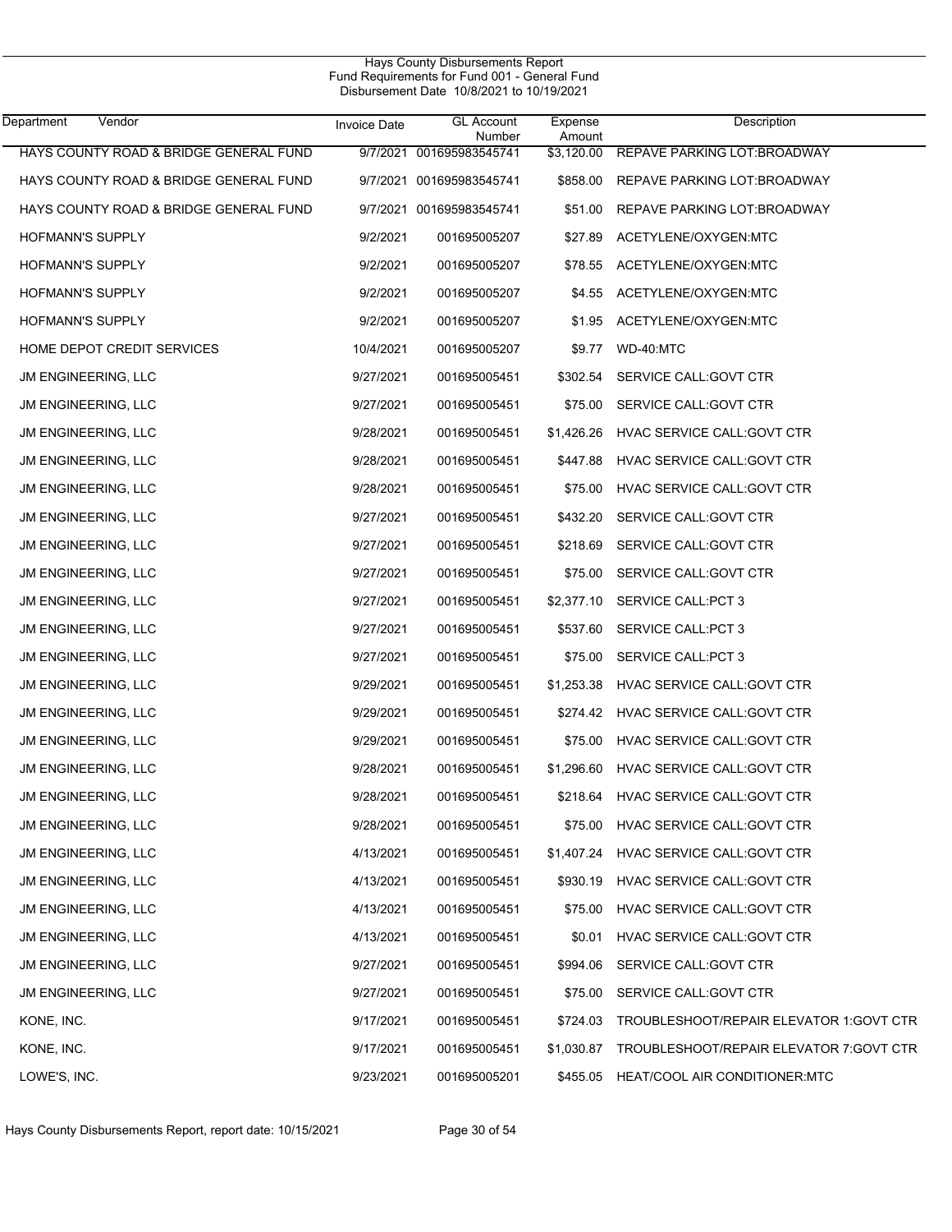Hays County Disbursements Report
Fund Requirements for Fund 001 - General Fund
Disbursement Date 10/8/2021 to 10/19/2021

| Department | Vendor | Invoice Date | GL Account Number | Expense Amount | Description |
|---|---|---|---|---|---|
| | HAYS COUNTY ROAD & BRIDGE GENERAL FUND | 9/7/2021 | 001695983545741 | $3,120.00 | REPAVE PARKING LOT:BROADWAY |
| | HAYS COUNTY ROAD & BRIDGE GENERAL FUND | 9/7/2021 | 001695983545741 | $858.00 | REPAVE PARKING LOT:BROADWAY |
| | HAYS COUNTY ROAD & BRIDGE GENERAL FUND | 9/7/2021 | 001695983545741 | $51.00 | REPAVE PARKING LOT:BROADWAY |
| | HOFMANN'S SUPPLY | 9/2/2021 | 001695005207 | $27.89 | ACETYLENE/OXYGEN:MTC |
| | HOFMANN'S SUPPLY | 9/2/2021 | 001695005207 | $78.55 | ACETYLENE/OXYGEN:MTC |
| | HOFMANN'S SUPPLY | 9/2/2021 | 001695005207 | $4.55 | ACETYLENE/OXYGEN:MTC |
| | HOFMANN'S SUPPLY | 9/2/2021 | 001695005207 | $1.95 | ACETYLENE/OXYGEN:MTC |
| | HOME DEPOT CREDIT SERVICES | 10/4/2021 | 001695005207 | $9.77 | WD-40:MTC |
| | JM ENGINEERING, LLC | 9/27/2021 | 001695005451 | $302.54 | SERVICE CALL:GOVT CTR |
| | JM ENGINEERING, LLC | 9/27/2021 | 001695005451 | $75.00 | SERVICE CALL:GOVT CTR |
| | JM ENGINEERING, LLC | 9/28/2021 | 001695005451 | $1,426.26 | HVAC SERVICE CALL:GOVT CTR |
| | JM ENGINEERING, LLC | 9/28/2021 | 001695005451 | $447.88 | HVAC SERVICE CALL:GOVT CTR |
| | JM ENGINEERING, LLC | 9/28/2021 | 001695005451 | $75.00 | HVAC SERVICE CALL:GOVT CTR |
| | JM ENGINEERING, LLC | 9/27/2021 | 001695005451 | $432.20 | SERVICE CALL:GOVT CTR |
| | JM ENGINEERING, LLC | 9/27/2021 | 001695005451 | $218.69 | SERVICE CALL:GOVT CTR |
| | JM ENGINEERING, LLC | 9/27/2021 | 001695005451 | $75.00 | SERVICE CALL:GOVT CTR |
| | JM ENGINEERING, LLC | 9/27/2021 | 001695005451 | $2,377.10 | SERVICE CALL:PCT 3 |
| | JM ENGINEERING, LLC | 9/27/2021 | 001695005451 | $537.60 | SERVICE CALL:PCT 3 |
| | JM ENGINEERING, LLC | 9/27/2021 | 001695005451 | $75.00 | SERVICE CALL:PCT 3 |
| | JM ENGINEERING, LLC | 9/29/2021 | 001695005451 | $1,253.38 | HVAC SERVICE CALL:GOVT CTR |
| | JM ENGINEERING, LLC | 9/29/2021 | 001695005451 | $274.42 | HVAC SERVICE CALL:GOVT CTR |
| | JM ENGINEERING, LLC | 9/29/2021 | 001695005451 | $75.00 | HVAC SERVICE CALL:GOVT CTR |
| | JM ENGINEERING, LLC | 9/28/2021 | 001695005451 | $1,296.60 | HVAC SERVICE CALL:GOVT CTR |
| | JM ENGINEERING, LLC | 9/28/2021 | 001695005451 | $218.64 | HVAC SERVICE CALL:GOVT CTR |
| | JM ENGINEERING, LLC | 9/28/2021 | 001695005451 | $75.00 | HVAC SERVICE CALL:GOVT CTR |
| | JM ENGINEERING, LLC | 4/13/2021 | 001695005451 | $1,407.24 | HVAC SERVICE CALL:GOVT CTR |
| | JM ENGINEERING, LLC | 4/13/2021 | 001695005451 | $930.19 | HVAC SERVICE CALL:GOVT CTR |
| | JM ENGINEERING, LLC | 4/13/2021 | 001695005451 | $75.00 | HVAC SERVICE CALL:GOVT CTR |
| | JM ENGINEERING, LLC | 4/13/2021 | 001695005451 | $0.01 | HVAC SERVICE CALL:GOVT CTR |
| | JM ENGINEERING, LLC | 9/27/2021 | 001695005451 | $994.06 | SERVICE CALL:GOVT CTR |
| | JM ENGINEERING, LLC | 9/27/2021 | 001695005451 | $75.00 | SERVICE CALL:GOVT CTR |
| | KONE, INC. | 9/17/2021 | 001695005451 | $724.03 | TROUBLESHOOT/REPAIR ELEVATOR 1:GOVT CTR |
| | KONE, INC. | 9/17/2021 | 001695005451 | $1,030.87 | TROUBLESHOOT/REPAIR ELEVATOR 7:GOVT CTR |
| | LOWE'S, INC. | 9/23/2021 | 001695005201 | $455.05 | HEAT/COOL AIR CONDITIONER:MTC |

Hays County Disbursements Report, report date: 10/15/2021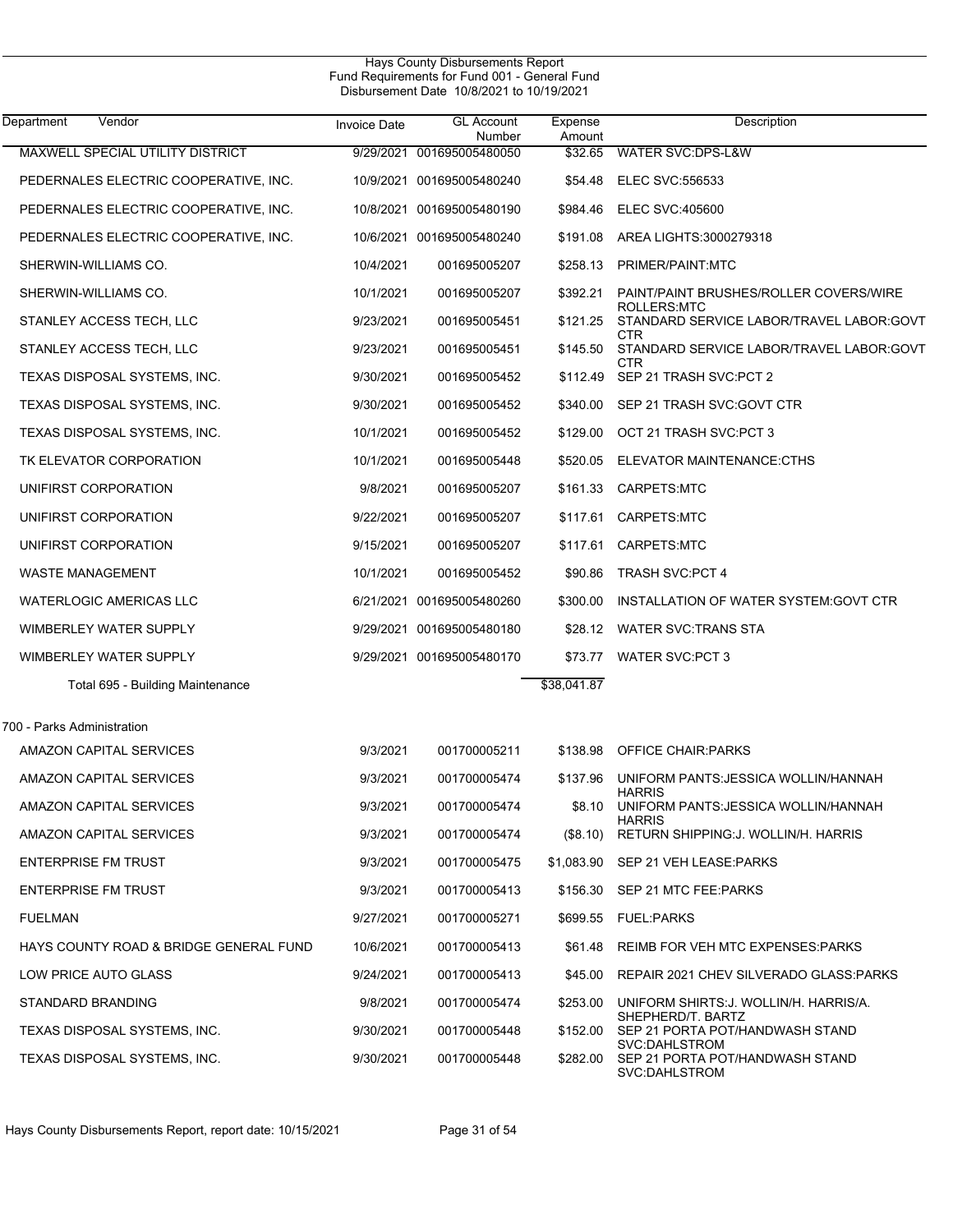Hays County Disbursements Report
Fund Requirements for Fund 001 - General Fund
Disbursement Date 10/8/2021 to 10/19/2021

| Department | Vendor | Invoice Date | GL Account Number | Expense Amount | Description |
|---|---|---|---|---|---|
| | MAXWELL SPECIAL UTILITY DISTRICT | 9/29/2021 | 001695005480050 | $32.65 | WATER SVC:DPS-L&W |
| | PEDERNALES ELECTRIC COOPERATIVE, INC. | 10/9/2021 | 001695005480240 | $54.48 | ELEC SVC:556533 |
| | PEDERNALES ELECTRIC COOPERATIVE, INC. | 10/8/2021 | 001695005480190 | $984.46 | ELEC SVC:405600 |
| | PEDERNALES ELECTRIC COOPERATIVE, INC. | 10/6/2021 | 001695005480240 | $191.08 | AREA LIGHTS:3000279318 |
| | SHERWIN-WILLIAMS CO. | 10/4/2021 | 001695005207 | $258.13 | PRIMER/PAINT:MTC |
| | SHERWIN-WILLIAMS CO. | 10/1/2021 | 001695005207 | $392.21 | PAINT/PAINT BRUSHES/ROLLER COVERS/WIRE ROLLERS:MTC |
| | STANLEY ACCESS TECH, LLC | 9/23/2021 | 001695005451 | $121.25 | STANDARD SERVICE LABOR/TRAVEL LABOR:GOVT CTR |
| | STANLEY ACCESS TECH, LLC | 9/23/2021 | 001695005451 | $145.50 | STANDARD SERVICE LABOR/TRAVEL LABOR:GOVT CTR |
| | TEXAS DISPOSAL SYSTEMS, INC. | 9/30/2021 | 001695005452 | $112.49 | SEP 21 TRASH SVC:PCT 2 |
| | TEXAS DISPOSAL SYSTEMS, INC. | 9/30/2021 | 001695005452 | $340.00 | SEP 21 TRASH SVC:GOVT CTR |
| | TEXAS DISPOSAL SYSTEMS, INC. | 10/1/2021 | 001695005452 | $129.00 | OCT 21 TRASH SVC:PCT 3 |
| | TK ELEVATOR CORPORATION | 10/1/2021 | 001695005448 | $520.05 | ELEVATOR MAINTENANCE:CTHS |
| | UNIFIRST CORPORATION | 9/8/2021 | 001695005207 | $161.33 | CARPETS:MTC |
| | UNIFIRST CORPORATION | 9/22/2021 | 001695005207 | $117.61 | CARPETS:MTC |
| | UNIFIRST CORPORATION | 9/15/2021 | 001695005207 | $117.61 | CARPETS:MTC |
| | WASTE MANAGEMENT | 10/1/2021 | 001695005452 | $90.86 | TRASH SVC:PCT 4 |
| | WATERLOGIC AMERICAS LLC | 6/21/2021 | 001695005480260 | $300.00 | INSTALLATION OF WATER SYSTEM:GOVT CTR |
| | WIMBERLEY WATER SUPPLY | 9/29/2021 | 001695005480180 | $28.12 | WATER SVC:TRANS STA |
| | WIMBERLEY WATER SUPPLY | 9/29/2021 | 001695005480170 | $73.77 | WATER SVC:PCT 3 |
| | Total 695 - Building Maintenance | | | $38,041.87 | |
| 700 - Parks Administration | | | | | |
| | AMAZON CAPITAL SERVICES | 9/3/2021 | 001700005211 | $138.98 | OFFICE CHAIR:PARKS |
| | AMAZON CAPITAL SERVICES | 9/3/2021 | 001700005474 | $137.96 | UNIFORM PANTS:JESSICA WOLLIN/HANNAH HARRIS |
| | AMAZON CAPITAL SERVICES | 9/3/2021 | 001700005474 | $8.10 | UNIFORM PANTS:JESSICA WOLLIN/HANNAH HARRIS |
| | AMAZON CAPITAL SERVICES | 9/3/2021 | 001700005474 | ($8.10) | RETURN SHIPPING:J. WOLLIN/H. HARRIS |
| | ENTERPRISE FM TRUST | 9/3/2021 | 001700005475 | $1,083.90 | SEP 21 VEH LEASE:PARKS |
| | ENTERPRISE FM TRUST | 9/3/2021 | 001700005413 | $156.30 | SEP 21 MTC FEE:PARKS |
| | FUELMAN | 9/27/2021 | 001700005271 | $699.55 | FUEL:PARKS |
| | HAYS COUNTY ROAD & BRIDGE GENERAL FUND | 10/6/2021 | 001700005413 | $61.48 | REIMB FOR VEH MTC EXPENSES:PARKS |
| | LOW PRICE AUTO GLASS | 9/24/2021 | 001700005413 | $45.00 | REPAIR 2021 CHEV SILVERADO GLASS:PARKS |
| | STANDARD BRANDING | 9/8/2021 | 001700005474 | $253.00 | UNIFORM SHIRTS:J. WOLLIN/H. HARRIS/A. SHEPHERD/T. BARTZ |
| | TEXAS DISPOSAL SYSTEMS, INC. | 9/30/2021 | 001700005448 | $152.00 | SEP 21 PORTA POT/HANDWASH STAND SVC:DAHLSTROM |
| | TEXAS DISPOSAL SYSTEMS, INC. | 9/30/2021 | 001700005448 | $282.00 | SEP 21 PORTA POT/HANDWASH STAND SVC:DAHLSTROM |

Hays County Disbursements Report, report date: 10/15/2021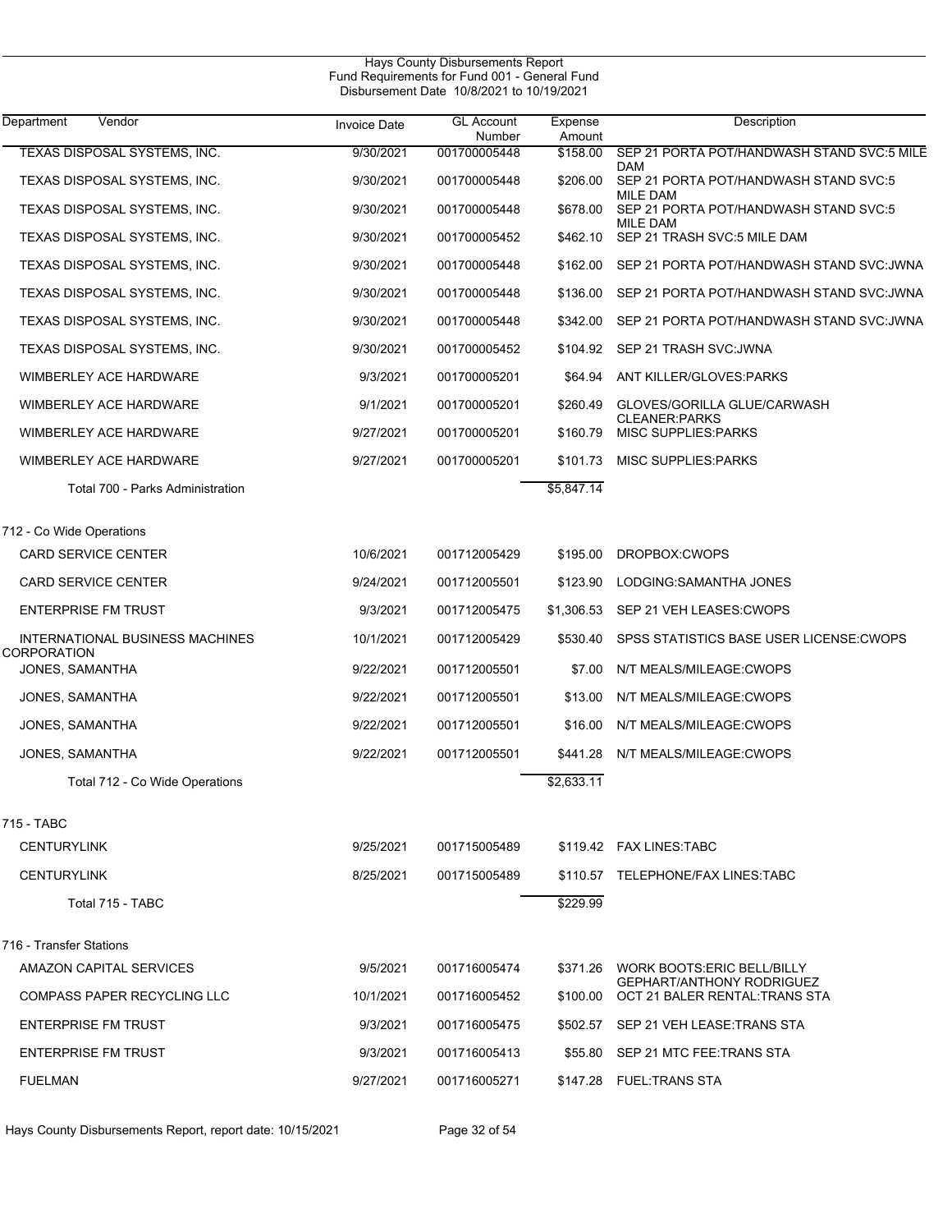# Hays County Disbursements Report
## Fund Requirements for Fund 001 - General Fund
### Disbursement Date 10/8/2021 to 10/19/2021

| Department | Vendor | Invoice Date | GL Account Number | Expense Amount | Description |
|---|---|---|---|---|---|
| | TEXAS DISPOSAL SYSTEMS, INC. | 9/30/2021 | 001700005448 | $158.00 | SEP 21 PORTA POT/HANDWASH STAND SVC:5 MILE DAM |
| | TEXAS DISPOSAL SYSTEMS, INC. | 9/30/2021 | 001700005448 | $206.00 | SEP 21 PORTA POT/HANDWASH STAND SVC:5 MILE DAM |
| | TEXAS DISPOSAL SYSTEMS, INC. | 9/30/2021 | 001700005448 | $678.00 | SEP 21 PORTA POT/HANDWASH STAND SVC:5 MILE DAM |
| | TEXAS DISPOSAL SYSTEMS, INC. | 9/30/2021 | 001700005452 | $462.10 | SEP 21 TRASH SVC:5 MILE DAM |
| | TEXAS DISPOSAL SYSTEMS, INC. | 9/30/2021 | 001700005448 | $162.00 | SEP 21 PORTA POT/HANDWASH STAND SVC:JWNA |
| | TEXAS DISPOSAL SYSTEMS, INC. | 9/30/2021 | 001700005448 | $136.00 | SEP 21 PORTA POT/HANDWASH STAND SVC:JWNA |
| | TEXAS DISPOSAL SYSTEMS, INC. | 9/30/2021 | 001700005448 | $342.00 | SEP 21 PORTA POT/HANDWASH STAND SVC:JWNA |
| | TEXAS DISPOSAL SYSTEMS, INC. | 9/30/2021 | 001700005452 | $104.92 | SEP 21 TRASH SVC:JWNA |
| | WIMBERLEY ACE HARDWARE | 9/3/2021 | 001700005201 | $64.94 | ANT KILLER/GLOVES:PARKS |
| | WIMBERLEY ACE HARDWARE | 9/1/2021 | 001700005201 | $260.49 | GLOVES/GORILLA GLUE/CARWASH CLEANER:PARKS |
| | WIMBERLEY ACE HARDWARE | 9/27/2021 | 001700005201 | $160.79 | MISC SUPPLIES:PARKS |
| | WIMBERLEY ACE HARDWARE | 9/27/2021 | 001700005201 | $101.73 | MISC SUPPLIES:PARKS |
| | Total 700 - Parks Administration | | | $5,847.14 | |
| 712 - Co Wide Operations | | | | | |
| | CARD SERVICE CENTER | 10/6/2021 | 001712005429 | $195.00 | DROPBOX:CWOPS |
| | CARD SERVICE CENTER | 9/24/2021 | 001712005501 | $123.90 | LODGING:SAMANTHA JONES |
| | ENTERPRISE FM TRUST | 9/3/2021 | 001712005475 | $1,306.53 | SEP 21 VEH LEASES:CWOPS |
| | INTERNATIONAL BUSINESS MACHINES CORPORATION | 10/1/2021 | 001712005429 | $530.40 | SPSS STATISTICS BASE USER LICENSE:CWOPS |
| | JONES, SAMANTHA | 9/22/2021 | 001712005501 | $7.00 | N/T MEALS/MILEAGE:CWOPS |
| | JONES, SAMANTHA | 9/22/2021 | 001712005501 | $13.00 | N/T MEALS/MILEAGE:CWOPS |
| | JONES, SAMANTHA | 9/22/2021 | 001712005501 | $16.00 | N/T MEALS/MILEAGE:CWOPS |
| | JONES, SAMANTHA | 9/22/2021 | 001712005501 | $441.28 | N/T MEALS/MILEAGE:CWOPS |
| | Total 712 - Co Wide Operations | | | $2,633.11 | |
| 715 - TABC | | | | | |
| | CENTURYLINK | 9/25/2021 | 001715005489 | $119.42 | FAX LINES:TABC |
| | CENTURYLINK | 8/25/2021 | 001715005489 | $110.57 | TELEPHONE/FAX LINES:TABC |
| | Total 715 - TABC | | | $229.99 | |
| 716 - Transfer Stations | | | | | |
| | AMAZON CAPITAL SERVICES | 9/5/2021 | 001716005474 | $371.26 | WORK BOOTS:ERIC BELL/BILLY GEPHART/ANTHONY RODRIGUEZ |
| | COMPASS PAPER RECYCLING LLC | 10/1/2021 | 001716005452 | $100.00 | OCT 21 BALER RENTAL:TRANS STA |
| | ENTERPRISE FM TRUST | 9/3/2021 | 001716005475 | $502.57 | SEP 21 VEH LEASE:TRANS STA |
| | ENTERPRISE FM TRUST | 9/3/2021 | 001716005413 | $55.80 | SEP 21 MTC FEE:TRANS STA |
| | FUELMAN | 9/27/2021 | 001716005271 | $147.28 | FUEL:TRANS STA |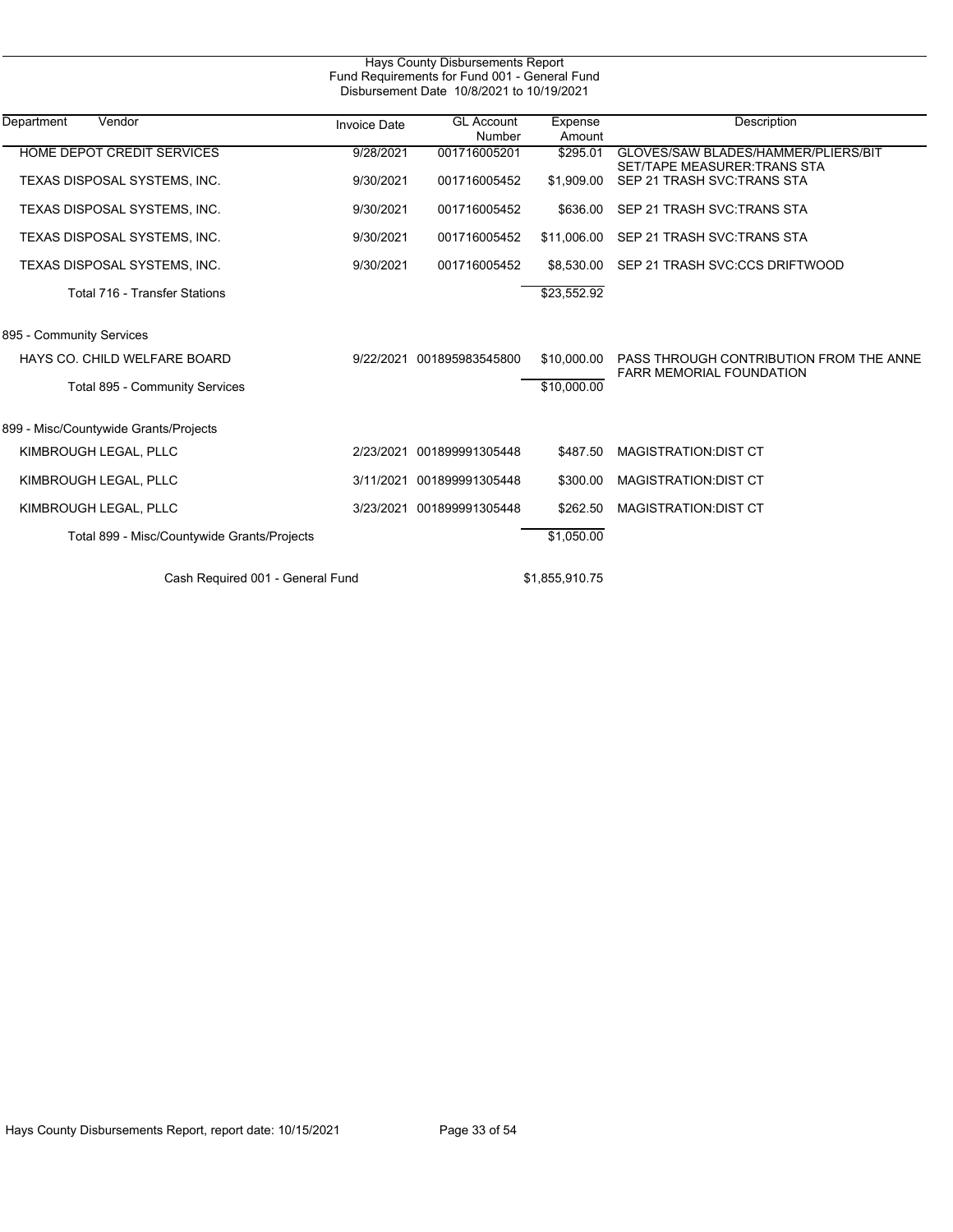Hays County Disbursements Report
Fund Requirements for Fund 001 - General Fund
Disbursement Date 10/8/2021 to 10/19/2021

| Department | Vendor | Invoice Date | GL Account Number | Expense Amount | Description |
|---|---|---|---|---|---|
| | HOME DEPOT CREDIT SERVICES | 9/28/2021 | 001716005201 | $295.01 | GLOVES/SAW BLADES/HAMMER/PLIERS/BIT SET/TAPE MEASURER:TRANS STA |
| | TEXAS DISPOSAL SYSTEMS, INC. | 9/30/2021 | 001716005452 | $1,909.00 | SEP 21 TRASH SVC:TRANS STA |
| | TEXAS DISPOSAL SYSTEMS, INC. | 9/30/2021 | 001716005452 | $636.00 | SEP 21 TRASH SVC:TRANS STA |
| | TEXAS DISPOSAL SYSTEMS, INC. | 9/30/2021 | 001716005452 | $11,006.00 | SEP 21 TRASH SVC:TRANS STA |
| | TEXAS DISPOSAL SYSTEMS, INC. | 9/30/2021 | 001716005452 | $8,530.00 | SEP 21 TRASH SVC:CCS DRIFTWOOD |
| | Total 716 - Transfer Stations | | | $23,552.92 | |
| 895 - Community Services | | | | | |
| | HAYS CO. CHILD WELFARE BOARD | 9/22/2021 | 001895983545800 | $10,000.00 | PASS THROUGH CONTRIBUTION FROM THE ANNE FARR MEMORIAL FOUNDATION |
| | Total 895 - Community Services | | | $10,000.00 | |
| 899 - Misc/Countywide Grants/Projects | | | | | |
| | KIMBROUGH LEGAL, PLLC | 2/23/2021 | 001899991305448 | $487.50 | MAGISTRATION:DIST CT |
| | KIMBROUGH LEGAL, PLLC | 3/11/2021 | 001899991305448 | $300.00 | MAGISTRATION:DIST CT |
| | KIMBROUGH LEGAL, PLLC | 3/23/2021 | 001899991305448 | $262.50 | MAGISTRATION:DIST CT |
| | Total 899 - Misc/Countywide Grants/Projects | | | $1,050.00 | |
| | Cash Required 001 - General Fund | | | $1,855,910.75 | |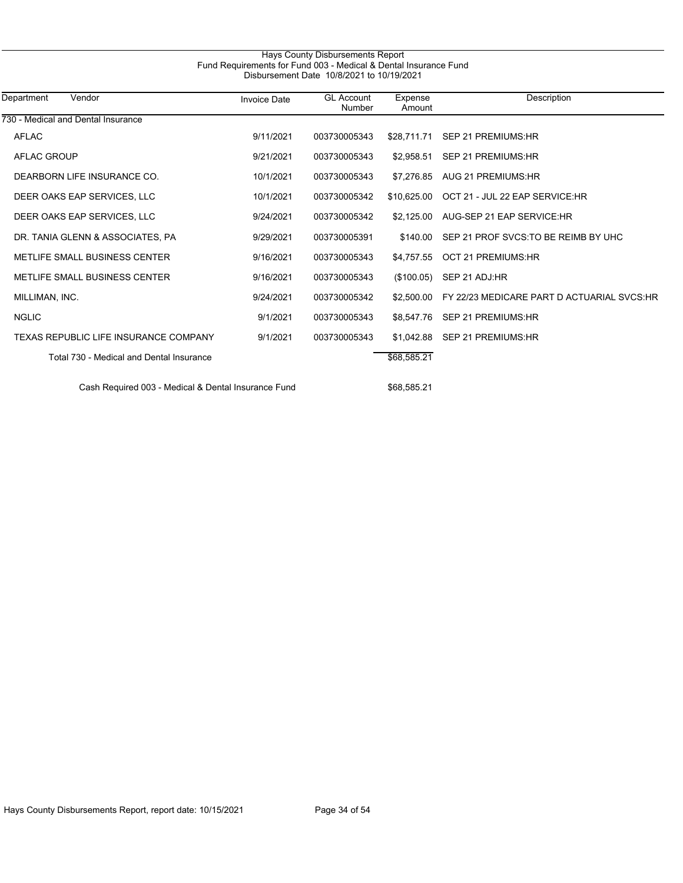# Hays County Disbursements Report

## Fund Requirements for Fund 003 - Medical & Dental Insurance Fund

Disbursement Date 10/8/2021 to 10/19/2021

| Department | Vendor | Invoice Date | GL Account Number | Expense Amount | Description |
|---|---|---|---|---|---|
| 730 - Medical and Dental Insurance | | | | | |
| | AFLAC | 9/11/2021 | 003730005343 | $28,711.71 | SEP 21 PREMIUMS:HR |
| | AFLAC GROUP | 9/21/2021 | 003730005343 | $2,958.51 | SEP 21 PREMIUMS:HR |
| | DEARBORN LIFE INSURANCE CO. | 10/1/2021 | 003730005343 | $7,276.85 | AUG 21 PREMIUMS:HR |
| | DEER OAKS EAP SERVICES, LLC | 10/1/2021 | 003730005342 | $10,625.00 | OCT 21 - JUL 22 EAP SERVICE:HR |
| | DEER OAKS EAP SERVICES, LLC | 9/24/2021 | 003730005342 | $2,125.00 | AUG-SEP 21 EAP SERVICE:HR |
| | DR. TANIA GLENN & ASSOCIATES, PA | 9/29/2021 | 003730005391 | $140.00 | SEP 21 PROF SVCS:TO BE REIMB BY UHC |
| | METLIFE SMALL BUSINESS CENTER | 9/16/2021 | 003730005343 | $4,757.55 | OCT 21 PREMIUMS:HR |
| | METLIFE SMALL BUSINESS CENTER | 9/16/2021 | 003730005343 | ($100.05) | SEP 21 ADJ:HR |
| | MILLIMAN, INC. | 9/24/2021 | 003730005342 | $2,500.00 | FY 22/23 MEDICARE PART D ACTUARIAL SVCS:HR |
| | NGLIC | 9/1/2021 | 003730005343 | $8,547.76 | SEP 21 PREMIUMS:HR |
| | TEXAS REPUBLIC LIFE INSURANCE COMPANY | 9/1/2021 | 003730005343 | $1,042.88 | SEP 21 PREMIUMS:HR |
| | Total 730 - Medical and Dental Insurance | | | $68,585.21 | |
| | Cash Required 003 - Medical & Dental Insurance Fund | | | $68,585.21 | |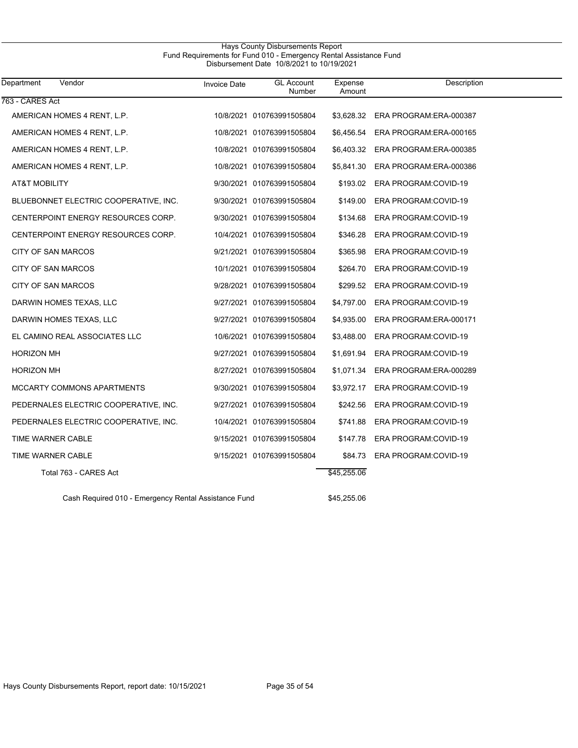# Hays County Disbursements Report

## Fund Requirements for Fund 010 - Emergency Rental Assistance Fund

### Disbursement Date 10/8/2021 to 10/19/2021

| Department | Vendor | Invoice Date | GL Account Number | Expense Amount | Description |
|---|---|---|---|---|---|
| 763 - CARES Act | | | | | |
| | AMERICAN HOMES 4 RENT, L.P. | 10/8/2021 | 010763991505804 | $3,628.32 | ERA PROGRAM:ERA-000387 |
| | AMERICAN HOMES 4 RENT, L.P. | 10/8/2021 | 010763991505804 | $6,456.54 | ERA PROGRAM:ERA-000165 |
| | AMERICAN HOMES 4 RENT, L.P. | 10/8/2021 | 010763991505804 | $6,403.32 | ERA PROGRAM:ERA-000385 |
| | AMERICAN HOMES 4 RENT, L.P. | 10/8/2021 | 010763991505804 | $5,841.30 | ERA PROGRAM:ERA-000386 |
| | AT&T MOBILITY | 9/30/2021 | 010763991505804 | $193.02 | ERA PROGRAM:COVID-19 |
| | BLUEBONNET ELECTRIC COOPERATIVE, INC. | 9/30/2021 | 010763991505804 | $149.00 | ERA PROGRAM:COVID-19 |
| | CENTERPOINT ENERGY RESOURCES CORP. | 9/30/2021 | 010763991505804 | $134.68 | ERA PROGRAM:COVID-19 |
| | CENTERPOINT ENERGY RESOURCES CORP. | 10/4/2021 | 010763991505804 | $346.28 | ERA PROGRAM:COVID-19 |
| | CITY OF SAN MARCOS | 9/21/2021 | 010763991505804 | $365.98 | ERA PROGRAM:COVID-19 |
| | CITY OF SAN MARCOS | 10/1/2021 | 010763991505804 | $264.70 | ERA PROGRAM:COVID-19 |
| | CITY OF SAN MARCOS | 9/28/2021 | 010763991505804 | $299.52 | ERA PROGRAM:COVID-19 |
| | DARWIN HOMES TEXAS, LLC | 9/27/2021 | 010763991505804 | $4,797.00 | ERA PROGRAM:COVID-19 |
| | DARWIN HOMES TEXAS, LLC | 9/27/2021 | 010763991505804 | $4,935.00 | ERA PROGRAM:ERA-000171 |
| | EL CAMINO REAL ASSOCIATES LLC | 10/6/2021 | 010763991505804 | $3,488.00 | ERA PROGRAM:COVID-19 |
| | HORIZON MH | 9/27/2021 | 010763991505804 | $1,691.94 | ERA PROGRAM:COVID-19 |
| | HORIZON MH | 8/27/2021 | 010763991505804 | $1,071.34 | ERA PROGRAM:ERA-000289 |
| | MCCARTY COMMONS APARTMENTS | 9/30/2021 | 010763991505804 | $3,972.17 | ERA PROGRAM:COVID-19 |
| | PEDERNALES ELECTRIC COOPERATIVE, INC. | 9/27/2021 | 010763991505804 | $242.56 | ERA PROGRAM:COVID-19 |
| | PEDERNALES ELECTRIC COOPERATIVE, INC. | 10/4/2021 | 010763991505804 | $741.88 | ERA PROGRAM:COVID-19 |
| | TIME WARNER CABLE | 9/15/2021 | 010763991505804 | $147.78 | ERA PROGRAM:COVID-19 |
| | TIME WARNER CABLE | 9/15/2021 | 010763991505804 | $84.73 | ERA PROGRAM:COVID-19 |
| | Total 763 - CARES Act | | | $45,255.06 | |
| | Cash Required 010 - Emergency Rental Assistance Fund | | | $45,255.06 | |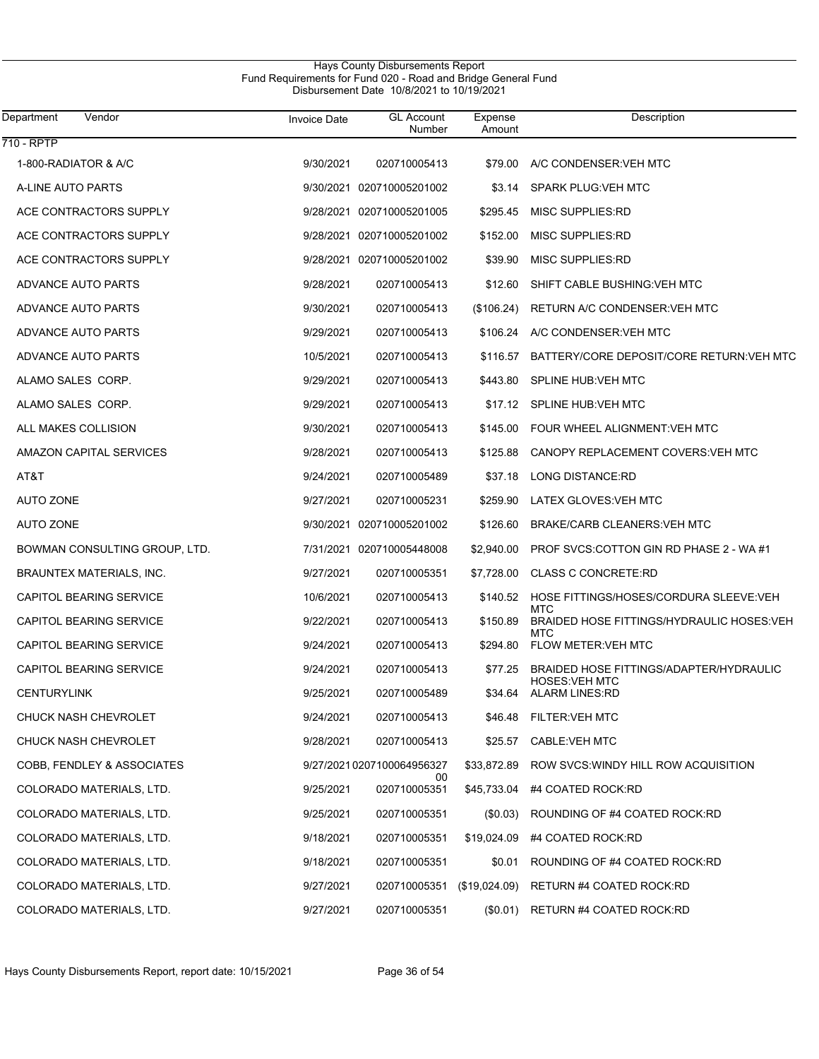Hays County Disbursements Report
Fund Requirements for Fund 020 - Road and Bridge General Fund
Disbursement Date 10/8/2021 to 10/19/2021

| Department | Vendor | Invoice Date | GL Account Number | Expense Amount | Description |
|---|---|---|---|---|---|
| 710 - RPTP | | | | | |
| | 1-800-RADIATOR & A/C | 9/30/2021 | 020710005413 | $79.00 | A/C CONDENSER:VEH MTC |
| | A-LINE AUTO PARTS | 9/30/2021 | 020710005201002 | $3.14 | SPARK PLUG:VEH MTC |
| | ACE CONTRACTORS SUPPLY | 9/28/2021 | 020710005201005 | $295.45 | MISC SUPPLIES:RD |
| | ACE CONTRACTORS SUPPLY | 9/28/2021 | 020710005201002 | $152.00 | MISC SUPPLIES:RD |
| | ACE CONTRACTORS SUPPLY | 9/28/2021 | 020710005201002 | $39.90 | MISC SUPPLIES:RD |
| | ADVANCE AUTO PARTS | 9/28/2021 | 020710005413 | $12.60 | SHIFT CABLE BUSHING:VEH MTC |
| | ADVANCE AUTO PARTS | 9/30/2021 | 020710005413 | ($106.24) | RETURN A/C CONDENSER:VEH MTC |
| | ADVANCE AUTO PARTS | 9/29/2021 | 020710005413 | $106.24 | A/C CONDENSER:VEH MTC |
| | ADVANCE AUTO PARTS | 10/5/2021 | 020710005413 | $116.57 | BATTERY/CORE DEPOSIT/CORE RETURN:VEH MTC |
| | ALAMO SALES CORP. | 9/29/2021 | 020710005413 | $443.80 | SPLINE HUB:VEH MTC |
| | ALAMO SALES CORP. | 9/29/2021 | 020710005413 | $17.12 | SPLINE HUB:VEH MTC |
| | ALL MAKES COLLISION | 9/30/2021 | 020710005413 | $145.00 | FOUR WHEEL ALIGNMENT:VEH MTC |
| | AMAZON CAPITAL SERVICES | 9/28/2021 | 020710005413 | $125.88 | CANOPY REPLACEMENT COVERS:VEH MTC |
| | AT&T | 9/24/2021 | 020710005489 | $37.18 | LONG DISTANCE:RD |
| | AUTO ZONE | 9/27/2021 | 020710005231 | $259.90 | LATEX GLOVES:VEH MTC |
| | AUTO ZONE | 9/30/2021 | 020710005201002 | $126.60 | BRAKE/CARB CLEANERS:VEH MTC |
| | BOWMAN CONSULTING GROUP, LTD. | 7/31/2021 | 020710005448008 | $2,940.00 | PROF SVCS:COTTON GIN RD PHASE 2 - WA #1 |
| | BRAUNTEX MATERIALS, INC. | 9/27/2021 | 020710005351 | $7,728.00 | CLASS C CONCRETE:RD |
| | CAPITOL BEARING SERVICE | 10/6/2021 | 020710005413 | $140.52 | HOSE FITTINGS/HOSES/CORDURA SLEEVE:VEH MTC |
| | CAPITOL BEARING SERVICE | 9/22/2021 | 020710005413 | $150.89 | BRAIDED HOSE FITTINGS/HYDRAULIC HOSES:VEH MTC |
| | CAPITOL BEARING SERVICE | 9/24/2021 | 020710005413 | $294.80 | FLOW METER:VEH MTC |
| | CAPITOL BEARING SERVICE | 9/24/2021 | 020710005413 | $77.25 | BRAIDED HOSE FITTINGS/ADAPTER/HYDRAULIC HOSES:VEH MTC |
| | CENTURYLINK | 9/25/2021 | 020710005489 | $34.64 | ALARM LINES:RD |
| | CHUCK NASH CHEVROLET | 9/24/2021 | 020710005413 | $46.48 | FILTER:VEH MTC |
| | CHUCK NASH CHEVROLET | 9/28/2021 | 020710005413 | $25.57 | CABLE:VEH MTC |
| | COBB, FENDLEY & ASSOCIATES | 9/27/2021 | 020710006495632700 | $33,872.89 | ROW SVCS:WINDY HILL ROW ACQUISITION |
| | COLORADO MATERIALS, LTD. | 9/25/2021 | 020710005351 | $45,733.04 | #4 COATED ROCK:RD |
| | COLORADO MATERIALS, LTD. | 9/25/2021 | 020710005351 | ($0.03) | ROUNDING OF #4 COATED ROCK:RD |
| | COLORADO MATERIALS, LTD. | 9/18/2021 | 020710005351 | $19,024.09 | #4 COATED ROCK:RD |
| | COLORADO MATERIALS, LTD. | 9/18/2021 | 020710005351 | $0.01 | ROUNDING OF #4 COATED ROCK:RD |
| | COLORADO MATERIALS, LTD. | 9/27/2021 | 020710005351 | ($19,024.09) | RETURN #4 COATED ROCK:RD |
| | COLORADO MATERIALS, LTD. | 9/27/2021 | 020710005351 | ($0.01) | RETURN #4 COATED ROCK:RD |

Hays County Disbursements Report, report date: 10/15/2021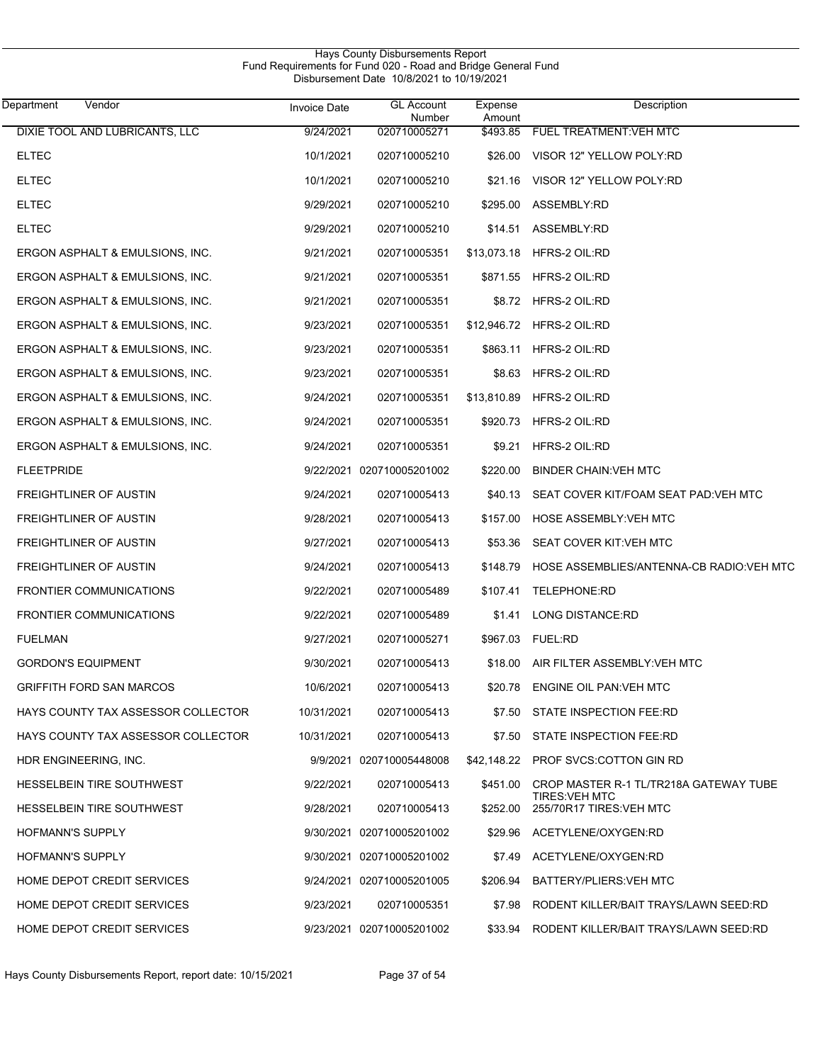Hays County Disbursements Report
Fund Requirements for Fund 020 - Road and Bridge General Fund
Disbursement Date 10/8/2021 to 10/19/2021

| Department Vendor | Invoice Date | GL Account Number | Expense Amount | Description |
|---|---|---|---|---|
| DIXIE TOOL AND LUBRICANTS, LLC | 9/24/2021 | 020710005271 | $493.85 | FUEL TREATMENT:VEH MTC |
| ELTEC | 10/1/2021 | 020710005210 | $26.00 | VISOR 12" YELLOW POLY:RD |
| ELTEC | 10/1/2021 | 020710005210 | $21.16 | VISOR 12" YELLOW POLY:RD |
| ELTEC | 9/29/2021 | 020710005210 | $295.00 | ASSEMBLY:RD |
| ELTEC | 9/29/2021 | 020710005210 | $14.51 | ASSEMBLY:RD |
| ERGON ASPHALT & EMULSIONS, INC. | 9/21/2021 | 020710005351 | $13,073.18 | HFRS-2 OIL:RD |
| ERGON ASPHALT & EMULSIONS, INC. | 9/21/2021 | 020710005351 | $871.55 | HFRS-2 OIL:RD |
| ERGON ASPHALT & EMULSIONS, INC. | 9/21/2021 | 020710005351 | $8.72 | HFRS-2 OIL:RD |
| ERGON ASPHALT & EMULSIONS, INC. | 9/23/2021 | 020710005351 | $12,946.72 | HFRS-2 OIL:RD |
| ERGON ASPHALT & EMULSIONS, INC. | 9/23/2021 | 020710005351 | $863.11 | HFRS-2 OIL:RD |
| ERGON ASPHALT & EMULSIONS, INC. | 9/23/2021 | 020710005351 | $8.63 | HFRS-2 OIL:RD |
| ERGON ASPHALT & EMULSIONS, INC. | 9/24/2021 | 020710005351 | $13,810.89 | HFRS-2 OIL:RD |
| ERGON ASPHALT & EMULSIONS, INC. | 9/24/2021 | 020710005351 | $920.73 | HFRS-2 OIL:RD |
| ERGON ASPHALT & EMULSIONS, INC. | 9/24/2021 | 020710005351 | $9.21 | HFRS-2 OIL:RD |
| FLEETPRIDE | 9/22/2021 | 020710005201002 | $220.00 | BINDER CHAIN:VEH MTC |
| FREIGHTLINER OF AUSTIN | 9/24/2021 | 020710005413 | $40.13 | SEAT COVER KIT/FOAM SEAT PAD:VEH MTC |
| FREIGHTLINER OF AUSTIN | 9/28/2021 | 020710005413 | $157.00 | HOSE ASSEMBLY:VEH MTC |
| FREIGHTLINER OF AUSTIN | 9/27/2021 | 020710005413 | $53.36 | SEAT COVER KIT:VEH MTC |
| FREIGHTLINER OF AUSTIN | 9/24/2021 | 020710005413 | $148.79 | HOSE ASSEMBLIES/ANTENNA-CB RADIO:VEH MTC |
| FRONTIER COMMUNICATIONS | 9/22/2021 | 020710005489 | $107.41 | TELEPHONE:RD |
| FRONTIER COMMUNICATIONS | 9/22/2021 | 020710005489 | $1.41 | LONG DISTANCE:RD |
| FUELMAN | 9/27/2021 | 020710005271 | $967.03 | FUEL:RD |
| GORDON'S EQUIPMENT | 9/30/2021 | 020710005413 | $18.00 | AIR FILTER ASSEMBLY:VEH MTC |
| GRIFFITH FORD SAN MARCOS | 10/6/2021 | 020710005413 | $20.78 | ENGINE OIL PAN:VEH MTC |
| HAYS COUNTY TAX ASSESSOR COLLECTOR | 10/31/2021 | 020710005413 | $7.50 | STATE INSPECTION FEE:RD |
| HAYS COUNTY TAX ASSESSOR COLLECTOR | 10/31/2021 | 020710005413 | $7.50 | STATE INSPECTION FEE:RD |
| HDR ENGINEERING, INC. | 9/9/2021 | 020710005448008 | $42,148.22 | PROF SVCS:COTTON GIN RD |
| HESSELBEIN TIRE SOUTHWEST | 9/22/2021 | 020710005413 | $451.00 | CROP MASTER R-1 TL/TR218A GATEWAY TUBE TIRES:VEH MTC |
| HESSELBEIN TIRE SOUTHWEST | 9/28/2021 | 020710005413 | $252.00 | 255/70R17 TIRES:VEH MTC |
| HOFMANN'S SUPPLY | 9/30/2021 | 020710005201002 | $29.96 | ACETYLENE/OXYGEN:RD |
| HOFMANN'S SUPPLY | 9/30/2021 | 020710005201002 | $7.49 | ACETYLENE/OXYGEN:RD |
| HOME DEPOT CREDIT SERVICES | 9/24/2021 | 020710005201005 | $206.94 | BATTERY/PLIERS:VEH MTC |
| HOME DEPOT CREDIT SERVICES | 9/23/2021 | 020710005351 | $7.98 | RODENT KILLER/BAIT TRAYS/LAWN SEED:RD |
| HOME DEPOT CREDIT SERVICES | 9/23/2021 | 020710005201002 | $33.94 | RODENT KILLER/BAIT TRAYS/LAWN SEED:RD |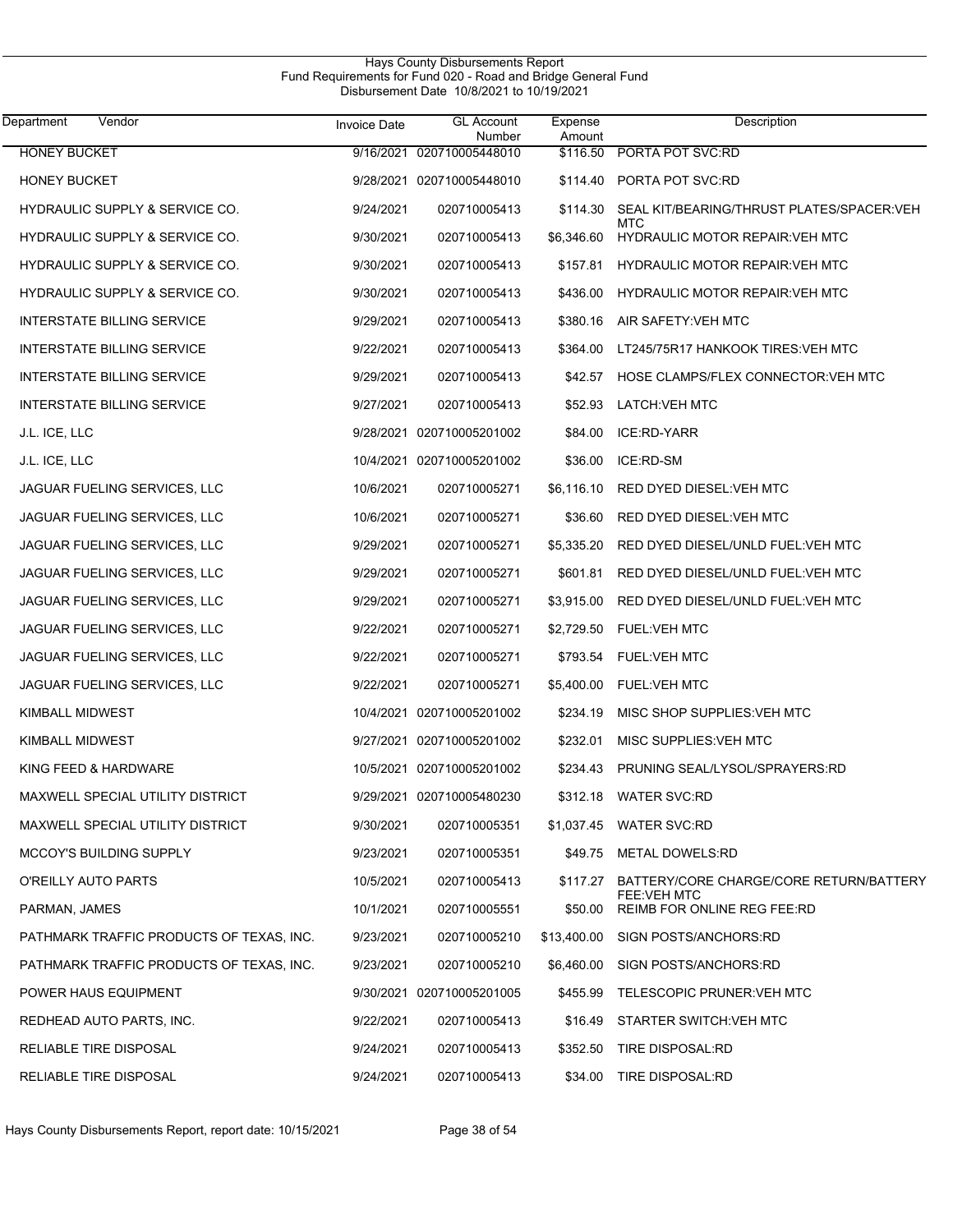Hays County Disbursements Report
Fund Requirements for Fund 020 - Road and Bridge General Fund
Disbursement Date 10/8/2021 to 10/19/2021

| Department | Vendor | Invoice Date | GL Account Number | Expense Amount | Description |
|---|---|---|---|---|---|
| HONEY BUCKET | | 9/16/2021 | 020710005448010 | $116.50 | PORTA POT SVC:RD |
| HONEY BUCKET | | 9/28/2021 | 020710005448010 | $114.40 | PORTA POT SVC:RD |
| HYDRAULIC SUPPLY & SERVICE CO. | | 9/24/2021 | 020710005413 | $114.30 | SEAL KIT/BEARING/THRUST PLATES/SPACER:VEH MTC |
| HYDRAULIC SUPPLY & SERVICE CO. | | 9/30/2021 | 020710005413 | $6,346.60 | HYDRAULIC MOTOR REPAIR:VEH MTC |
| HYDRAULIC SUPPLY & SERVICE CO. | | 9/30/2021 | 020710005413 | $157.81 | HYDRAULIC MOTOR REPAIR:VEH MTC |
| HYDRAULIC SUPPLY & SERVICE CO. | | 9/30/2021 | 020710005413 | $436.00 | HYDRAULIC MOTOR REPAIR:VEH MTC |
| INTERSTATE BILLING SERVICE | | 9/29/2021 | 020710005413 | $380.16 | AIR SAFETY:VEH MTC |
| INTERSTATE BILLING SERVICE | | 9/22/2021 | 020710005413 | $364.00 | LT245/75R17 HANKOOK TIRES:VEH MTC |
| INTERSTATE BILLING SERVICE | | 9/29/2021 | 020710005413 | $42.57 | HOSE CLAMPS/FLEX CONNECTOR:VEH MTC |
| INTERSTATE BILLING SERVICE | | 9/27/2021 | 020710005413 | $52.93 | LATCH:VEH MTC |
| J.L. ICE, LLC | | 9/28/2021 | 020710005201002 | $84.00 | ICE:RD-YARR |
| J.L. ICE, LLC | | 10/4/2021 | 020710005201002 | $36.00 | ICE:RD-SM |
| JAGUAR FUELING SERVICES, LLC | | 10/6/2021 | 020710005271 | $6,116.10 | RED DYED DIESEL:VEH MTC |
| JAGUAR FUELING SERVICES, LLC | | 10/6/2021 | 020710005271 | $36.60 | RED DYED DIESEL:VEH MTC |
| JAGUAR FUELING SERVICES, LLC | | 9/29/2021 | 020710005271 | $5,335.20 | RED DYED DIESEL/UNLD FUEL:VEH MTC |
| JAGUAR FUELING SERVICES, LLC | | 9/29/2021 | 020710005271 | $601.81 | RED DYED DIESEL/UNLD FUEL:VEH MTC |
| JAGUAR FUELING SERVICES, LLC | | 9/29/2021 | 020710005271 | $3,915.00 | RED DYED DIESEL/UNLD FUEL:VEH MTC |
| JAGUAR FUELING SERVICES, LLC | | 9/22/2021 | 020710005271 | $2,729.50 | FUEL:VEH MTC |
| JAGUAR FUELING SERVICES, LLC | | 9/22/2021 | 020710005271 | $793.54 | FUEL:VEH MTC |
| JAGUAR FUELING SERVICES, LLC | | 9/22/2021 | 020710005271 | $5,400.00 | FUEL:VEH MTC |
| KIMBALL MIDWEST | | 10/4/2021 | 020710005201002 | $234.19 | MISC SHOP SUPPLIES:VEH MTC |
| KIMBALL MIDWEST | | 9/27/2021 | 020710005201002 | $232.01 | MISC SUPPLIES:VEH MTC |
| KING FEED & HARDWARE | | 10/5/2021 | 020710005201002 | $234.43 | PRUNING SEAL/LYSOL/SPRAYERS:RD |
| MAXWELL SPECIAL UTILITY DISTRICT | | 9/29/2021 | 020710005480230 | $312.18 | WATER SVC:RD |
| MAXWELL SPECIAL UTILITY DISTRICT | | 9/30/2021 | 020710005351 | $1,037.45 | WATER SVC:RD |
| MCCOY'S BUILDING SUPPLY | | 9/23/2021 | 020710005351 | $49.75 | METAL DOWELS:RD |
| O'REILLY AUTO PARTS | | 10/5/2021 | 020710005413 | $117.27 | BATTERY/CORE CHARGE/CORE RETURN/BATTERY FEE:VEH MTC |
| PARMAN, JAMES | | 10/1/2021 | 020710005551 | $50.00 | REIMB FOR ONLINE REG FEE:RD |
| PATHMARK TRAFFIC PRODUCTS OF TEXAS, INC. | | 9/23/2021 | 020710005210 | $13,400.00 | SIGN POSTS/ANCHORS:RD |
| PATHMARK TRAFFIC PRODUCTS OF TEXAS, INC. | | 9/23/2021 | 020710005210 | $6,460.00 | SIGN POSTS/ANCHORS:RD |
| POWER HAUS EQUIPMENT | | 9/30/2021 | 020710005201005 | $455.99 | TELESCOPIC PRUNER:VEH MTC |
| REDHEAD AUTO PARTS, INC. | | 9/22/2021 | 020710005413 | $16.49 | STARTER SWITCH:VEH MTC |
| RELIABLE TIRE DISPOSAL | | 9/24/2021 | 020710005413 | $352.50 | TIRE DISPOSAL:RD |
| RELIABLE TIRE DISPOSAL | | 9/24/2021 | 020710005413 | $34.00 | TIRE DISPOSAL:RD |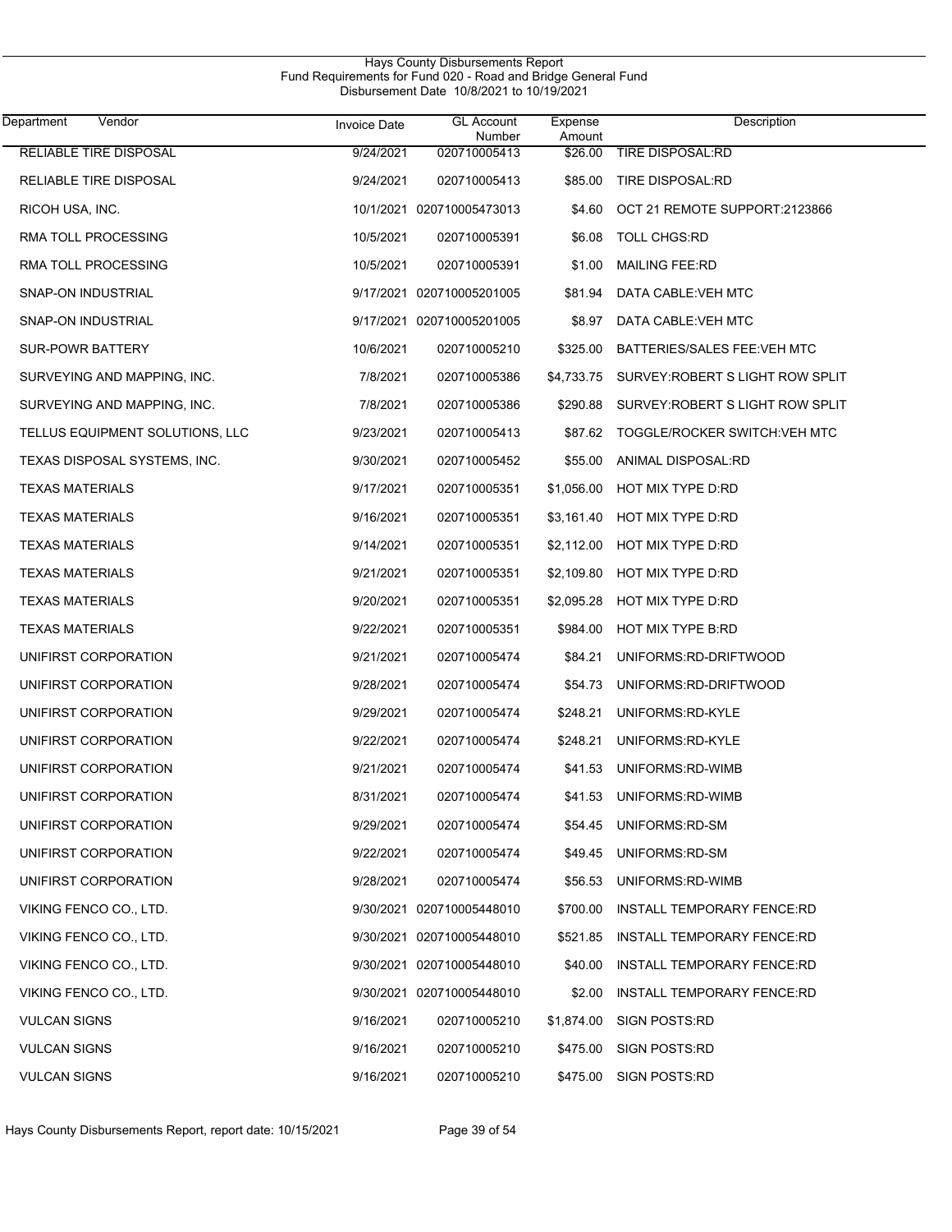Hays County Disbursements Report
Fund Requirements for Fund 020 - Road and Bridge General Fund
Disbursement Date 10/8/2021 to 10/19/2021

| Department | Vendor | Invoice Date | GL Account Number | Expense Amount | Description |
|---|---|---|---|---|---|
| RELIABLE TIRE DISPOSAL | | 9/24/2021 | 020710005413 | $26.00 | TIRE DISPOSAL:RD |
| RELIABLE TIRE DISPOSAL | | 9/24/2021 | 020710005413 | $85.00 | TIRE DISPOSAL:RD |
| RICOH USA, INC. | | 10/1/2021 | 020710005473013 | $4.60 | OCT 21 REMOTE SUPPORT:2123866 |
| RMA TOLL PROCESSING | | 10/5/2021 | 020710005391 | $6.08 | TOLL CHGS:RD |
| RMA TOLL PROCESSING | | 10/5/2021 | 020710005391 | $1.00 | MAILING FEE:RD |
| SNAP-ON INDUSTRIAL | | 9/17/2021 | 020710005201005 | $81.94 | DATA CABLE:VEH MTC |
| SNAP-ON INDUSTRIAL | | 9/17/2021 | 020710005201005 | $8.97 | DATA CABLE:VEH MTC |
| SUR-POWR BATTERY | | 10/6/2021 | 020710005210 | $325.00 | BATTERIES/SALES FEE:VEH MTC |
| SURVEYING AND MAPPING, INC. | | 7/8/2021 | 020710005386 | $4,733.75 | SURVEY:ROBERT S LIGHT ROW SPLIT |
| SURVEYING AND MAPPING, INC. | | 7/8/2021 | 020710005386 | $290.88 | SURVEY:ROBERT S LIGHT ROW SPLIT |
| TELLUS EQUIPMENT SOLUTIONS, LLC | | 9/23/2021 | 020710005413 | $87.62 | TOGGLE/ROCKER SWITCH:VEH MTC |
| TEXAS DISPOSAL SYSTEMS, INC. | | 9/30/2021 | 020710005452 | $55.00 | ANIMAL DISPOSAL:RD |
| TEXAS MATERIALS | | 9/17/2021 | 020710005351 | $1,056.00 | HOT MIX TYPE D:RD |
| TEXAS MATERIALS | | 9/16/2021 | 020710005351 | $3,161.40 | HOT MIX TYPE D:RD |
| TEXAS MATERIALS | | 9/14/2021 | 020710005351 | $2,112.00 | HOT MIX TYPE D:RD |
| TEXAS MATERIALS | | 9/21/2021 | 020710005351 | $2,109.80 | HOT MIX TYPE D:RD |
| TEXAS MATERIALS | | 9/20/2021 | 020710005351 | $2,095.28 | HOT MIX TYPE D:RD |
| TEXAS MATERIALS | | 9/22/2021 | 020710005351 | $984.00 | HOT MIX TYPE B:RD |
| UNIFIRST CORPORATION | | 9/21/2021 | 020710005474 | $84.21 | UNIFORMS:RD-DRIFTWOOD |
| UNIFIRST CORPORATION | | 9/28/2021 | 020710005474 | $54.73 | UNIFORMS:RD-DRIFTWOOD |
| UNIFIRST CORPORATION | | 9/29/2021 | 020710005474 | $248.21 | UNIFORMS:RD-KYLE |
| UNIFIRST CORPORATION | | 9/22/2021 | 020710005474 | $248.21 | UNIFORMS:RD-KYLE |
| UNIFIRST CORPORATION | | 9/21/2021 | 020710005474 | $41.53 | UNIFORMS:RD-WIMB |
| UNIFIRST CORPORATION | | 8/31/2021 | 020710005474 | $41.53 | UNIFORMS:RD-WIMB |
| UNIFIRST CORPORATION | | 9/29/2021 | 020710005474 | $54.45 | UNIFORMS:RD-SM |
| UNIFIRST CORPORATION | | 9/22/2021 | 020710005474 | $49.45 | UNIFORMS:RD-SM |
| UNIFIRST CORPORATION | | 9/28/2021 | 020710005474 | $56.53 | UNIFORMS:RD-WIMB |
| VIKING FENCO CO., LTD. | | 9/30/2021 | 020710005448010 | $700.00 | INSTALL TEMPORARY FENCE:RD |
| VIKING FENCO CO., LTD. | | 9/30/2021 | 020710005448010 | $521.85 | INSTALL TEMPORARY FENCE:RD |
| VIKING FENCO CO., LTD. | | 9/30/2021 | 020710005448010 | $40.00 | INSTALL TEMPORARY FENCE:RD |
| VIKING FENCO CO., LTD. | | 9/30/2021 | 020710005448010 | $2.00 | INSTALL TEMPORARY FENCE:RD |
| VULCAN SIGNS | | 9/16/2021 | 020710005210 | $1,874.00 | SIGN POSTS:RD |
| VULCAN SIGNS | | 9/16/2021 | 020710005210 | $475.00 | SIGN POSTS:RD |
| VULCAN SIGNS | | 9/16/2021 | 020710005210 | $475.00 | SIGN POSTS:RD |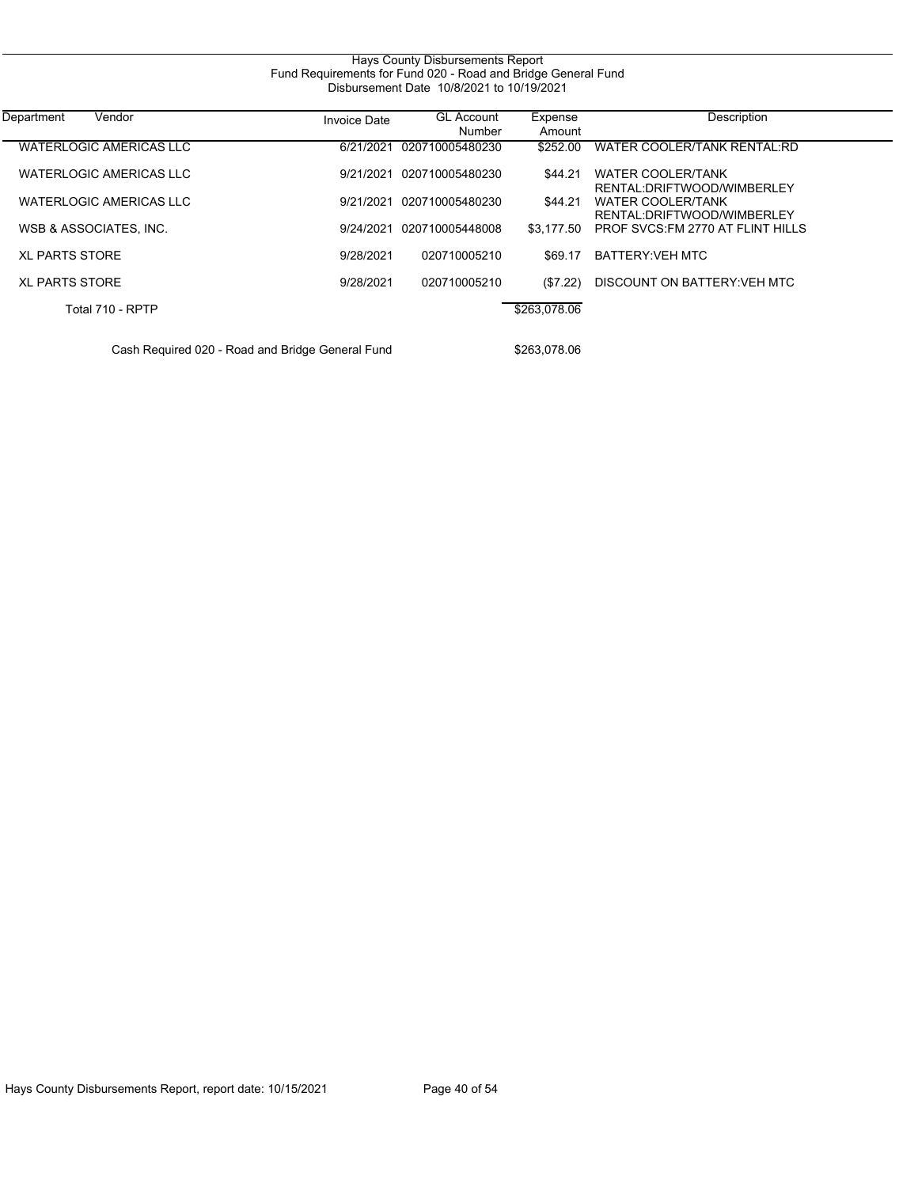# Hays County Disbursements Report

## Fund Requirements for Fund 020 - Road and Bridge General Fund

Disbursement Date 10/8/2021 to 10/19/2021

| Department | Vendor | Invoice Date | GL Account Number | Expense Amount | Description |
|---|---|---|---|---|---|
| | WATERLOGIC AMERICAS LLC | 6/21/2021 | 020710005480230 | $252.00 | WATER COOLER/TANK RENTAL:RD |
| | WATERLOGIC AMERICAS LLC | 9/21/2021 | 020710005480230 | $44.21 | WATER COOLER/TANK RENTAL:DRIFTWOOD/WIMBERLEY |
| | WATERLOGIC AMERICAS LLC | 9/21/2021 | 020710005480230 | $44.21 | WATER COOLER/TANK RENTAL:DRIFTWOOD/WIMBERLEY |
| | WSB & ASSOCIATES, INC. | 9/24/2021 | 020710005448008 | $3,177.50 | PROF SVCS:FM 2770 AT FLINT HILLS |
| | XL PARTS STORE | 9/28/2021 | 020710005210 | $69.17 | BATTERY:VEH MTC |
| | XL PARTS STORE | 9/28/2021 | 020710005210 | ($7.22) | DISCOUNT ON BATTERY:VEH MTC |
| | Total 710 - RPTP | | | $263,078.06 | |
| | Cash Required 020 - Road and Bridge General Fund | | | $263,078.06 | |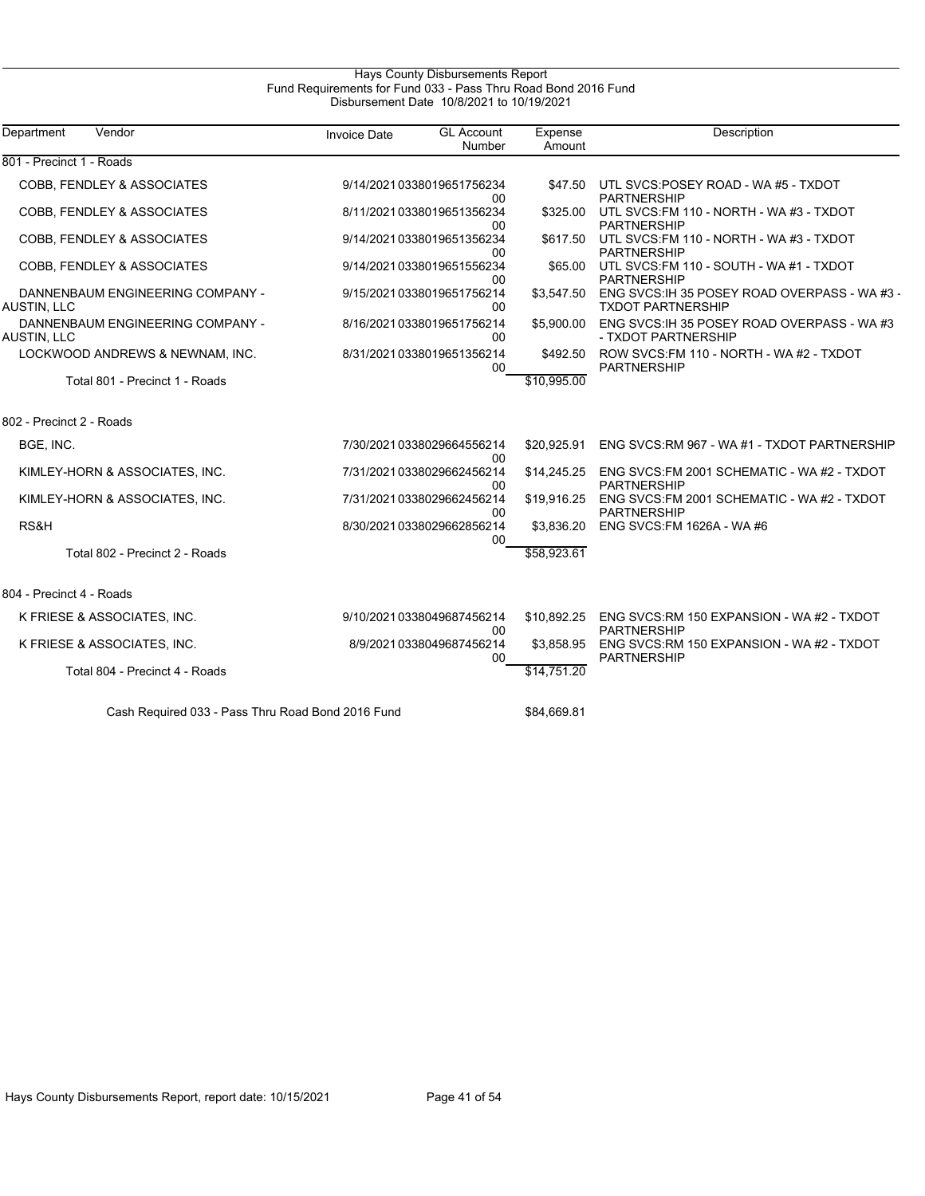# Hays County Disbursements Report

## Fund Requirements for Fund 033 - Pass Thru Road Bond 2016 Fund

### Disbursement Date 10/8/2021 to 10/19/2021

| Department | Vendor | Invoice Date | GL Account Number | Expense Amount | Description |
|---|---|---|---|---|---|
| 801 - Precinct 1 - Roads | | | | | |
| | COBB, FENDLEY & ASSOCIATES | 9/14/2021 | 033801965175623400 | $47.50 | UTL SVCS:POSEY ROAD - WA #5 - TXDOT PARTNERSHIP |
| | COBB, FENDLEY & ASSOCIATES | 8/11/2021 | 033801965135623400 | $325.00 | UTL SVCS:FM 110 - NORTH - WA #3 - TXDOT PARTNERSHIP |
| | COBB, FENDLEY & ASSOCIATES | 9/14/2021 | 033801965135623400 | $617.50 | UTL SVCS:FM 110 - NORTH - WA #3 - TXDOT PARTNERSHIP |
| | COBB, FENDLEY & ASSOCIATES | 9/14/2021 | 033801965155623400 | $65.00 | UTL SVCS:FM 110 - SOUTH - WA #1 - TXDOT PARTNERSHIP |
| | DANNENBAUM ENGINEERING COMPANY - AUSTIN, LLC | 9/15/2021 | 033801965175621400 | $3,547.50 | ENG SVCS:IH 35 POSEY ROAD OVERPASS - WA #3 - TXDOT PARTNERSHIP |
| | DANNENBAUM ENGINEERING COMPANY - AUSTIN, LLC | 8/16/2021 | 033801965175621400 | $5,900.00 | ENG SVCS:IH 35 POSEY ROAD OVERPASS - WA #3 - TXDOT PARTNERSHIP |
| | LOCKWOOD ANDREWS & NEWNAM, INC. | 8/31/2021 | 033801965135621400 | $492.50 | ROW SVCS:FM 110 - NORTH - WA #2 - TXDOT PARTNERSHIP |
| | Total 801 - Precinct 1 - Roads | | | $10,995.00 | |
| 802 - Precinct 2 - Roads | | | | | |
| | BGE, INC. | 7/30/2021 | 033802966455621400 | $20,925.91 | ENG SVCS:RM 967 - WA #1 - TXDOT PARTNERSHIP |
| | KIMLEY-HORN & ASSOCIATES, INC. | 7/31/2021 | 033802966245621400 | $14,245.25 | ENG SVCS:FM 2001 SCHEMATIC - WA #2 - TXDOT PARTNERSHIP |
| | KIMLEY-HORN & ASSOCIATES, INC. | 7/31/2021 | 033802966245621400 | $19,916.25 | ENG SVCS:FM 2001 SCHEMATIC - WA #2 - TXDOT PARTNERSHIP |
| | RS&H | 8/30/2021 | 033802966285621400 | $3,836.20 | ENG SVCS:FM 1626A - WA #6 |
| | Total 802 - Precinct 2 - Roads | | | $58,923.61 | |
| 804 - Precinct 4 - Roads | | | | | |
| | K FRIESE & ASSOCIATES, INC. | 9/10/2021 | 033804968745621400 | $10,892.25 | ENG SVCS:RM 150 EXPANSION - WA #2 - TXDOT PARTNERSHIP |
| | K FRIESE & ASSOCIATES, INC. | 8/9/2021 | 033804968745621400 | $3,858.95 | ENG SVCS:RM 150 EXPANSION - WA #2 - TXDOT PARTNERSHIP |
| | Total 804 - Precinct 4 - Roads | | | $14,751.20 | |
| | Cash Required 033 - Pass Thru Road Bond 2016 Fund | | | $84,669.81 | |

Hays County Disbursements Report, report date: 10/15/2021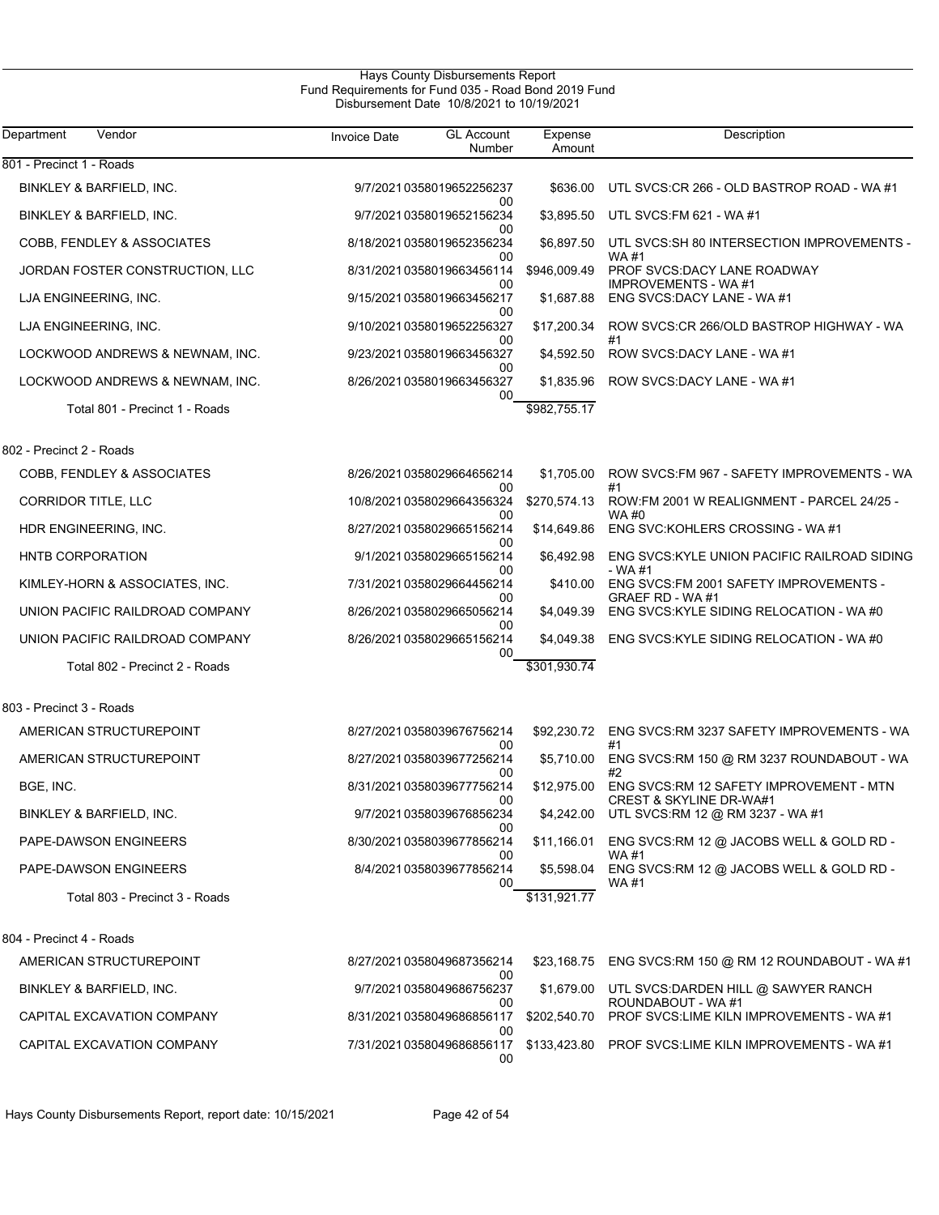# Hays County Disbursements Report

## Fund Requirements for Fund 035 - Road Bond 2019 Fund

### Disbursement Date 10/8/2021 to 10/19/2021

| Department | Vendor | Invoice Date | GL Account Number | Expense Amount | Description |
|---|---|---|---|---|---|
| **801 - Precinct 1 - Roads** | | | | | |
| | BINKLEY & BARFIELD, INC. | 9/7/2021 | 035801965225623700 | $636.00 | UTL SVCS:CR 266 - OLD BASTROP ROAD - WA #1 |
| | BINKLEY & BARFIELD, INC. | 9/7/2021 | 035801965215623400 | $3,895.50 | UTL SVCS:FM 621 - WA #1 |
| | COBB, FENDLEY & ASSOCIATES | 8/18/2021 | 035801965235623400 | $6,897.50 | UTL SVCS:SH 80 INTERSECTION IMPROVEMENTS - WA #1 |
| | JORDAN FOSTER CONSTRUCTION, LLC | 8/31/2021 | 035801966345611400 | $946,009.49 | PROF SVCS:DACY LANE ROADWAY IMPROVEMENTS - WA #1 |
| | LJA ENGINEERING, INC. | 9/15/2021 | 035801966345621700 | $1,687.88 | ENG SVCS:DACY LANE - WA #1 |
| | LJA ENGINEERING, INC. | 9/10/2021 | 035801965225632700 | $17,200.34 | ROW SVCS:CR 266/OLD BASTROP HIGHWAY - WA #1 |
| | LOCKWOOD ANDREWS & NEWNAM, INC. | 9/23/2021 | 035801966345632700 | $4,592.50 | ROW SVCS:DACY LANE - WA #1 |
| | LOCKWOOD ANDREWS & NEWNAM, INC. | 8/26/2021 | 035801966345632700 | $1,835.96 | ROW SVCS:DACY LANE - WA #1 |
| | Total 801 - Precinct 1 - Roads | | | $982,755.17 | |
| **802 - Precinct 2 - Roads** | | | | | |
| | COBB, FENDLEY & ASSOCIATES | 8/26/2021 | 035802966465621400 | $1,705.00 | ROW SVCS:FM 967 - SAFETY IMPROVEMENTS - WA #1 |
| | CORRIDOR TITLE, LLC | 10/8/2021 | 035802966435632400 | $270,574.13 | ROW:FM 2001 W REALIGNMENT - PARCEL 24/25 - WA #0 |
| | HDR ENGINEERING, INC. | 8/27/2021 | 035802966515621400 | $14,649.86 | ENG SVC:KOHLERS CROSSING - WA #1 |
| | HNTB CORPORATION | 9/1/2021 | 035802966515621400 | $6,492.98 | ENG SVCS:KYLE UNION PACIFIC RAILROAD SIDING - WA #1 |
| | KIMLEY-HORN & ASSOCIATES, INC. | 7/31/2021 | 035802966445621400 | $410.00 | ENG SVCS:FM 2001 SAFETY IMPROVEMENTS - GRAEF RD - WA #1 |
| | UNION PACIFIC RAILDROAD COMPANY | 8/26/2021 | 035802966505621400 | $4,049.39 | ENG SVCS:KYLE SIDING RELOCATION - WA #0 |
| | UNION PACIFIC RAILDROAD COMPANY | 8/26/2021 | 035802966515621400 | $4,049.38 | ENG SVCS:KYLE SIDING RELOCATION - WA #0 |
| | Total 802 - Precinct 2 - Roads | | | $301,930.74 | |
| **803 - Precinct 3 - Roads** | | | | | |
| | AMERICAN STRUCTUREPOINT | 8/27/2021 | 035803967675621400 | $92,230.72 | ENG SVCS:RM 3237 SAFETY IMPROVEMENTS - WA #1 |
| | AMERICAN STRUCTUREPOINT | 8/27/2021 | 035803967725621400 | $5,710.00 | ENG SVCS:RM 150 @ RM 3237 ROUNDABOUT - WA #2 |
| | BGE, INC. | 8/31/2021 | 035803967775621400 | $12,975.00 | ENG SVCS:RM 12 SAFETY IMPROVEMENT - MTN CREST & SKYLINE DR-WA#1 |
| | BINKLEY & BARFIELD, INC. | 9/7/2021 | 035803967685623400 | $4,242.00 | UTL SVCS:RM 12 @ RM 3237 - WA #1 |
| | PAPE-DAWSON ENGINEERS | 8/30/2021 | 035803967785621400 | $11,166.01 | ENG SVCS:RM 12 @ JACOBS WELL & GOLD RD - WA #1 |
| | PAPE-DAWSON ENGINEERS | 8/4/2021 | 035803967785621400 | $5,598.04 | ENG SVCS:RM 12 @ JACOBS WELL & GOLD RD - WA #1 |
| | Total 803 - Precinct 3 - Roads | | | $131,921.77 | |
| **804 - Precinct 4 - Roads** | | | | | |
| | AMERICAN STRUCTUREPOINT | 8/27/2021 | 035804968735621400 | $23,168.75 | ENG SVCS:RM 150 @ RM 12 ROUNDABOUT - WA #1 |
| | BINKLEY & BARFIELD, INC. | 9/7/2021 | 035804968675623700 | $1,679.00 | UTL SVCS:DARDEN HILL @ SAWYER RANCH ROUNDABOUT - WA #1 |
| | CAPITAL EXCAVATION COMPANY | 8/31/2021 | 035804968685611700 | $202,540.70 | PROF SVCS:LIME KILN IMPROVEMENTS - WA #1 |
| | CAPITAL EXCAVATION COMPANY | 7/31/2021 | 035804968685611700 | $133,423.80 | PROF SVCS:LIME KILN IMPROVEMENTS - WA #1 |

Hays County Disbursements Report, report date: 10/15/2021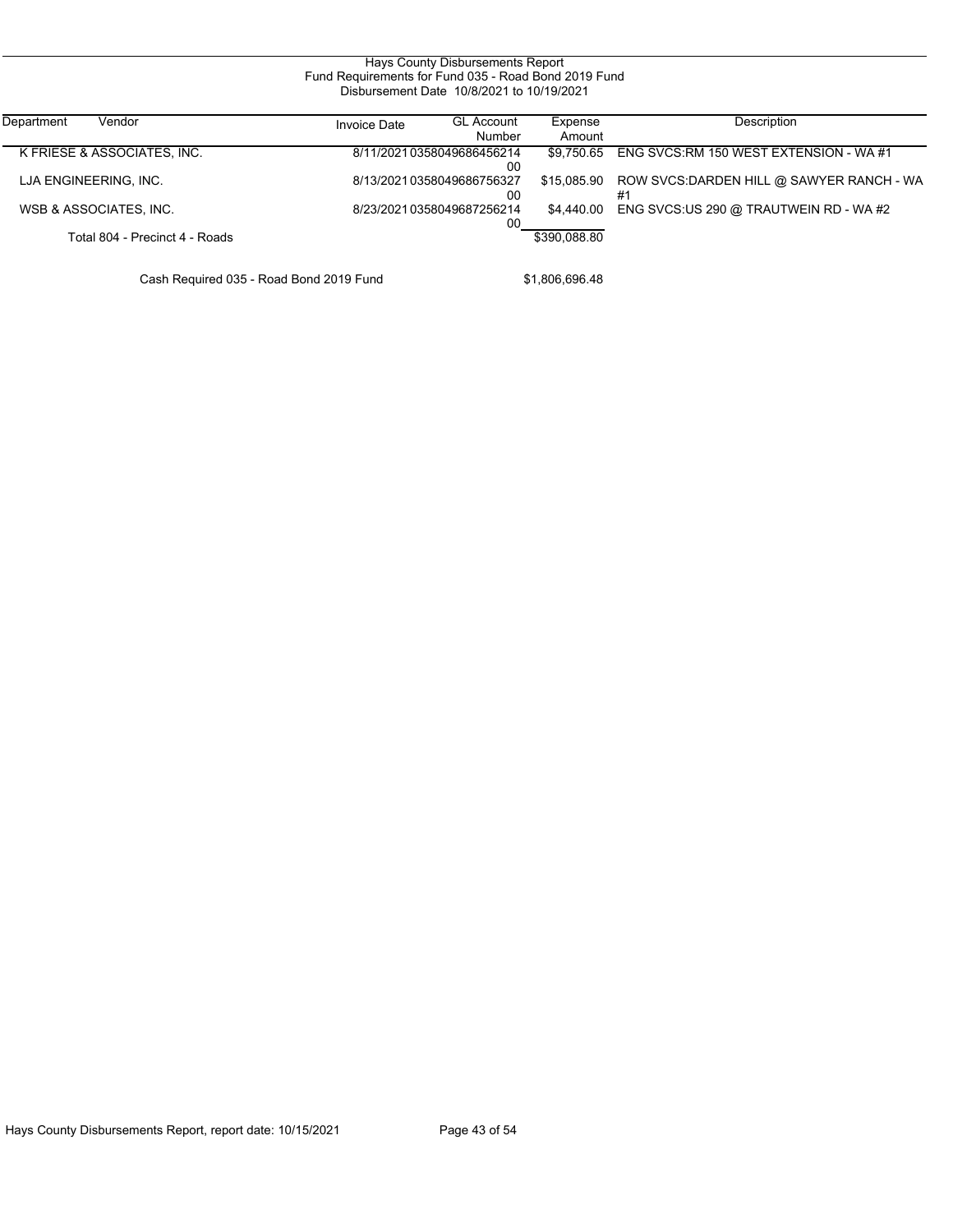Hays County Disbursements Report
Fund Requirements for Fund 035 - Road Bond 2019 Fund
Disbursement Date 10/8/2021 to 10/19/2021

| Department | Vendor | Invoice Date | GL Account Number | Expense Amount | Description |
|---|---|---|---|---|---|
| K FRIESE & ASSOCIATES, INC. | | 8/11/2021 | 035804968645621400 | $9,750.65 | ENG SVCS:RM 150 WEST EXTENSION - WA #1 |
| LJA ENGINEERING, INC. | | 8/13/2021 | 035804968675632700 | $15,085.90 | ROW SVCS:DARDEN HILL @ SAWYER RANCH - WA #1 |
| WSB & ASSOCIATES, INC. | | 8/23/2021 | 035804968725621400 | $4,440.00 | ENG SVCS:US 290 @ TRAUTWEIN RD - WA #2 |
| Total 804 - Precinct 4 - Roads | | | | $390,088.80 | |

Cash Required 035 - Road Bond 2019 Fund $1,806,696.48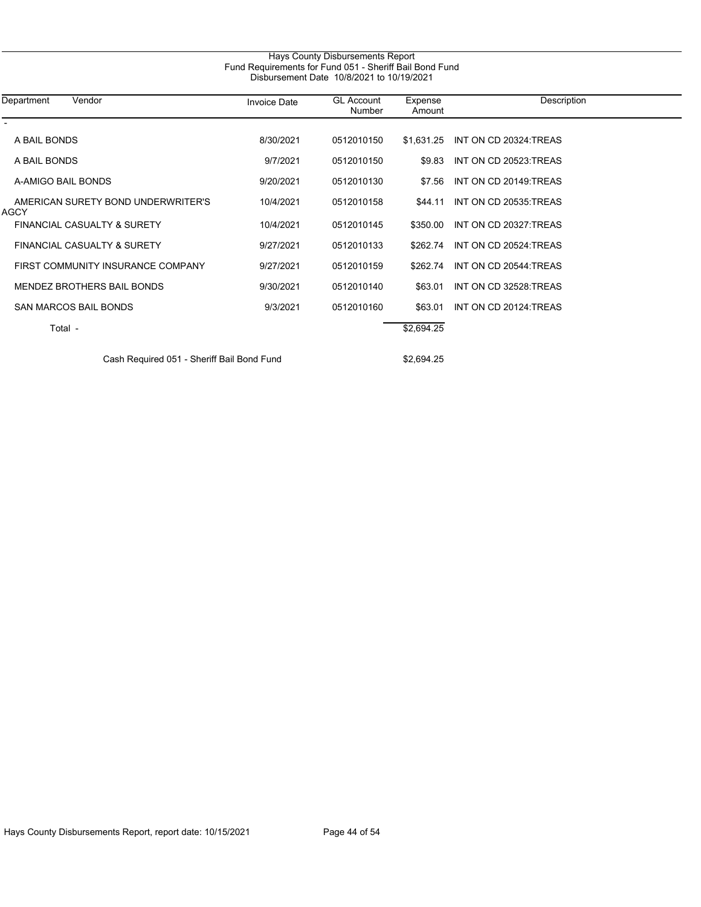Hays County Disbursements Report
Fund Requirements for Fund 051 - Sheriff Bail Bond Fund
Disbursement Date 10/8/2021 to 10/19/2021

| Department | Vendor | Invoice Date | GL Account Number | Expense Amount | Description |
|---|---|---|---|---|---|
| - | | | | | |
| | A BAIL BONDS | 8/30/2021 | 0512010150 | $1,631.25 | INT ON CD 20324:TREAS |
| | A BAIL BONDS | 9/7/2021 | 0512010150 | $9.83 | INT ON CD 20523:TREAS |
| | A-AMIGO BAIL BONDS | 9/20/2021 | 0512010130 | $7.56 | INT ON CD 20149:TREAS |
| | AMERICAN SURETY BOND UNDERWRITER'S AGCY | 10/4/2021 | 0512010158 | $44.11 | INT ON CD 20535:TREAS |
| | FINANCIAL CASUALTY & SURETY | 10/4/2021 | 0512010145 | $350.00 | INT ON CD 20327:TREAS |
| | FINANCIAL CASUALTY & SURETY | 9/27/2021 | 0512010133 | $262.74 | INT ON CD 20524:TREAS |
| | FIRST COMMUNITY INSURANCE COMPANY | 9/27/2021 | 0512010159 | $262.74 | INT ON CD 20544:TREAS |
| | MENDEZ BROTHERS BAIL BONDS | 9/30/2021 | 0512010140 | $63.01 | INT ON CD 32528:TREAS |
| | SAN MARCOS BAIL BONDS | 9/3/2021 | 0512010160 | $63.01 | INT ON CD 20124:TREAS |
| Total - | | | | $2,694.25 | |

Cash Required 051 - Sheriff Bail Bond Fund $2,694.25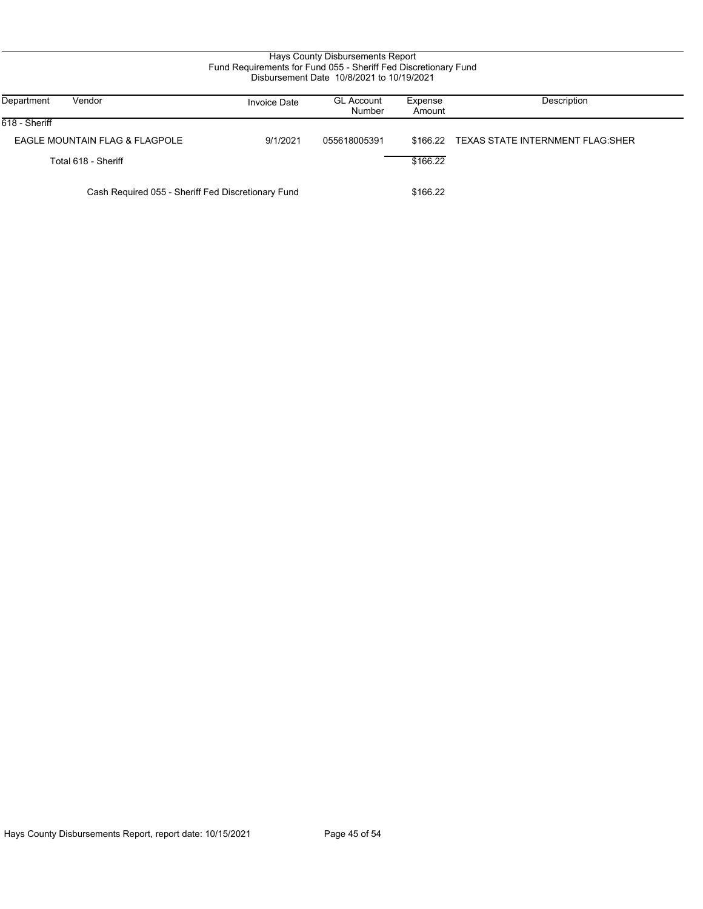Hays County Disbursements Report
Fund Requirements for Fund 055 - Sheriff Fed Discretionary Fund
Disbursement Date 10/8/2021 to 10/19/2021

| Department | Vendor | Invoice Date | GL Account Number | Expense Amount | Description |
|---|---|---|---|---|---|
| 618 - Sheriff | | | | | |
| | EAGLE MOUNTAIN FLAG & FLAGPOLE | 9/1/2021 | 055618005391 | $166.22 | TEXAS STATE INTERNMENT FLAG:SHER |
| | Total 618 - Sheriff | | | $166.22 | |
| | Cash Required 055 - Sheriff Fed Discretionary Fund | | | $166.22 | |

Hays County Disbursements Report, report date: 10/15/2021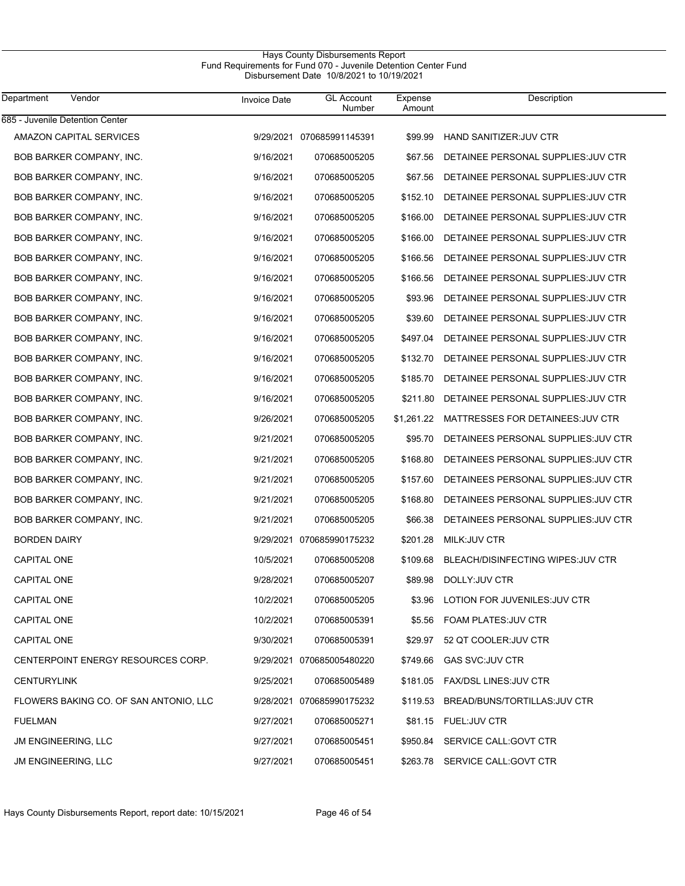# Hays County Disbursements Report
## Fund Requirements for Fund 070 - Juvenile Detention Center Fund
### Disbursement Date 10/8/2021 to 10/19/2021

| Department | Vendor | Invoice Date | GL Account Number | Expense Amount | Description |
|---|---|---|---|---|---|
| 685 - Juvenile Detention Center | | | | | |
| | AMAZON CAPITAL SERVICES | 9/29/2021 | 070685991145391 | $99.99 | HAND SANITIZER:JUV CTR |
| | BOB BARKER COMPANY, INC. | 9/16/2021 | 070685005205 | $67.56 | DETAINEE PERSONAL SUPPLIES:JUV CTR |
| | BOB BARKER COMPANY, INC. | 9/16/2021 | 070685005205 | $67.56 | DETAINEE PERSONAL SUPPLIES:JUV CTR |
| | BOB BARKER COMPANY, INC. | 9/16/2021 | 070685005205 | $152.10 | DETAINEE PERSONAL SUPPLIES:JUV CTR |
| | BOB BARKER COMPANY, INC. | 9/16/2021 | 070685005205 | $166.00 | DETAINEE PERSONAL SUPPLIES:JUV CTR |
| | BOB BARKER COMPANY, INC. | 9/16/2021 | 070685005205 | $166.00 | DETAINEE PERSONAL SUPPLIES:JUV CTR |
| | BOB BARKER COMPANY, INC. | 9/16/2021 | 070685005205 | $166.56 | DETAINEE PERSONAL SUPPLIES:JUV CTR |
| | BOB BARKER COMPANY, INC. | 9/16/2021 | 070685005205 | $166.56 | DETAINEE PERSONAL SUPPLIES:JUV CTR |
| | BOB BARKER COMPANY, INC. | 9/16/2021 | 070685005205 | $93.96 | DETAINEE PERSONAL SUPPLIES:JUV CTR |
| | BOB BARKER COMPANY, INC. | 9/16/2021 | 070685005205 | $39.60 | DETAINEE PERSONAL SUPPLIES:JUV CTR |
| | BOB BARKER COMPANY, INC. | 9/16/2021 | 070685005205 | $497.04 | DETAINEE PERSONAL SUPPLIES:JUV CTR |
| | BOB BARKER COMPANY, INC. | 9/16/2021 | 070685005205 | $132.70 | DETAINEE PERSONAL SUPPLIES:JUV CTR |
| | BOB BARKER COMPANY, INC. | 9/16/2021 | 070685005205 | $185.70 | DETAINEE PERSONAL SUPPLIES:JUV CTR |
| | BOB BARKER COMPANY, INC. | 9/16/2021 | 070685005205 | $211.80 | DETAINEE PERSONAL SUPPLIES:JUV CTR |
| | BOB BARKER COMPANY, INC. | 9/26/2021 | 070685005205 | $1,261.22 | MATTRESSES FOR DETAINEES:JUV CTR |
| | BOB BARKER COMPANY, INC. | 9/21/2021 | 070685005205 | $95.70 | DETAINEES PERSONAL SUPPLIES:JUV CTR |
| | BOB BARKER COMPANY, INC. | 9/21/2021 | 070685005205 | $168.80 | DETAINEES PERSONAL SUPPLIES:JUV CTR |
| | BOB BARKER COMPANY, INC. | 9/21/2021 | 070685005205 | $157.60 | DETAINEES PERSONAL SUPPLIES:JUV CTR |
| | BOB BARKER COMPANY, INC. | 9/21/2021 | 070685005205 | $168.80 | DETAINEES PERSONAL SUPPLIES:JUV CTR |
| | BOB BARKER COMPANY, INC. | 9/21/2021 | 070685005205 | $66.38 | DETAINEES PERSONAL SUPPLIES:JUV CTR |
| | BORDEN DAIRY | 9/29/2021 | 070685990175232 | $201.28 | MILK:JUV CTR |
| | CAPITAL ONE | 10/5/2021 | 070685005208 | $109.68 | BLEACH/DISINFECTING WIPES:JUV CTR |
| | CAPITAL ONE | 9/28/2021 | 070685005207 | $89.98 | DOLLY:JUV CTR |
| | CAPITAL ONE | 10/2/2021 | 070685005205 | $3.96 | LOTION FOR JUVENILES:JUV CTR |
| | CAPITAL ONE | 10/2/2021 | 070685005391 | $5.56 | FOAM PLATES:JUV CTR |
| | CAPITAL ONE | 9/30/2021 | 070685005391 | $29.97 | 52 QT COOLER:JUV CTR |
| | CENTERPOINT ENERGY RESOURCES CORP. | 9/29/2021 | 070685005480220 | $749.66 | GAS SVC:JUV CTR |
| | CENTURYLINK | 9/25/2021 | 070685005489 | $181.05 | FAX/DSL LINES:JUV CTR |
| | FLOWERS BAKING CO. OF SAN ANTONIO, LLC | 9/28/2021 | 070685990175232 | $119.53 | BREAD/BUNS/TORTILLAS:JUV CTR |
| | FUELMAN | 9/27/2021 | 070685005271 | $81.15 | FUEL:JUV CTR |
| | JM ENGINEERING, LLC | 9/27/2021 | 070685005451 | $950.84 | SERVICE CALL:GOVT CTR |
| | JM ENGINEERING, LLC | 9/27/2021 | 070685005451 | $263.78 | SERVICE CALL:GOVT CTR |

Hays County Disbursements Report, report date: 10/15/2021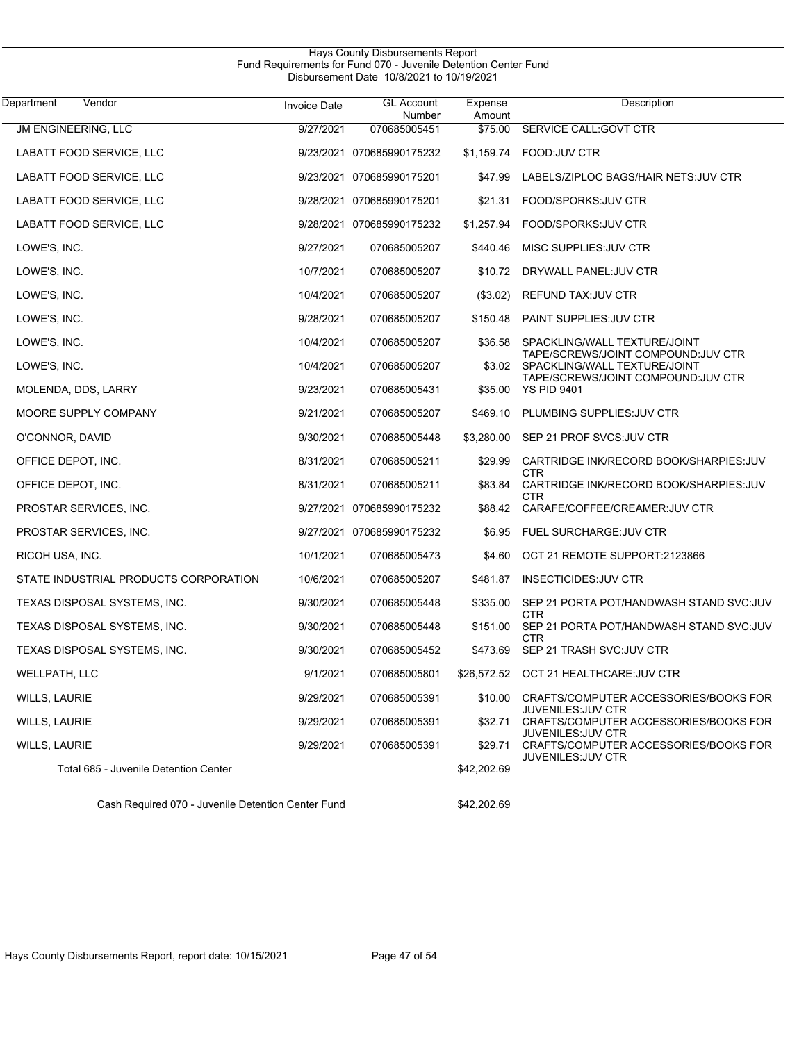Hays County Disbursements Report
Fund Requirements for Fund 070 - Juvenile Detention Center Fund
Disbursement Date 10/8/2021 to 10/19/2021

| Department | Vendor | Invoice Date | GL Account Number | Expense Amount | Description |
|---|---|---|---|---|---|
| | JM ENGINEERING, LLC | 9/27/2021 | 070685005451 | $75.00 | SERVICE CALL:GOVT CTR |
| | LABATT FOOD SERVICE, LLC | 9/23/2021 | 070685990175232 | $1,159.74 | FOOD:JUV CTR |
| | LABATT FOOD SERVICE, LLC | 9/23/2021 | 070685990175201 | $47.99 | LABELS/ZIPLOC BAGS/HAIR NETS:JUV CTR |
| | LABATT FOOD SERVICE, LLC | 9/28/2021 | 070685990175201 | $21.31 | FOOD/SPORKS:JUV CTR |
| | LABATT FOOD SERVICE, LLC | 9/28/2021 | 070685990175232 | $1,257.94 | FOOD/SPORKS:JUV CTR |
| | LOWE'S, INC. | 9/27/2021 | 070685005207 | $440.46 | MISC SUPPLIES:JUV CTR |
| | LOWE'S, INC. | 10/7/2021 | 070685005207 | $10.72 | DRYWALL PANEL:JUV CTR |
| | LOWE'S, INC. | 10/4/2021 | 070685005207 | ($3.02) | REFUND TAX:JUV CTR |
| | LOWE'S, INC. | 9/28/2021 | 070685005207 | $150.48 | PAINT SUPPLIES:JUV CTR |
| | LOWE'S, INC. | 10/4/2021 | 070685005207 | $36.58 | SPACKLING/WALL TEXTURE/JOINT TAPE/SCREWS/JOINT COMPOUND:JUV CTR |
| | LOWE'S, INC. | 10/4/2021 | 070685005207 | $3.02 | SPACKLING/WALL TEXTURE/JOINT TAPE/SCREWS/JOINT COMPOUND:JUV CTR |
| | MOLENDA, DDS, LARRY | 9/23/2021 | 070685005431 | $35.00 | YS PID 9401 |
| | MOORE SUPPLY COMPANY | 9/21/2021 | 070685005207 | $469.10 | PLUMBING SUPPLIES:JUV CTR |
| | O'CONNOR, DAVID | 9/30/2021 | 070685005448 | $3,280.00 | SEP 21 PROF SVCS:JUV CTR |
| | OFFICE DEPOT, INC. | 8/31/2021 | 070685005211 | $29.99 | CARTRIDGE INK/RECORD BOOK/SHARPIES:JUV CTR |
| | OFFICE DEPOT, INC. | 8/31/2021 | 070685005211 | $83.84 | CARTRIDGE INK/RECORD BOOK/SHARPIES:JUV CTR |
| | PROSTAR SERVICES, INC. | 9/27/2021 | 070685990175232 | $88.42 | CARAFE/COFFEE/CREAMER:JUV CTR |
| | PROSTAR SERVICES, INC. | 9/27/2021 | 070685990175232 | $6.95 | FUEL SURCHARGE:JUV CTR |
| | RICOH USA, INC. | 10/1/2021 | 070685005473 | $4.60 | OCT 21 REMOTE SUPPORT:2123866 |
| | STATE INDUSTRIAL PRODUCTS CORPORATION | 10/6/2021 | 070685005207 | $481.87 | INSECTICIDES:JUV CTR |
| | TEXAS DISPOSAL SYSTEMS, INC. | 9/30/2021 | 070685005448 | $335.00 | SEP 21 PORTA POT/HANDWASH STAND SVC:JUV CTR |
| | TEXAS DISPOSAL SYSTEMS, INC. | 9/30/2021 | 070685005448 | $151.00 | SEP 21 PORTA POT/HANDWASH STAND SVC:JUV CTR |
| | TEXAS DISPOSAL SYSTEMS, INC. | 9/30/2021 | 070685005452 | $473.69 | SEP 21 TRASH SVC:JUV CTR |
| | WELLPATH, LLC | 9/1/2021 | 070685005801 | $26,572.52 | OCT 21 HEALTHCARE:JUV CTR |
| | WILLS, LAURIE | 9/29/2021 | 070685005391 | $10.00 | CRAFTS/COMPUTER ACCESSORIES/BOOKS FOR JUVENILES:JUV CTR |
| | WILLS, LAURIE | 9/29/2021 | 070685005391 | $32.71 | CRAFTS/COMPUTER ACCESSORIES/BOOKS FOR JUVENILES:JUV CTR |
| | WILLS, LAURIE | 9/29/2021 | 070685005391 | $29.71 | CRAFTS/COMPUTER ACCESSORIES/BOOKS FOR JUVENILES:JUV CTR |
| | Total 685 - Juvenile Detention Center | | | $42,202.69 | |

Cash Required 070 - Juvenile Detention Center Fund $42,202.69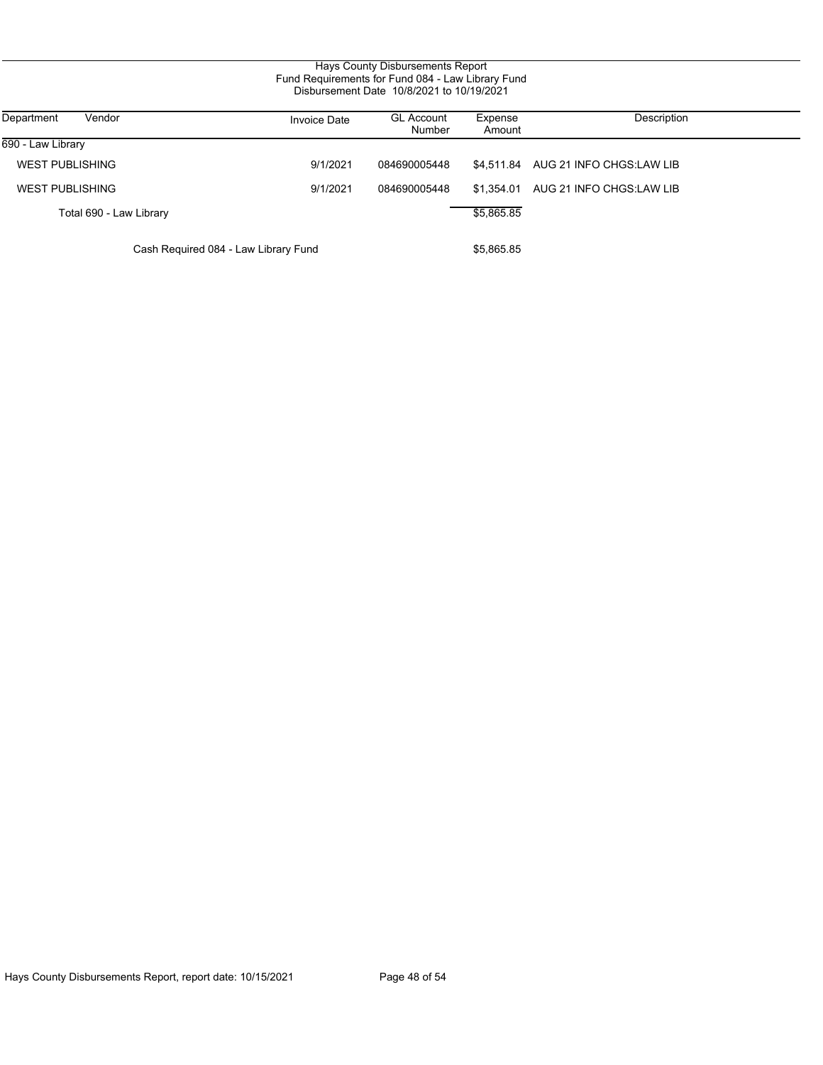Hays County Disbursements Report
Fund Requirements for Fund 084 - Law Library Fund
Disbursement Date 10/8/2021 to 10/19/2021

| Department | Vendor | Invoice Date | GL Account Number | Expense Amount | Description |
|---|---|---|---|---|---|
| 690 - Law Library | | | | | |
| | WEST PUBLISHING | 9/1/2021 | 084690005448 | $4,511.84 | AUG 21 INFO CHGS:LAW LIB |
| | WEST PUBLISHING | 9/1/2021 | 084690005448 | $1,354.01 | AUG 21 INFO CHGS:LAW LIB |
| | Total 690 - Law Library | | | $5,865.85 | |
| | Cash Required 084 - Law Library Fund | | | $5,865.85 | |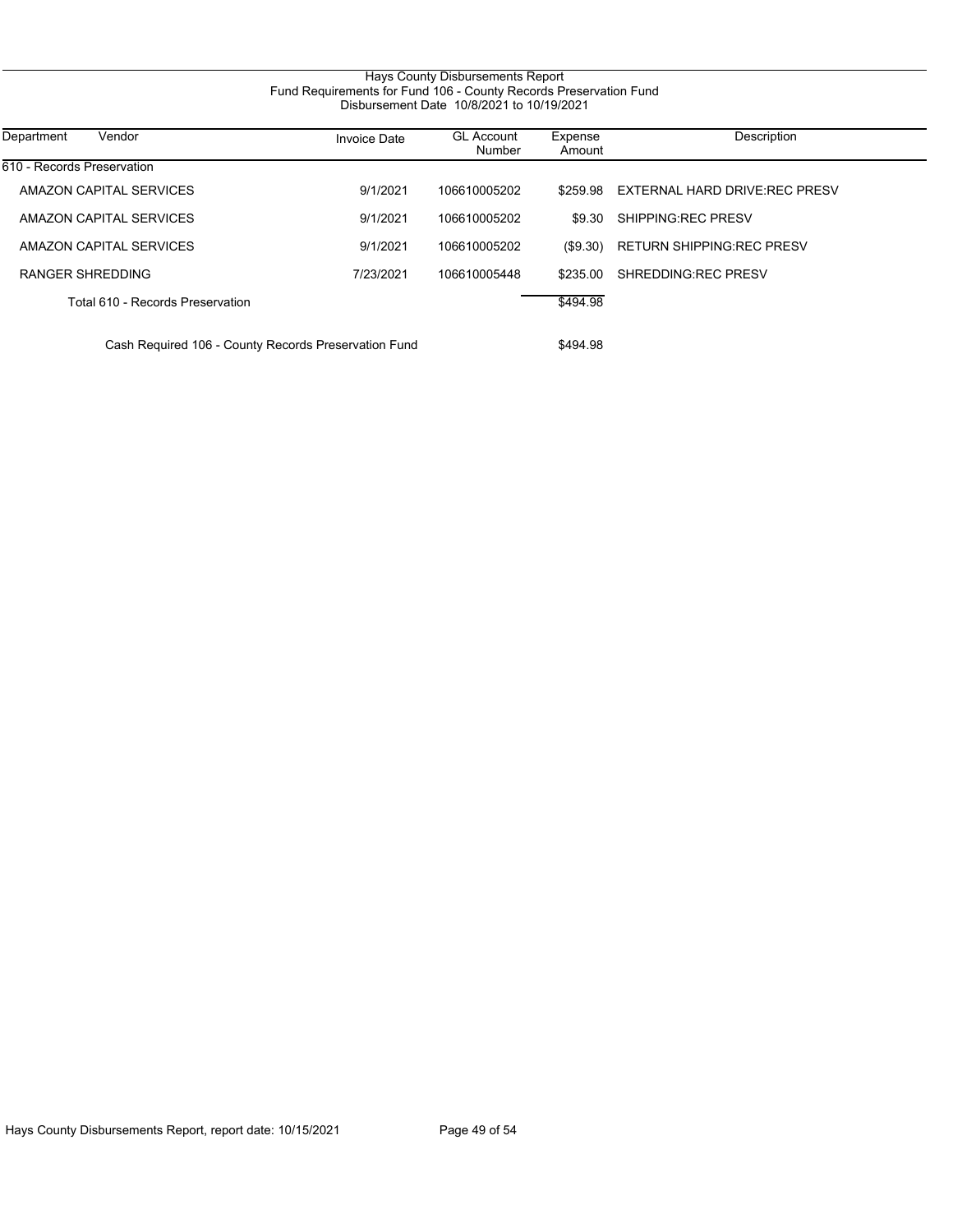Hays County Disbursements Report
Fund Requirements for Fund 106 - County Records Preservation Fund
Disbursement Date 10/8/2021 to 10/19/2021

| Department | Vendor | Invoice Date | GL Account Number | Expense Amount | Description |
|---|---|---|---|---|---|
| 610 - Records Preservation | | | | | |
| | AMAZON CAPITAL SERVICES | 9/1/2021 | 106610005202 | $259.98 | EXTERNAL HARD DRIVE:REC PRESV |
| | AMAZON CAPITAL SERVICES | 9/1/2021 | 106610005202 | $9.30 | SHIPPING:REC PRESV |
| | AMAZON CAPITAL SERVICES | 9/1/2021 | 106610005202 | ($9.30) | RETURN SHIPPING:REC PRESV |
| | RANGER SHREDDING | 7/23/2021 | 106610005448 | $235.00 | SHREDDING:REC PRESV |
| | Total 610 - Records Preservation | | | $494.98 | |
| | Cash Required 106 - County Records Preservation Fund | | | $494.98 | |

Hays County Disbursements Report, report date: 10/15/2021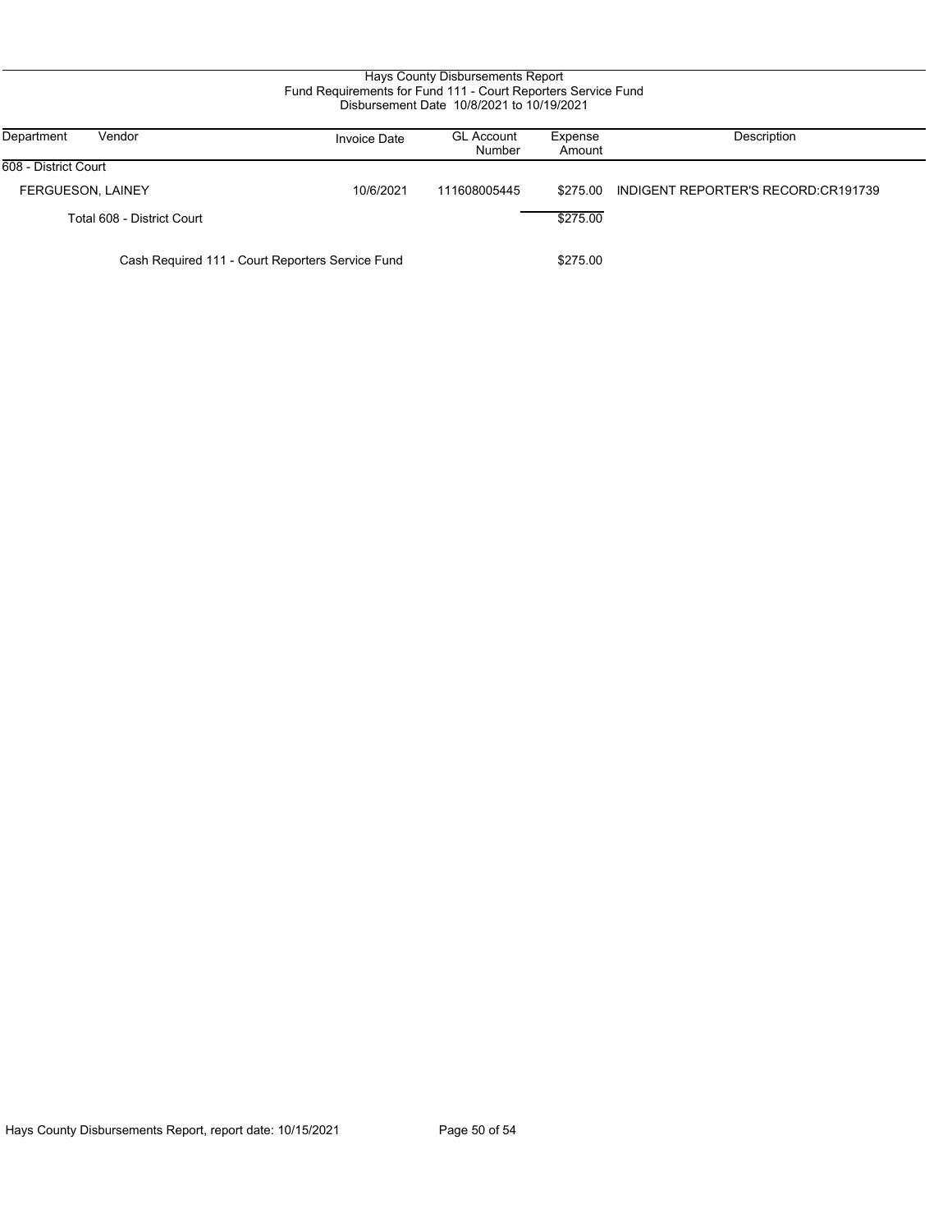# Hays County Disbursements Report
## Fund Requirements for Fund 111 - Court Reporters Service Fund
### Disbursement Date 10/8/2021 to 10/19/2021

| Department | Vendor | Invoice Date | GL Account Number | Expense Amount | Description |
|---|---|---|---|---|---|
| 608 - District Court | | | | | |
| | FERGUESON, LAINEY | 10/6/2021 | 111608005445 | $275.00 | INDIGENT REPORTER'S RECORD:CR191739 |
| | Total 608 - District Court | | | $275.00 | |
| | Cash Required 111 - Court Reporters Service Fund | | | $275.00 | |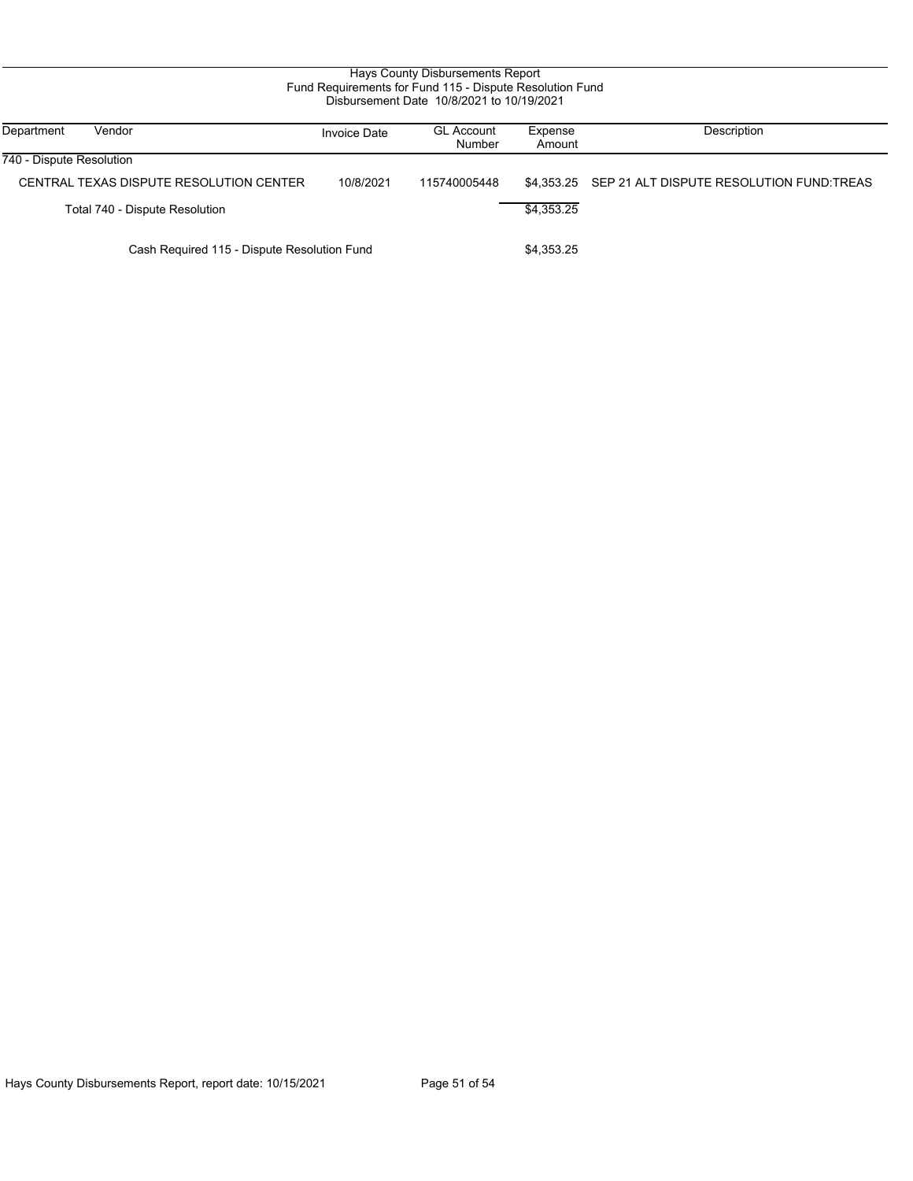# Hays County Disbursements Report
## Fund Requirements for Fund 115 - Dispute Resolution Fund
### Disbursement Date 10/8/2021 to 10/19/2021

| Department | Vendor | Invoice Date | GL Account Number | Expense Amount | Description |
|---|---|---|---|---|---|
| 740 - Dispute Resolution | | | | | |
| | CENTRAL TEXAS DISPUTE RESOLUTION CENTER | 10/8/2021 | 115740005448 | $4,353.25 | SEP 21 ALT DISPUTE RESOLUTION FUND:TREAS |
| | Total 740 - Dispute Resolution | | | $4,353.25 | |
| | Cash Required 115 - Dispute Resolution Fund | | | $4,353.25 | |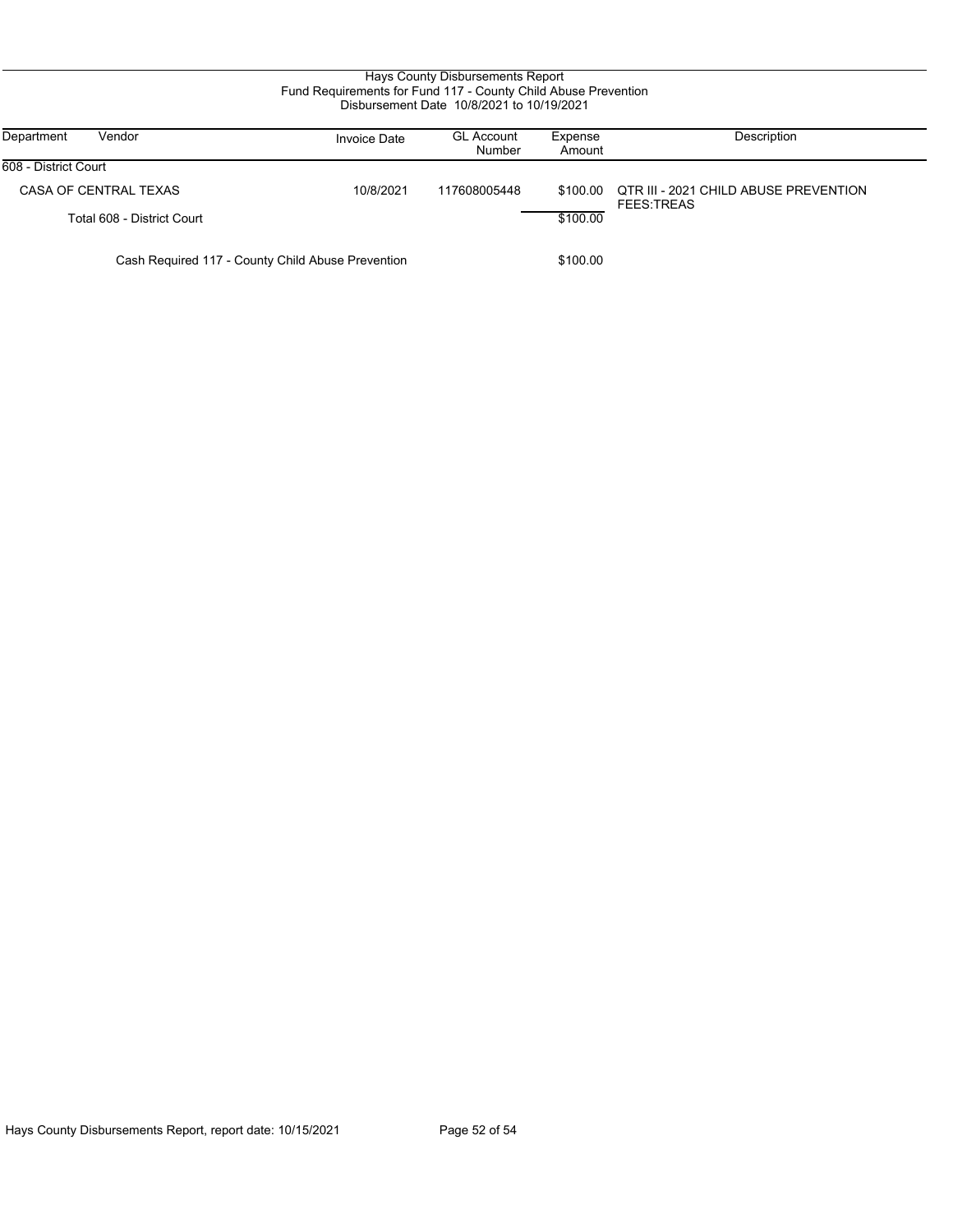# Hays County Disbursements Report

## Fund Requirements for Fund 117 - County Child Abuse Prevention

### Disbursement Date 10/8/2021 to 10/19/2021

| Department | Vendor | Invoice Date | GL Account Number | Expense Amount | Description |
|---|---|---|---|---|---|
| 608 - District Court | | | | | |
| | CASA OF CENTRAL TEXAS | 10/8/2021 | 117608005448 | $100.00 | QTR III - 2021 CHILD ABUSE PREVENTION FEES:TREAS |
| | Total 608 - District Court | | | $100.00 | |
| | Cash Required 117 - County Child Abuse Prevention | | | $100.00 | |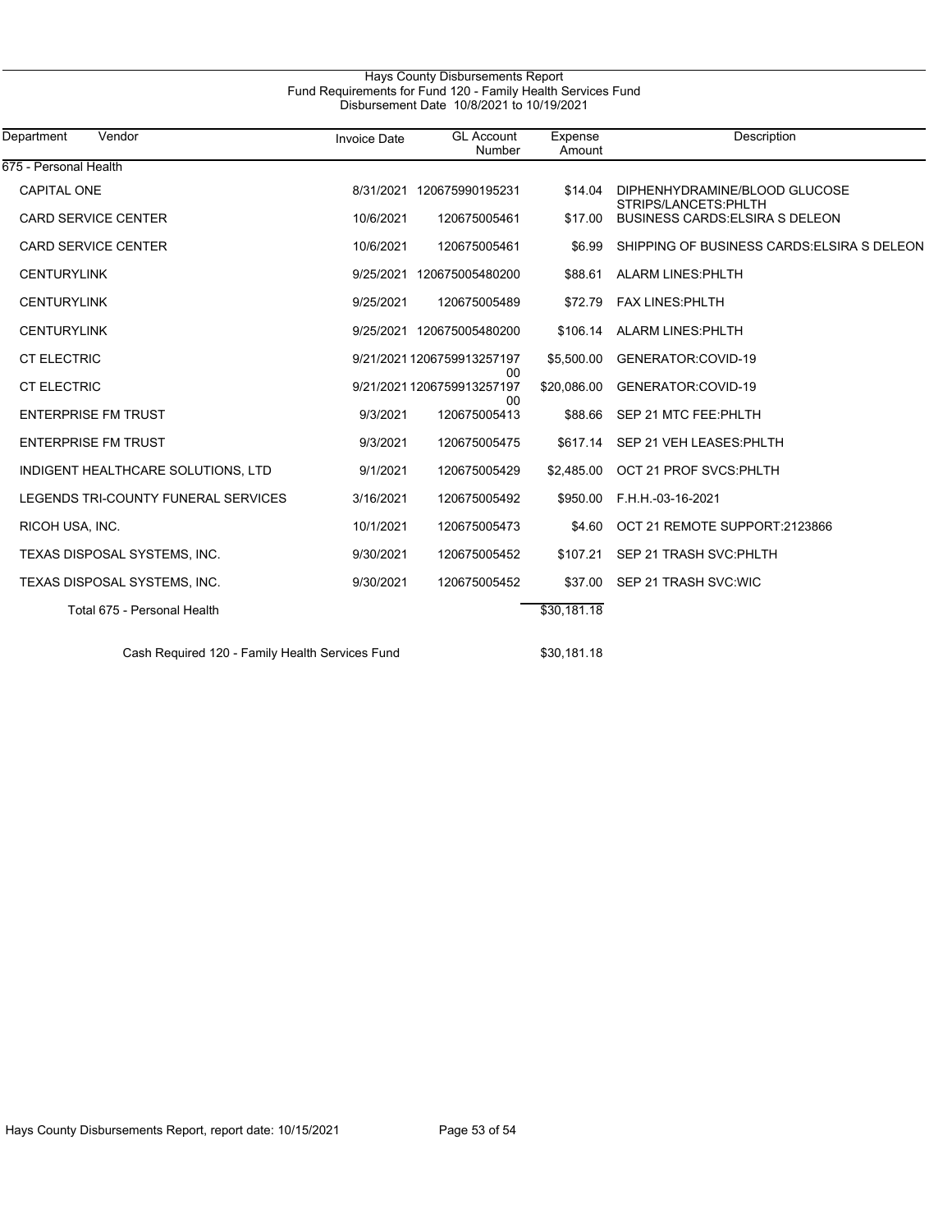# Hays County Disbursements Report
## Fund Requirements for Fund 120 - Family Health Services Fund
### Disbursement Date 10/8/2021 to 10/19/2021

| Department | Vendor | Invoice Date | GL Account Number | Expense Amount | Description |
|---|---|---|---|---|---|
| 675 - Personal Health | | | | | |
| | CAPITAL ONE | 8/31/2021 | 120675990195231 | $14.04 | DIPHENHYDRAMINE/BLOOD GLUCOSE STRIPS/LANCETS:PHLTH |
| | CARD SERVICE CENTER | 10/6/2021 | 120675005461 | $17.00 | BUSINESS CARDS:ELSIRA S DELEON |
| | CARD SERVICE CENTER | 10/6/2021 | 120675005461 | $6.99 | SHIPPING OF BUSINESS CARDS:ELSIRA S DELEON |
| | CENTURYLINK | 9/25/2021 | 120675005480200 | $88.61 | ALARM LINES:PHLTH |
| | CENTURYLINK | 9/25/2021 | 120675005489 | $72.79 | FAX LINES:PHLTH |
| | CENTURYLINK | 9/25/2021 | 120675005480200 | $106.14 | ALARM LINES:PHLTH |
| | CT ELECTRIC | 9/21/2021 | 120675991325719700 | $5,500.00 | GENERATOR:COVID-19 |
| | CT ELECTRIC | 9/21/2021 | 120675991325719700 | $20,086.00 | GENERATOR:COVID-19 |
| | ENTERPRISE FM TRUST | 9/3/2021 | 120675005413 | $88.66 | SEP 21 MTC FEE:PHLTH |
| | ENTERPRISE FM TRUST | 9/3/2021 | 120675005475 | $617.14 | SEP 21 VEH LEASES:PHLTH |
| | INDIGENT HEALTHCARE SOLUTIONS, LTD | 9/1/2021 | 120675005429 | $2,485.00 | OCT 21 PROF SVCS:PHLTH |
| | LEGENDS TRI-COUNTY FUNERAL SERVICES | 3/16/2021 | 120675005492 | $950.00 | F.H.H.-03-16-2021 |
| | RICOH USA, INC. | 10/1/2021 | 120675005473 | $4.60 | OCT 21 REMOTE SUPPORT:2123866 |
| | TEXAS DISPOSAL SYSTEMS, INC. | 9/30/2021 | 120675005452 | $107.21 | SEP 21 TRASH SVC:PHLTH |
| | TEXAS DISPOSAL SYSTEMS, INC. | 9/30/2021 | 120675005452 | $37.00 | SEP 21 TRASH SVC:WIC |
| | Total 675 - Personal Health | | | $30,181.18 | |
| | Cash Required 120 - Family Health Services Fund | | | $30,181.18 | |

Hays County Disbursements Report, report date: 10/15/2021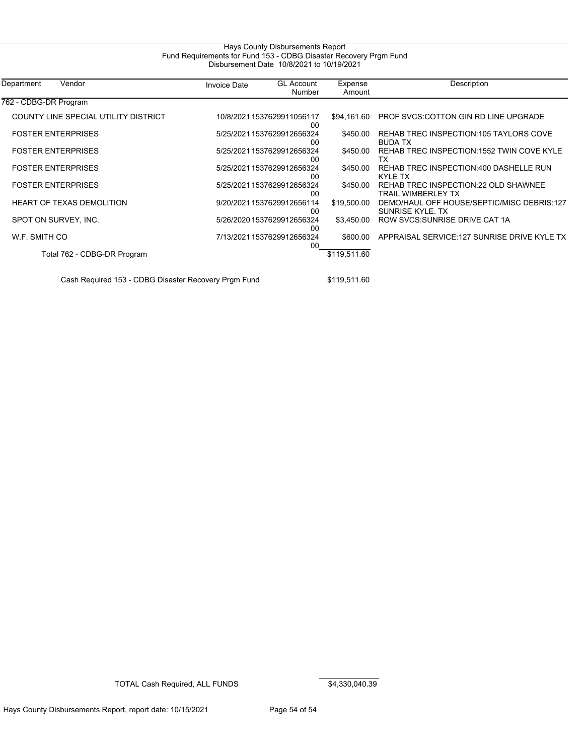Hays County Disbursements Report
Fund Requirements for Fund 153 - CDBG Disaster Recovery Prgm Fund
Disbursement Date 10/8/2021 to 10/19/2021

| Department | Vendor | Invoice Date | GL Account Number | Expense Amount | Description |
|---|---|---|---|---|---|
| 762 - CDBG-DR Program | | | | | |
| | COUNTY LINE SPECIAL UTILITY DISTRICT | 10/8/2021 | 153762991105611700 | $94,161.60 | PROF SVCS:COTTON GIN RD LINE UPGRADE |
| | FOSTER ENTERPRISES | 5/25/2021 | 153762991265632400 | $450.00 | REHAB TREC INSPECTION:105 TAYLORS COVE BUDA TX |
| | FOSTER ENTERPRISES | 5/25/2021 | 153762991265632400 | $450.00 | REHAB TREC INSPECTION:1552 TWIN COVE KYLE TX |
| | FOSTER ENTERPRISES | 5/25/2021 | 153762991265632400 | $450.00 | REHAB TREC INSPECTION:400 DASHELLE RUN KYLE TX |
| | FOSTER ENTERPRISES | 5/25/2021 | 153762991265632400 | $450.00 | REHAB TREC INSPECTION:22 OLD SHAWNEE TRAIL WIMBERLEY TX |
| | HEART OF TEXAS DEMOLITION | 9/20/2021 | 153762991265611400 | $19,500.00 | DEMO/HAUL OFF HOUSE/SEPTIC/MISC DEBRIS:127 SUNRISE KYLE. TX |
| | SPOT ON SURVEY, INC. | 5/26/2020 | 153762991265632400 | $3,450.00 | ROW SVCS:SUNRISE DRIVE CAT 1A |
| | W.F. SMITH CO | 7/13/2021 | 153762991265632400 | $600.00 | APPRAISAL SERVICE:127 SUNRISE DRIVE KYLE TX |
| | Total 762 - CDBG-DR Program | | | $119,511.60 | |

Cash Required 153 - CDBG Disaster Recovery Prgm Fund $119,511.60

TOTAL Cash Required, ALL FUNDS $4,330,040.39